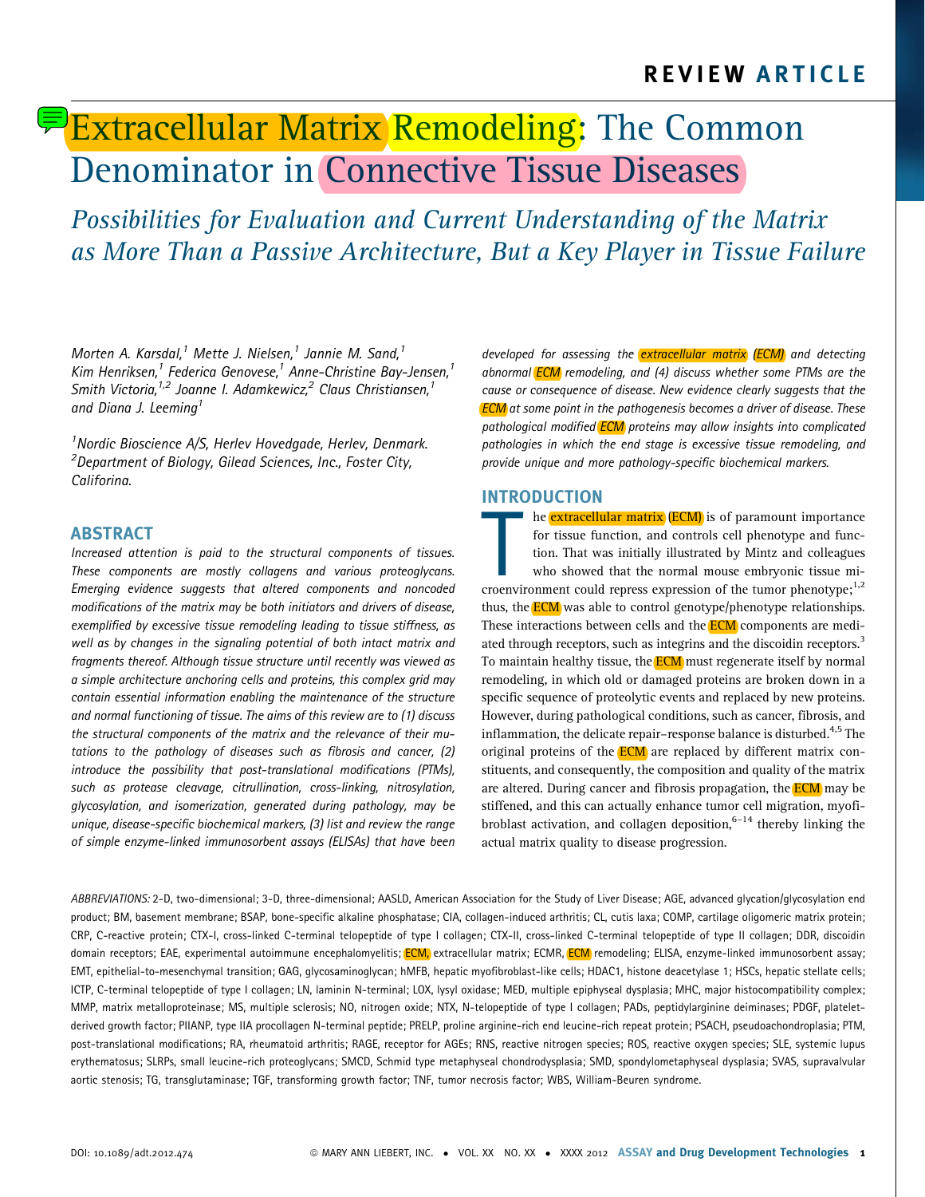# Extracellular Matrix Remodeling: The Common Denominator in Connective Tissue Diseases

## *Possibilities for Evaluation and Current Understanding of the Matrix as More Than a Passive Architecture, But a Key Player in Tissue Failure*

*Morten A. Karsdal,[1] Mette J. Nielsen,[1] Jannie M. Sand,[1] Kim Henriksen,[1] Federica Genovese,[1] Anne-Christine Bay-Jensen,[1] Smith Victoria,[1,2] Joanne I. Adamkewicz,[2] Claus Christiansen,[1] and Diana J. Leeming[1]*

*[1]Nordic Bioscience A/S, Herlev Hovedgade, Herlev, Denmark.*
*[2]Department of Biology, Gilead Sciences, Inc., Foster City, Califorina.*

## ABSTRACT

*Increased attention is paid to the structural components of tissues. These components are mostly collagens and various proteoglycans. Emerging evidence suggests that altered components and noncoded modifications of the matrix may be both initiators and drivers of disease, exemplified by excessive tissue remodeling leading to tissue stiffness, as well as by changes in the signaling potential of both intact matrix and fragments thereof. Although tissue structure until recently was viewed as a simple architecture anchoring cells and proteins, this complex grid may contain essential information enabling the maintenance of the structure and normal functioning of tissue. The aims of this review are to (1) discuss the structural components of the matrix and the relevance of their mutations to the pathology of diseases such as fibrosis and cancer, (2) introduce the possibility that post-translational modifications (PTMs), such as protease cleavage, citrullination, cross-linking, nitrosylation, glycosylation, and isomerization, generated during pathology, may be unique, disease-specific biochemical markers, (3) list and review the range of simple enzyme-linked immunosorbent assays (ELISAs) that have been developed for assessing the extracellular matrix (ECM) and detecting abnormal ECM remodeling, and (4) discuss whether some PTMs are the cause or consequence of disease. New evidence clearly suggests that the ECM at some point in the pathogenesis becomes a driver of disease. These pathological modified ECM proteins may allow insights into complicated pathologies in which the end stage is excessive tissue remodeling, and provide unique and more pathology-specific biochemical markers.*

## INTRODUCTION

The extracellular matrix (ECM) is of paramount importance for tissue function, and controls cell phenotype and function. That was initially illustrated by Mintz and colleagues who showed that the normal mouse embryonic tissue microenvironment could repress expression of the tumor phenotype;[1,2] thus, the ECM was able to control genotype/phenotype relationships. These interactions between cells and the ECM components are mediated through receptors, such as integrins and the discoidin receptors.[3] To maintain healthy tissue, the ECM must regenerate itself by normal remodeling, in which old or damaged proteins are broken down in a specific sequence of proteolytic events and replaced by new proteins. However, during pathological conditions, such as cancer, fibrosis, and inflammation, the delicate repair–response balance is disturbed.[4,5] The original proteins of the ECM are replaced by different matrix constituents, and consequently, the composition and quality of the matrix are altered. During cancer and fibrosis propagation, the ECM may be stiffened, and this can actually enhance tumor cell migration, myofibroblast activation, and collagen deposition,[6–14] thereby linking the actual matrix quality to disease progression.

*ABBREVIATIONS:* 2-D, two-dimensional; 3-D, three-dimensional; AASLD, American Association for the Study of Liver Disease; AGE, advanced glycation/glycosylation end product; BM, basement membrane; BSAP, bone-specific alkaline phosphatase; CIA, collagen-induced arthritis; CL, cutis laxa; COMP, cartilage oligomeric matrix protein; CRP, C-reactive protein; CTX-I, cross-linked C-terminal telopeptide of type I collagen; CTX-II, cross-linked C-terminal telopeptide of type II collagen; DDR, discoidin domain receptors; EAE, experimental autoimmune encephalomyelitis; ECM, extracellular matrix; ECMR, ECM remodeling; ELISA, enzyme-linked immunosorbent assay; EMT, epithelial-to-mesenchymal transition; GAG, glycosaminoglycan; hMFB, hepatic myofibroblast-like cells; HDAC1, histone deacetylase 1; HSCs, hepatic stellate cells; ICTP, C-terminal telopeptide of type I collagen; LN, laminin N-terminal; LOX, lysyl oxidase; MED, multiple epiphyseal dysplasia; MHC, major histocompatibility complex; MMP, matrix metalloproteinase; MS, multiple sclerosis; NO, nitrogen oxide; NTX, N-telopeptide of type I collagen; PADs, peptidylarginine deiminases; PDGF, platelet-derived growth factor; PIIANP, type IIA procollagen N-terminal peptide; PRELP, proline arginine-rich end leucine-rich repeat protein; PSACH, pseudoachondroplasia; PTM, post-translational modifications; RA, rheumatoid arthritis; RAGE, receptor for AGEs; RNS, reactive nitrogen species; ROS, reactive oxygen species; SLE, systemic lupus erythematosus; SLRPs, small leucine-rich proteoglycans; SMCD, Schmid type metaphyseal chondrodysplasia; SMD, spondylometaphyseal dysplasia; SVAS, supravalvular aortic stenosis; TG, transglutaminase; TGF, transforming growth factor; TNF, tumor necrosis factor; WBS, William-Beuren syndrome.

DOI: 10.1089/adt.2012.474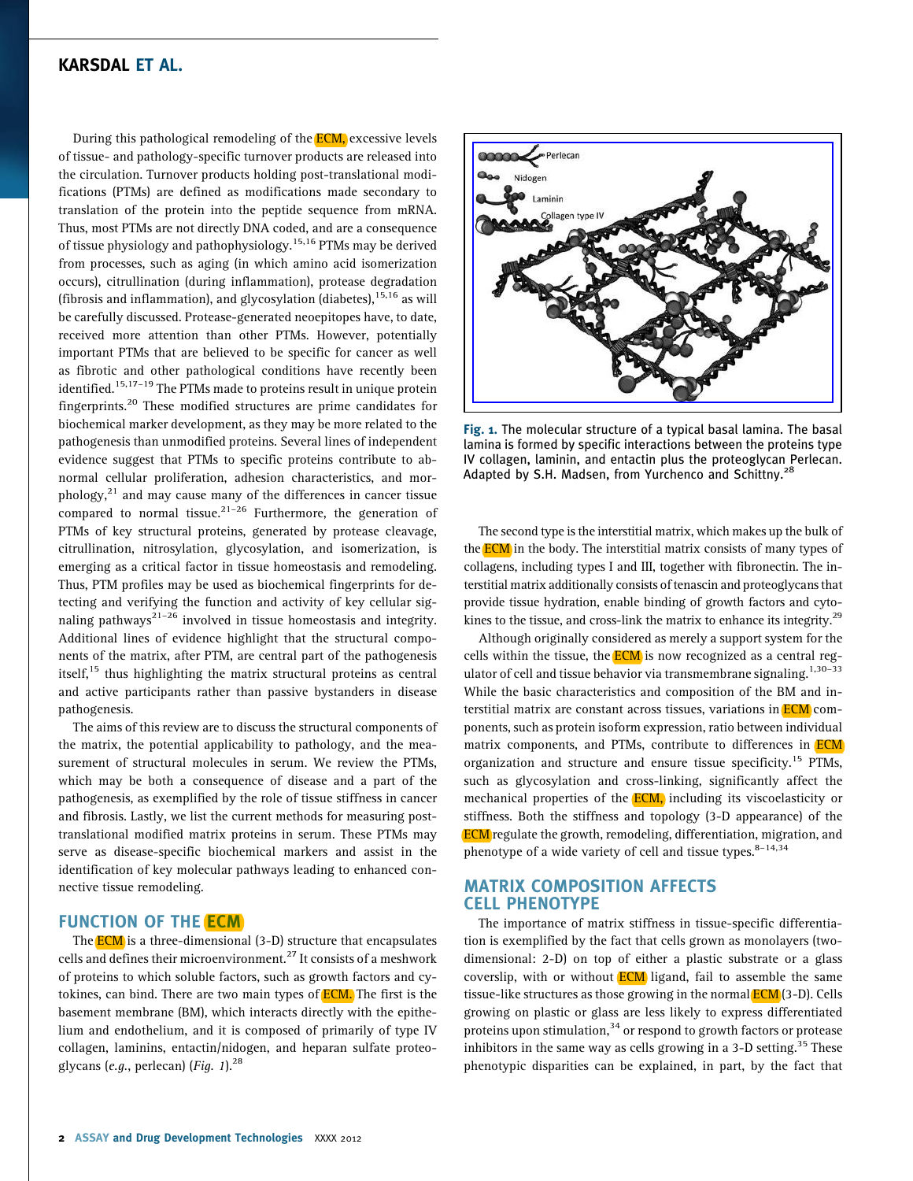During this pathological remodeling of the ECM, excessive levels of tissue- and pathology-specific turnover products are released into the circulation. Turnover products holding post-translational modifications (PTMs) are defined as modifications made secondary to translation of the protein into the peptide sequence from mRNA. Thus, most PTMs are not directly DNA coded, and are a consequence of tissue physiology and pathophysiology.[15,16] PTMs may be derived from processes, such as aging (in which amino acid isomerization occurs), citrullination (during inflammation), protease degradation (fibrosis and inflammation), and glycosylation (diabetes),[15,16] as will be carefully discussed. Protease-generated neoepitopes have, to date, received more attention than other PTMs. However, potentially important PTMs that are believed to be specific for cancer as well as fibrotic and other pathological conditions have recently been identified.[15,17–19] The PTMs made to proteins result in unique protein fingerprints.[20] These modified structures are prime candidates for biochemical marker development, as they may be more related to the pathogenesis than unmodified proteins. Several lines of independent evidence suggest that PTMs to specific proteins contribute to abnormal cellular proliferation, adhesion characteristics, and morphology,[21] and may cause many of the differences in cancer tissue compared to normal tissue.[21–26] Furthermore, the generation of PTMs of key structural proteins, generated by protease cleavage, citrullination, nitrosylation, glycosylation, and isomerization, is emerging as a critical factor in tissue homeostasis and remodeling. Thus, PTM profiles may be used as biochemical fingerprints for detecting and verifying the function and activity of key cellular signaling pathways[21–26] involved in tissue homeostasis and integrity. Additional lines of evidence highlight that the structural components of the matrix, after PTM, are central part of the pathogenesis itself,[15] thus highlighting the matrix structural proteins as central and active participants rather than passive bystanders in disease pathogenesis.

The aims of this review are to discuss the structural components of the matrix, the potential applicability to pathology, and the measurement of structural molecules in serum. We review the PTMs, which may be both a consequence of disease and a part of the pathogenesis, as exemplified by the role of tissue stiffness in cancer and fibrosis. Lastly, we list the current methods for measuring post-translational modified matrix proteins in serum. These PTMs may serve as disease-specific biochemical markers and assist in the identification of key molecular pathways leading to enhanced connective tissue remodeling.

## FUNCTION OF THE ECM

The ECM is a three-dimensional (3-D) structure that encapsulates cells and defines their microenvironment.[27] It consists of a meshwork of proteins to which soluble factors, such as growth factors and cytokines, can bind. There are two main types of ECM. The first is the basement membrane (BM), which interacts directly with the epithelium and endothelium, and it is composed of primarily of type IV collagen, laminins, entactin/nidogen, and heparan sulfate proteoglycans (*e.g.*, perlecan) (*Fig. 1*).[28]

**Fig. 1.** The molecular structure of a typical basal lamina. The basal lamina is formed by specific interactions between the proteins type IV collagen, laminin, and entactin plus the proteoglycan Perlecan. Adapted by S.H. Madsen, from Yurchenco and Schittny.[28]

The second type is the interstitial matrix, which makes up the bulk of the ECM in the body. The interstitial matrix consists of many types of collagens, including types I and III, together with fibronectin. The interstitial matrix additionally consists of tenascin and proteoglycans that provide tissue hydration, enable binding of growth factors and cytokines to the tissue, and cross-link the matrix to enhance its integrity.[29]

Although originally considered as merely a support system for the cells within the tissue, the ECM is now recognized as a central regulator of cell and tissue behavior via transmembrane signaling.[1,30–33] While the basic characteristics and composition of the BM and interstitial matrix are constant across tissues, variations in ECM components, such as protein isoform expression, ratio between individual matrix components, and PTMs, contribute to differences in ECM organization and structure and ensure tissue specificity.[15] PTMs, such as glycosylation and cross-linking, significantly affect the mechanical properties of the ECM, including its viscoelasticity or stiffness. Both the stiffness and topology (3-D appearance) of the ECM regulate the growth, remodeling, differentiation, migration, and phenotype of a wide variety of cell and tissue types.[8–14,34]

## MATRIX COMPOSITION AFFECTS CELL PHENOTYPE

The importance of matrix stiffness in tissue-specific differentiation is exemplified by the fact that cells grown as monolayers (two-dimensional: 2-D) on top of either a plastic substrate or a glass coverslip, with or without ECM ligand, fail to assemble the same tissue-like structures as those growing in the normal ECM (3-D). Cells growing on plastic or glass are less likely to express differentiated proteins upon stimulation,[34] or respond to growth factors or protease inhibitors in the same way as cells growing in a 3-D setting.[35] These phenotypic disparities can be explained, in part, by the fact that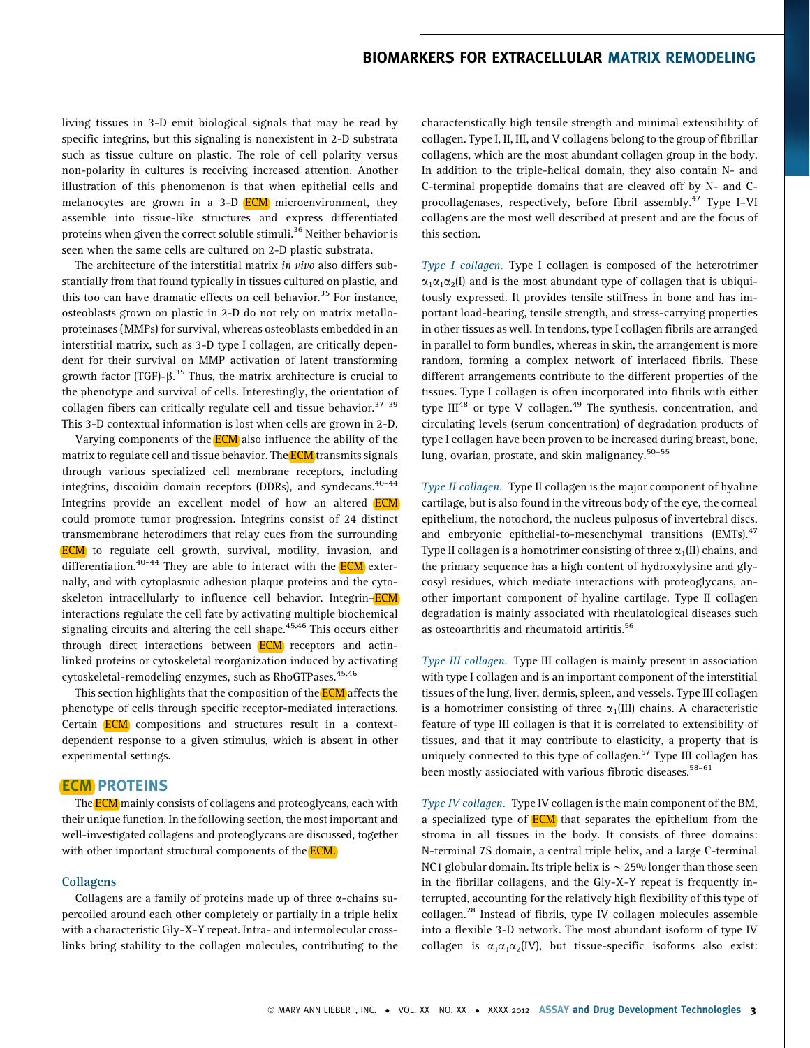living tissues in 3-D emit biological signals that may be read by specific integrins, but this signaling is nonexistent in 2-D substrata such as tissue culture on plastic. The role of cell polarity versus non-polarity in cultures is receiving increased attention. Another illustration of this phenomenon is that when epithelial cells and melanocytes are grown in a 3-D ECM microenvironment, they assemble into tissue-like structures and express differentiated proteins when given the correct soluble stimuli.[36] Neither behavior is seen when the same cells are cultured on 2-D plastic substrata.

The architecture of the interstitial matrix *in vivo* also differs substantially from that found typically in tissues cultured on plastic, and this too can have dramatic effects on cell behavior.[35] For instance, osteoblasts grown on plastic in 2-D do not rely on matrix metalloproteinases (MMPs) for survival, whereas osteoblasts embedded in an interstitial matrix, such as 3-D type I collagen, are critically dependent for their survival on MMP activation of latent transforming growth factor (TGF)-β.[35] Thus, the matrix architecture is crucial to the phenotype and survival of cells. Interestingly, the orientation of collagen fibers can critically regulate cell and tissue behavior.[37–39] This 3-D contextual information is lost when cells are grown in 2-D.

Varying components of the ECM also influence the ability of the matrix to regulate cell and tissue behavior. The ECM transmits signals through various specialized cell membrane receptors, including integrins, discoidin domain receptors (DDRs), and syndecans.[40–44] Integrins provide an excellent model of how an altered ECM could promote tumor progression. Integrins consist of 24 distinct transmembrane heterodimers that relay cues from the surrounding ECM to regulate cell growth, survival, motility, invasion, and differentiation.[40–44] They are able to interact with the ECM externally, and with cytoplasmic adhesion plaque proteins and the cytoskeleton intracellularly to influence cell behavior. Integrin–ECM interactions regulate the cell fate by activating multiple biochemical signaling circuits and altering the cell shape.[45,46] This occurs either through direct interactions between ECM receptors and actin-linked proteins or cytoskeletal reorganization induced by activating cytoskeletal-remodeling enzymes, such as RhoGTPases.[45,46]

This section highlights that the composition of the ECM affects the phenotype of cells through specific receptor-mediated interactions. Certain ECM compositions and structures result in a context-dependent response to a given stimulus, which is absent in other experimental settings.

## ECM PROTEINS

The ECM mainly consists of collagens and proteoglycans, each with their unique function. In the following section, the most important and well-investigated collagens and proteoglycans are discussed, together with other important structural components of the ECM.

### Collagens

Collagens are a family of proteins made up of three α-chains supercoiled around each other completely or partially in a triple helix with a characteristic Gly-X-Y repeat. Intra- and intermolecular cross-links bring stability to the collagen molecules, contributing to the characteristically high tensile strength and minimal extensibility of collagen. Type I, II, III, and V collagens belong to the group of fibrillar collagens, which are the most abundant collagen group in the body. In addition to the triple-helical domain, they also contain N- and C-terminal propeptide domains that are cleaved off by N- and C-procollagenases, respectively, before fibril assembly.[47] Type I–VI collagens are the most well described at present and are the focus of this section.

*Type I collagen.* Type I collagen is composed of the heterotrimer $\alpha_1\alpha_1\alpha_2$(I) and is the most abundant type of collagen that is ubiquitously expressed. It provides tensile stiffness in bone and has important load-bearing, tensile strength, and stress-carrying properties in other tissues as well. In tendons, type I collagen fibrils are arranged in parallel to form bundles, whereas in skin, the arrangement is more random, forming a complex network of interlaced fibrils. These different arrangements contribute to the different properties of the tissues. Type I collagen is often incorporated into fibrils with either type III[48] or type V collagen.[49] The synthesis, concentration, and circulating levels (serum concentration) of degradation products of type I collagen have been proven to be increased during breast, bone, lung, ovarian, prostate, and skin malignancy.[50–55]

*Type II collagen.* Type II collagen is the major component of hyaline cartilage, but is also found in the vitreous body of the eye, the corneal epithelium, the notochord, the nucleus pulposus of invertebral discs, and embryonic epithelial-to-mesenchymal transitions (EMTs).[47] Type II collagen is a homotrimer consisting of three $\alpha_1$(II) chains, and the primary sequence has a high content of hydroxylysine and glycosyl residues, which mediate interactions with proteoglycans, another important component of hyaline cartilage. Type II collagen degradation is mainly associated with rheulatological diseases such as osteoarthritis and rheumatoid artiritis.[56]

*Type III collagen.* Type III collagen is mainly present in association with type I collagen and is an important component of the interstitial tissues of the lung, liver, dermis, spleen, and vessels. Type III collagen is a homotrimer consisting of three $\alpha_1$(III) chains. A characteristic feature of type III collagen is that it is correlated to extensibility of tissues, and that it may contribute to elasticity, a property that is uniquely connected to this type of collagen.[57] Type III collagen has been mostly assiociated with various fibrotic diseases.[58–61]

*Type IV collagen.* Type IV collagen is the main component of the BM, a specialized type of ECM that separates the epithelium from the stroma in all tissues in the body. It consists of three domains: N-terminal 7S domain, a central triple helix, and a large C-terminal NC1 globular domain. Its triple helix is ~25% longer than those seen in the fibrillar collagens, and the Gly-X-Y repeat is frequently interrupted, accounting for the relatively high flexibility of this type of collagen.[28] Instead of fibrils, type IV collagen molecules assemble into a flexible 3-D network. The most abundant isoform of type IV collagen is $\alpha_1\alpha_1\alpha_2$(IV), but tissue-specific isoforms also exist: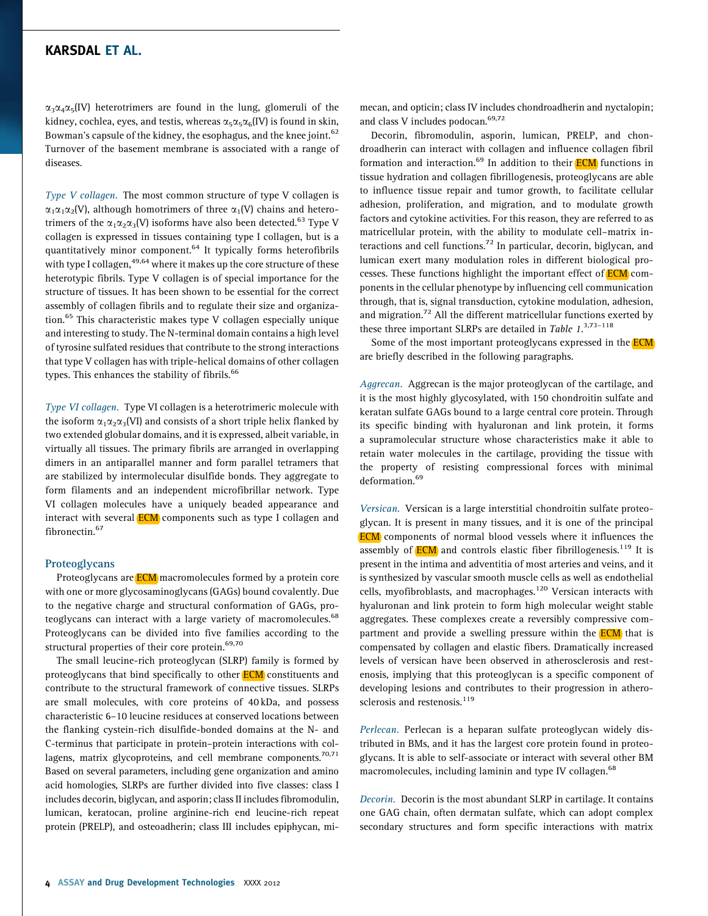$\alpha_3\alpha_4\alpha_5$(IV) heterotrimers are found in the lung, glomeruli of the kidney, cochlea, eyes, and testis, whereas $\alpha_5\alpha_5\alpha_6$(IV) is found in skin, Bowman's capsule of the kidney, the esophagus, and the knee joint.[62] Turnover of the basement membrane is associated with a range of diseases.

*Type V collagen.* The most common structure of type V collagen is $\alpha_1\alpha_1\alpha_2$(V), although homotrimers of three $\alpha_1$(V) chains and heterotrimers of the $\alpha_1\alpha_2\alpha_3$(V) isoforms have also been detected.[63] Type V collagen is expressed in tissues containing type I collagen, but is a quantitatively minor component.[64] It typically forms heterofibrils with type I collagen,[49,64] where it makes up the core structure of these heterotypic fibrils. Type V collagen is of special importance for the structure of tissues. It has been shown to be essential for the correct assembly of collagen fibrils and to regulate their size and organization.[65] This characteristic makes type V collagen especially unique and interesting to study. The N-terminal domain contains a high level of tyrosine sulfated residues that contribute to the strong interactions that type V collagen has with triple-helical domains of other collagen types. This enhances the stability of fibrils.[66]

*Type VI collagen.* Type VI collagen is a heterotrimeric molecule with the isoform $\alpha_1\alpha_2\alpha_3$(VI) and consists of a short triple helix flanked by two extended globular domains, and it is expressed, albeit variable, in virtually all tissues. The primary fibrils are arranged in overlapping dimers in an antiparallel manner and form parallel tetramers that are stabilized by intermolecular disulfide bonds. They aggregate to form filaments and an independent microfibrillar network. Type VI collagen molecules have a uniquely beaded appearance and interact with several ECM components such as type I collagen and fibronectin.[67]

### Proteoglycans

Proteoglycans are ECM macromolecules formed by a protein core with one or more glycosaminoglycans (GAGs) bound covalently. Due to the negative charge and structural conformation of GAGs, proteoglycans can interact with a large variety of macromolecules.[68] Proteoglycans can be divided into five families according to the structural properties of their core protein.[69,70]

The small leucine-rich proteoglycan (SLRP) family is formed by proteoglycans that bind specifically to other ECM constituents and contribute to the structural framework of connective tissues. SLRPs are small molecules, with core proteins of 40 kDa, and possess characteristic 6–10 leucine residues at conserved locations between the flanking cystein-rich disulfide-bonded domains at the N- and C-terminus that participate in protein–protein interactions with collagens, matrix glycoproteins, and cell membrane components.[70,71] Based on several parameters, including gene organization and amino acid homologies, SLRPs are further divided into five classes: class I includes decorin, biglycan, and asporin; class II includes fibromodulin, lumican, keratocan, proline arginine-rich end leucine-rich repeat protein (PRELP), and osteoadherin; class III includes epiphycan, mimecan, and opticin; class IV includes chondroadherin and nyctalopin; and class V includes podocan.[69,72]

Decorin, fibromodulin, asporin, lumican, PRELP, and chondroadherin can interact with collagen and influence collagen fibril formation and interaction.[69] In addition to their ECM functions in tissue hydration and collagen fibrillogenesis, proteoglycans are able to influence tissue repair and tumor growth, to facilitate cellular adhesion, proliferation, and migration, and to modulate growth factors and cytokine activities. For this reason, they are referred to as matricellular protein, with the ability to modulate cell–matrix interactions and cell functions.[72] In particular, decorin, biglycan, and lumican exert many modulation roles in different biological processes. These functions highlight the important effect of ECM components in the cellular phenotype by influencing cell communication through, that is, signal transduction, cytokine modulation, adhesion, and migration.[72] All the different matricellular functions exerted by these three important SLRPs are detailed in *Table 1*.[3,73–118]

Some of the most important proteoglycans expressed in the ECM are briefly described in the following paragraphs.

*Aggrecan.* Aggrecan is the major proteoglycan of the cartilage, and it is the most highly glycosylated, with 150 chondroitin sulfate and keratan sulfate GAGs bound to a large central core protein. Through its specific binding with hyaluronan and link protein, it forms a supramolecular structure whose characteristics make it able to retain water molecules in the cartilage, providing the tissue with the property of resisting compressional forces with minimal deformation.[69]

*Versican.* Versican is a large interstitial chondroitin sulfate proteoglycan. It is present in many tissues, and it is one of the principal ECM components of normal blood vessels where it influences the assembly of ECM and controls elastic fiber fibrillogenesis.[119] It is present in the intima and adventitia of most arteries and veins, and it is synthesized by vascular smooth muscle cells as well as endothelial cells, myofibroblasts, and macrophages.[120] Versican interacts with hyaluronan and link protein to form high molecular weight stable aggregates. These complexes create a reversibly compressive compartment and provide a swelling pressure within the ECM that is compensated by collagen and elastic fibers. Dramatically increased levels of versican have been observed in atherosclerosis and restenosis, implying that this proteoglycan is a specific component of developing lesions and contributes to their progression in atherosclerosis and restenosis.[119]

*Perlecan.* Perlecan is a heparan sulfate proteoglycan widely distributed in BMs, and it has the largest core protein found in proteoglycans. It is able to self-associate or interact with several other BM macromolecules, including laminin and type IV collagen.[68]

*Decorin.* Decorin is the most abundant SLRP in cartilage. It contains one GAG chain, often dermatan sulfate, which can adopt complex secondary structures and form specific interactions with matrix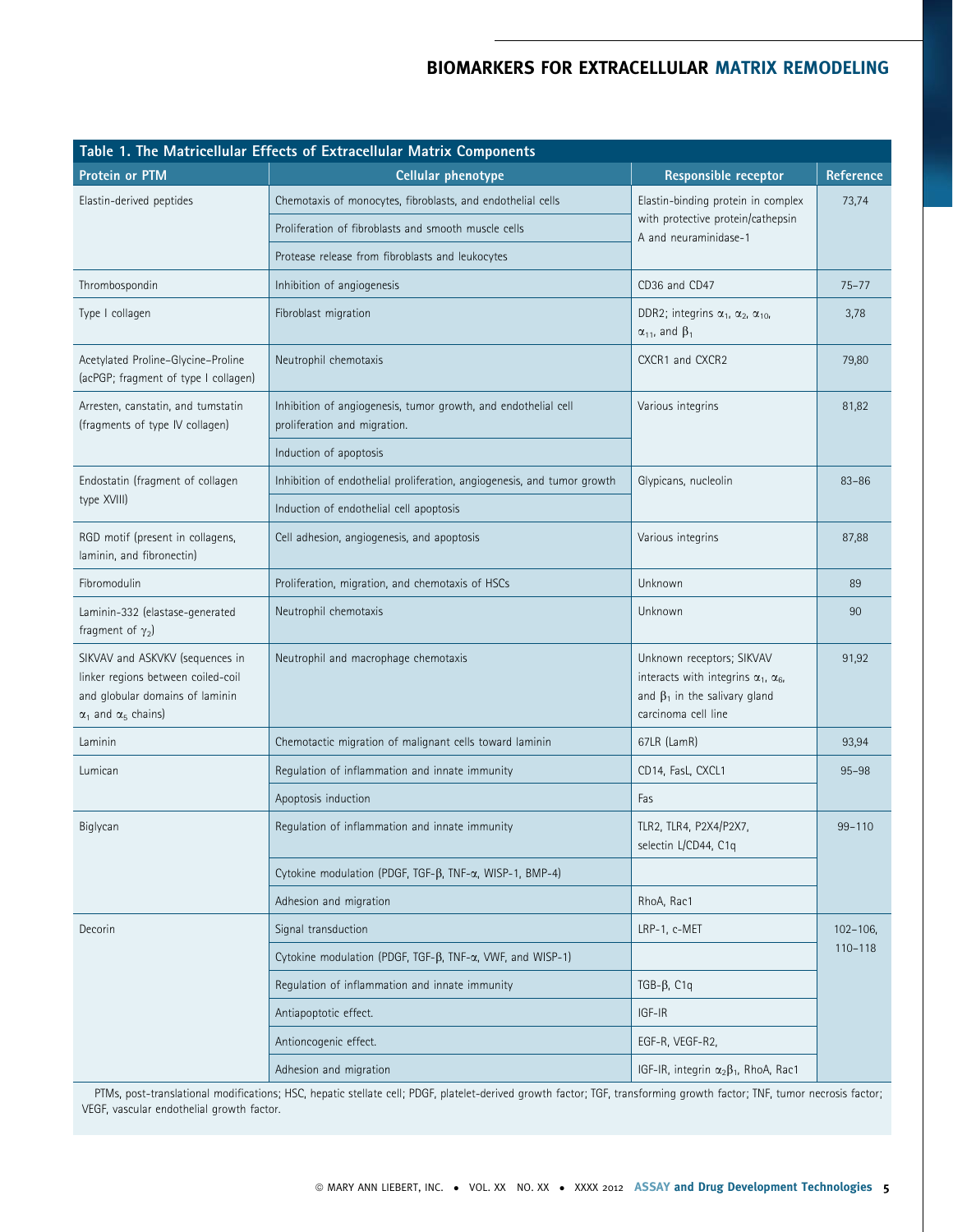**Table 1. The Matricellular Effects of Extracellular Matrix Components**

| Protein or PTM | Cellular phenotype | Responsible receptor | Reference |
|---|---|---|---|
| Elastin-derived peptides | Chemotaxis of monocytes, fibroblasts, and endothelial cells | Elastin-binding protein in complex with protective protein/cathepsin A and neuraminidase-1 | 73,74 |
| | Proliferation of fibroblasts and smooth muscle cells | | |
| | Protease release from fibroblasts and leukocytes | | |
| Thrombospondin | Inhibition of angiogenesis | CD36 and CD47 | 75–77 |
| Type I collagen | Fibroblast migration | DDR2; integrins $\alpha_1$, $\alpha_2$, $\alpha_{10}$, $\alpha_{11}$, and $\beta_1$ | 3,78 |
| Acetylated Proline–Glycine–Proline (acPGP; fragment of type I collagen) | Neutrophil chemotaxis | CXCR1 and CXCR2 | 79,80 |
| Arresten, canstatin, and tumstatin (fragments of type IV collagen) | Inhibition of angiogenesis, tumor growth, and endothelial cell proliferation and migration. | Various integrins | 81,82 |
| | Induction of apoptosis | | |
| Endostatin (fragment of collagen type XVIII) | Inhibition of endothelial proliferation, angiogenesis, and tumor growth | Glypicans, nucleolin | 83–86 |
| | Induction of endothelial cell apoptosis | | |
| RGD motif (present in collagens, laminin, and fibronectin) | Cell adhesion, angiogenesis, and apoptosis | Various integrins | 87,88 |
| Fibromodulin | Proliferation, migration, and chemotaxis of HSCs | Unknown | 89 |
| Laminin-332 (elastase-generated fragment of $\gamma_2$) | Neutrophil chemotaxis | Unknown | 90 |
| SIKVAV and ASKVKV (sequences in linker regions between coiled-coil and globular domains of laminin $\alpha_1$ and $\alpha_5$ chains) | Neutrophil and macrophage chemotaxis | Unknown receptors; SIKVAV interacts with integrins $\alpha_1$, $\alpha_6$, and $\beta_1$ in the salivary gland carcinoma cell line | 91,92 |
| Laminin | Chemotactic migration of malignant cells toward laminin | 67LR (LamR) | 93,94 |
| Lumican | Regulation of inflammation and innate immunity | CD14, FasL, CXCL1 | 95–98 |
| | Apoptosis induction | Fas | |
| Biglycan | Regulation of inflammation and innate immunity | TLR2, TLR4, P2X4/P2X7, selectin L/CD44, C1q | 99–110 |
| | Cytokine modulation (PDGF, TGF-$\beta$, TNF-$\alpha$, WISP-1, BMP-4) | | |
| | Adhesion and migration | RhoA, Rac1 | |
| Decorin | Signal transduction | LRP-1, c-MET | 102–106, 110–118 |
| | Cytokine modulation (PDGF, TGF-$\beta$, TNF-$\alpha$, VWF, and WISP-1) | | |
| | Regulation of inflammation and innate immunity | TGB-$\beta$, C1q | |
| | Antiapoptotic effect. | IGF-IR | |
| | Antioncogenic effect. | EGF-R, VEGF-R2, | |
| | Adhesion and migration | IGF-IR, integrin $\alpha_2\beta_1$, RhoA, Rac1 | |

PTMs, post-translational modifications; HSC, hepatic stellate cell; PDGF, platelet-derived growth factor; TGF, transforming growth factor; TNF, tumor necrosis factor; VEGF, vascular endothelial growth factor.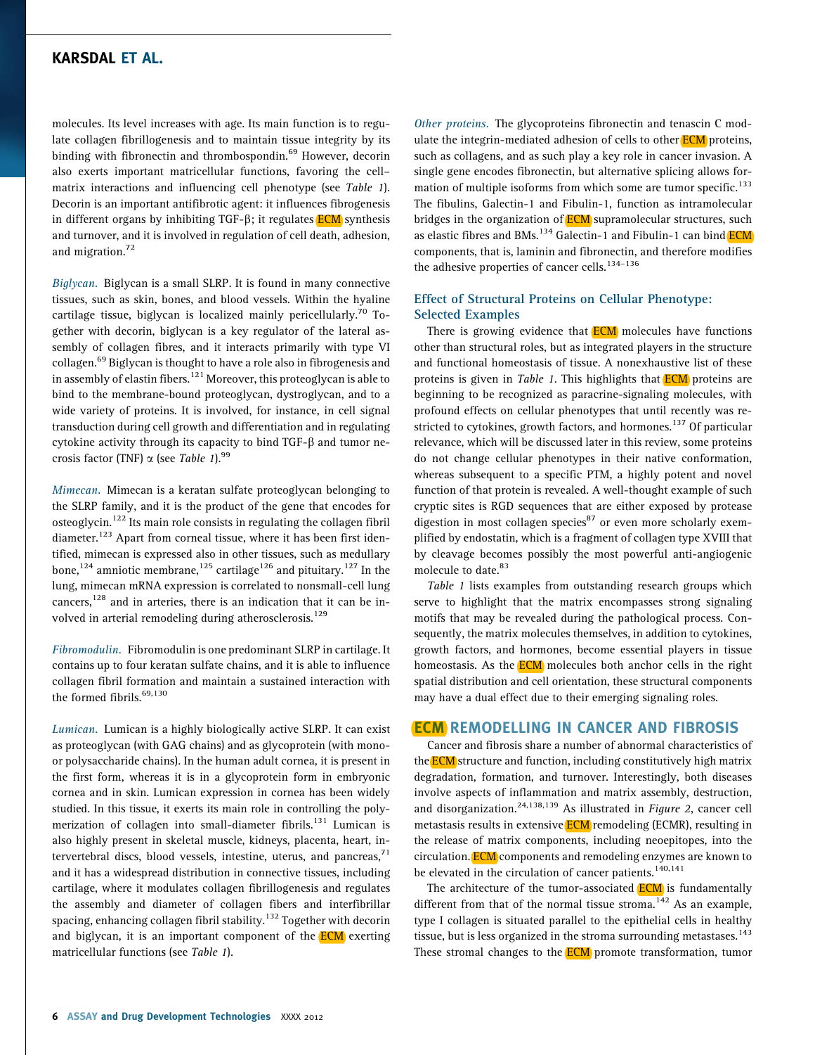molecules. Its level increases with age. Its main function is to regulate collagen fibrillogenesis and to maintain tissue integrity by its binding with fibronectin and thrombospondin.[69] However, decorin also exerts important matricellular functions, favoring the cell–matrix interactions and influencing cell phenotype (see *Table 1*). Decorin is an important antifibrotic agent: it influences fibrogenesis in different organs by inhibiting TGF-β; it regulates ECM synthesis and turnover, and it is involved in regulation of cell death, adhesion, and migration.[72]

*Biglycan.* Biglycan is a small SLRP. It is found in many connective tissues, such as skin, bones, and blood vessels. Within the hyaline cartilage tissue, biglycan is localized mainly pericellularly.[70] Together with decorin, biglycan is a key regulator of the lateral assembly of collagen fibres, and it interacts primarily with type VI collagen.[69] Biglycan is thought to have a role also in fibrogenesis and in assembly of elastin fibers.[121] Moreover, this proteoglycan is able to bind to the membrane-bound proteoglycan, dystroglycan, and to a wide variety of proteins. It is involved, for instance, in cell signal transduction during cell growth and differentiation and in regulating cytokine activity through its capacity to bind TGF-β and tumor necrosis factor (TNF) α (see *Table 1*).[99]

*Mimecan.* Mimecan is a keratan sulfate proteoglycan belonging to the SLRP family, and it is the product of the gene that encodes for osteoglycin.[122] Its main role consists in regulating the collagen fibril diameter.[123] Apart from corneal tissue, where it has been first identified, mimecan is expressed also in other tissues, such as medullary bone,[124] amniotic membrane,[125] cartilage[126] and pituitary.[127] In the lung, mimecan mRNA expression is correlated to nonsmall-cell lung cancers,[128] and in arteries, there is an indication that it can be involved in arterial remodeling during atherosclerosis.[129]

*Fibromodulin.* Fibromodulin is one predominant SLRP in cartilage. It contains up to four keratan sulfate chains, and it is able to influence collagen fibril formation and maintain a sustained interaction with the formed fibrils.[69,130]

*Lumican.* Lumican is a highly biologically active SLRP. It can exist as proteoglycan (with GAG chains) and as glycoprotein (with mono- or polysaccharide chains). In the human adult cornea, it is present in the first form, whereas it is in a glycoprotein form in embryonic cornea and in skin. Lumican expression in cornea has been widely studied. In this tissue, it exerts its main role in controlling the polymerization of collagen into small-diameter fibrils.[131] Lumican is also highly present in skeletal muscle, kidneys, placenta, heart, intervertebral discs, blood vessels, intestine, uterus, and pancreas,[71] and it has a widespread distribution in connective tissues, including cartilage, where it modulates collagen fibrillogenesis and regulates the assembly and diameter of collagen fibers and interfibrillar spacing, enhancing collagen fibril stability.[132] Together with decorin and biglycan, it is an important component of the ECM exerting matricellular functions (see *Table 1*).

*Other proteins.* The glycoproteins fibronectin and tenascin C modulate the integrin-mediated adhesion of cells to other ECM proteins, such as collagens, and as such play a key role in cancer invasion. A single gene encodes fibronectin, but alternative splicing allows formation of multiple isoforms from which some are tumor specific.[133] The fibulins, Galectin-1 and Fibulin-1, function as intramolecular bridges in the organization of ECM supramolecular structures, such as elastic fibres and BMs.[134] Galectin-1 and Fibulin-1 can bind ECM components, that is, laminin and fibronectin, and therefore modifies the adhesive properties of cancer cells.[134–136]

### Effect of Structural Proteins on Cellular Phenotype: Selected Examples

There is growing evidence that ECM molecules have functions other than structural roles, but as integrated players in the structure and functional homeostasis of tissue. A nonexhaustive list of these proteins is given in *Table 1*. This highlights that ECM proteins are beginning to be recognized as paracrine-signaling molecules, with profound effects on cellular phenotypes that until recently was restricted to cytokines, growth factors, and hormones.[137] Of particular relevance, which will be discussed later in this review, some proteins do not change cellular phenotypes in their native conformation, whereas subsequent to a specific PTM, a highly potent and novel function of that protein is revealed. A well-thought example of such cryptic sites is RGD sequences that are either exposed by protease digestion in most collagen species[87] or even more scholarly exemplified by endostatin, which is a fragment of collagen type XVIII that by cleavage becomes possibly the most powerful anti-angiogenic molecule to date.[83]

*Table 1* lists examples from outstanding research groups which serve to highlight that the matrix encompasses strong signaling motifs that may be revealed during the pathological process. Consequently, the matrix molecules themselves, in addition to cytokines, growth factors, and hormones, become essential players in tissue homeostasis. As the ECM molecules both anchor cells in the right spatial distribution and cell orientation, these structural components may have a dual effect due to their emerging signaling roles.

## ECM REMODELLING IN CANCER AND FIBROSIS

Cancer and fibrosis share a number of abnormal characteristics of the ECM structure and function, including constitutively high matrix degradation, formation, and turnover. Interestingly, both diseases involve aspects of inflammation and matrix assembly, destruction, and disorganization.[24,138,139] As illustrated in *Figure 2*, cancer cell metastasis results in extensive ECM remodeling (ECMR), resulting in the release of matrix components, including neoepitopes, into the circulation. ECM components and remodeling enzymes are known to be elevated in the circulation of cancer patients.[140,141]

The architecture of the tumor-associated ECM is fundamentally different from that of the normal tissue stroma.[142] As an example, type I collagen is situated parallel to the epithelial cells in healthy tissue, but is less organized in the stroma surrounding metastases.[143] These stromal changes to the ECM promote transformation, tumor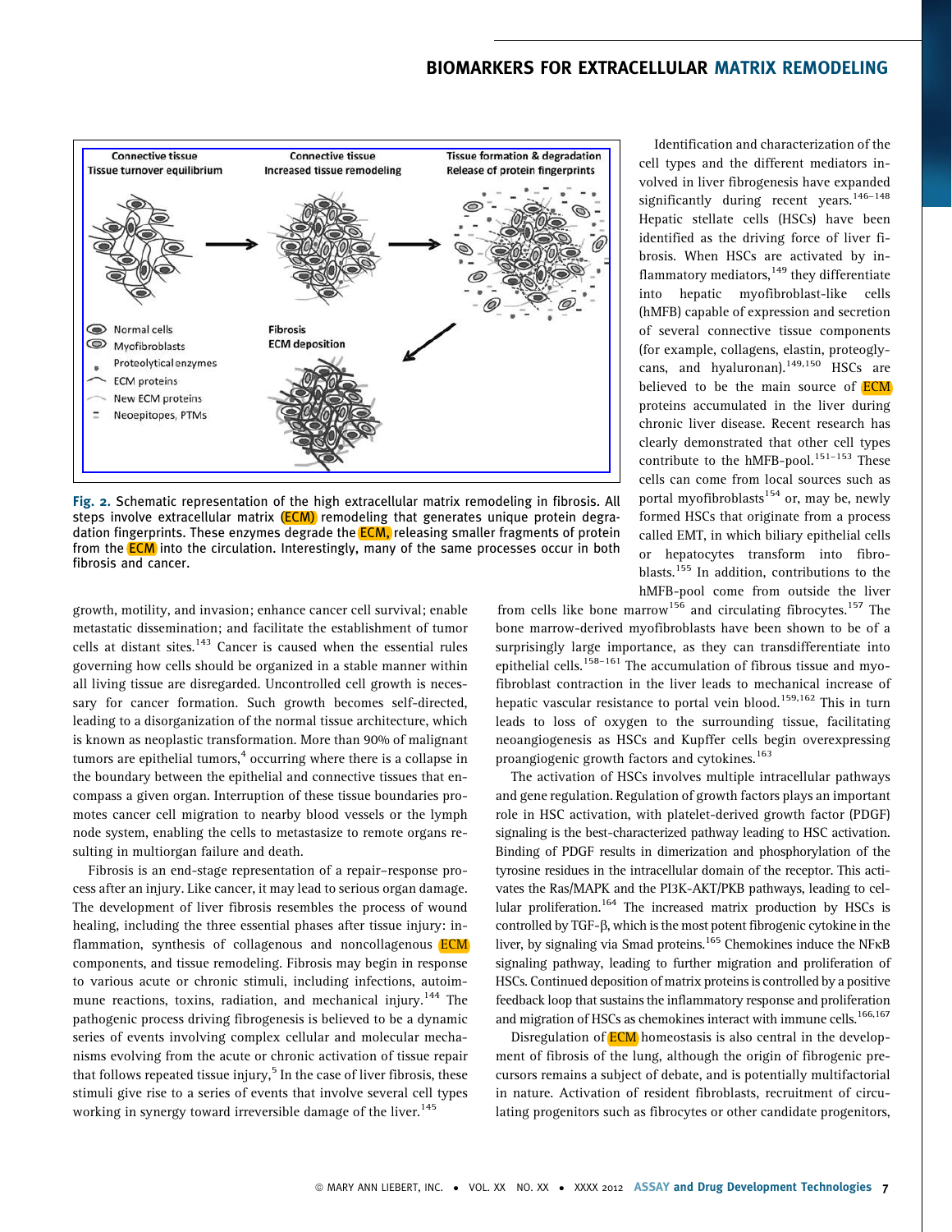Fig. 2. Schematic representation of the high extracellular matrix remodeling in fibrosis. All steps involve extracellular matrix (ECM) remodeling that generates unique protein degradation fingerprints. These enzymes degrade the ECM, releasing smaller fragments of protein from the ECM into the circulation. Interestingly, many of the same processes occur in both fibrosis and cancer.

growth, motility, and invasion; enhance cancer cell survival; enable metastatic dissemination; and facilitate the establishment of tumor cells at distant sites.[143] Cancer is caused when the essential rules governing how cells should be organized in a stable manner within all living tissue are disregarded. Uncontrolled cell growth is necessary for cancer formation. Such growth becomes self-directed, leading to a disorganization of the normal tissue architecture, which is known as neoplastic transformation. More than 90% of malignant tumors are epithelial tumors,[4] occurring where there is a collapse in the boundary between the epithelial and connective tissues that encompass a given organ. Interruption of these tissue boundaries promotes cancer cell migration to nearby blood vessels or the lymph node system, enabling the cells to metastasize to remote organs resulting in multiorgan failure and death.

Fibrosis is an end-stage representation of a repair–response process after an injury. Like cancer, it may lead to serious organ damage. The development of liver fibrosis resembles the process of wound healing, including the three essential phases after tissue injury: inflammation, synthesis of collagenous and noncollagenous ECM components, and tissue remodeling. Fibrosis may begin in response to various acute or chronic stimuli, including infections, autoimmune reactions, toxins, radiation, and mechanical injury.[144] The pathogenic process driving fibrogenesis is believed to be a dynamic series of events involving complex cellular and molecular mechanisms evolving from the acute or chronic activation of tissue repair that follows repeated tissue injury,[5] In the case of liver fibrosis, these stimuli give rise to a series of events that involve several cell types working in synergy toward irreversible damage of the liver.[145]

Identification and characterization of the cell types and the different mediators involved in liver fibrogenesis have expanded significantly during recent years.[146–148] Hepatic stellate cells (HSCs) have been identified as the driving force of liver fibrosis. When HSCs are activated by inflammatory mediators,[149] they differentiate into hepatic myofibroblast-like cells (hMFB) capable of expression and secretion of several connective tissue components (for example, collagens, elastin, proteoglycans, and hyaluronan).[149,150] HSCs are believed to be the main source of ECM proteins accumulated in the liver during chronic liver disease. Recent research has clearly demonstrated that other cell types contribute to the hMFB-pool.[151–153] These cells can come from local sources such as portal myofibroblasts[154] or, may be, newly formed HSCs that originate from a process called EMT, in which biliary epithelial cells or hepatocytes transform into fibroblasts.[155] In addition, contributions to the hMFB-pool come from outside the liver from cells like bone marrow[156] and circulating fibrocytes.[157] The bone marrow-derived myofibroblasts have been shown to be of a surprisingly large importance, as they can transdifferentiate into epithelial cells.[158–161] The accumulation of fibrous tissue and myofibroblast contraction in the liver leads to mechanical increase of hepatic vascular resistance to portal vein blood.[159,162] This in turn leads to loss of oxygen to the surrounding tissue, facilitating neoangiogenesis as HSCs and Kupffer cells begin overexpressing proangiogenic growth factors and cytokines.[163]

The activation of HSCs involves multiple intracellular pathways and gene regulation. Regulation of growth factors plays an important role in HSC activation, with platelet-derived growth factor (PDGF) signaling is the best-characterized pathway leading to HSC activation. Binding of PDGF results in dimerization and phosphorylation of the tyrosine residues in the intracellular domain of the receptor. This activates the Ras/MAPK and the PI3K-AKT/PKB pathways, leading to cellular proliferation.[164] The increased matrix production by HSCs is controlled by TGF-β, which is the most potent fibrogenic cytokine in the liver, by signaling via Smad proteins.[165] Chemokines induce the NFκB signaling pathway, leading to further migration and proliferation of HSCs. Continued deposition of matrix proteins is controlled by a positive feedback loop that sustains the inflammatory response and proliferation and migration of HSCs as chemokines interact with immune cells.[166,167]

Disregulation of ECM homeostasis is also central in the development of fibrosis of the lung, although the origin of fibrogenic precursors remains a subject of debate, and is potentially multifactorial in nature. Activation of resident fibroblasts, recruitment of circulating progenitors such as fibrocytes or other candidate progenitors,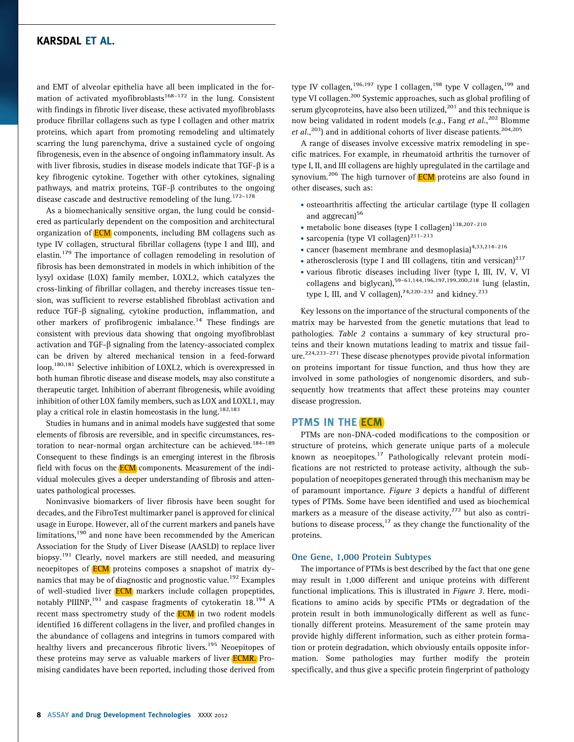and EMT of alveolar epithelia have all been implicated in the formation of activated myofibroblasts[168–172] in the lung. Consistent with findings in fibrotic liver disease, these activated myofibroblasts produce fibrillar collagens such as type I collagen and other matrix proteins, which apart from promoting remodeling and ultimately scarring the lung parenchyma, drive a sustained cycle of ongoing fibrogenesis, even in the absence of ongoing inflammatory insult. As with liver fibrosis, studies in disease models indicate that TGF-β is a key fibrogenic cytokine. Together with other cytokines, signaling pathways, and matrix proteins, TGF-β contributes to the ongoing disease cascade and destructive remodeling of the lung.[172–178]

As a biomechanically sensitive organ, the lung could be considered as particularly dependent on the composition and architectural organization of ECM components, including BM collagens such as type IV collagen, structural fibrillar collagens (type I and III), and elastin.[179] The importance of collagen remodeling in resolution of fibrosis has been demonstrated in models in which inhibition of the lysyl oxidase (LOX) family member, LOXL2, which catalyzes the cross-linking of fibrillar collagen, and thereby increases tissue tension, was sufficient to reverse established fibroblast activation and reduce TGF-β signaling, cytokine production, inflammation, and other markers of profibrogenic imbalance.[14] These findings are consistent with previous data showing that ongoing myofibroblast activation and TGF-β signaling from the latency-associated complex can be driven by altered mechanical tension in a feed-forward loop.[180,181] Selective inhibition of LOXL2, which is overexpressed in both human fibrotic disease and disease models, may also constitute a therapeutic target. Inhibition of aberrant fibrogenesis, while avoiding inhibition of other LOX family members, such as LOX and LOXL1, may play a critical role in elastin homeostasis in the lung.[182,183]

Studies in humans and in animal models have suggested that some elements of fibrosis are reversible, and in specific circumstances, restoration to near-normal organ architecture can be achieved.[184–189] Consequent to these findings is an emerging interest in the fibrosis field with focus on the ECM components. Measurement of the individual molecules gives a deeper understanding of fibrosis and attenuates pathological processes.

Noninvasive biomarkers of liver fibrosis have been sought for decades, and the FibroTest multimarker panel is approved for clinical usage in Europe. However, all of the current markers and panels have limitations,[190] and none have been recommended by the American Association for the Study of Liver Disease (AASLD) to replace liver biopsy.[191] Clearly, novel markers are still needed, and measuring neoepitopes of ECM proteins composes a snapshot of matrix dynamics that may be of diagnostic and prognostic value.[192] Examples of well-studied liver ECM markers include collagen propeptides, notably PIIINP,[193] and caspase fragments of cytokeratin 18.[194] A recent mass spectrometry study of the ECM in two rodent models identified 16 different collagens in the liver, and profiled changes in the abundance of collagens and integrins in tumors compared with healthy livers and precancerous fibrotic livers.[195] Neoepitopes of these proteins may serve as valuable markers of liver ECMR. Promising candidates have been reported, including those derived from type IV collagen,[196,197] type I collagen,[198] type V collagen,[199] and type VI collagen.[200] Systemic approaches, such as global profiling of serum glycoproteins, have also been utilized,[201] and this technique is now being validated in rodent models (*e.g.*, Fang *et al.*,[202] Blomme *et al.*,[203]) and in additional cohorts of liver disease patients.[204,205]

A range of diseases involve excessive matrix remodeling in specific matrices. For example, in rheumatoid arthritis the turnover of type I, II, and III collagens are highly upregulated in the cartilage and synovium.[206] The high turnover of ECM proteins are also found in other diseases, such as:

- osteoarthritis affecting the articular cartilage (type II collagen and aggrecan)[56]
- metabolic bone diseases (type I collagen)[138,207–210]
- sarcopenia (type VI collagen)[211–213]
- cancer (basement membrane and desmoplasia)[4,33,214–216]
- atherosclerosis (type I and III collagens, titin and versican)[217]
- various fibrotic diseases including liver (type I, III, IV, V, VI collagens and biglycan),[59–61,144,196,197,199,200,218] lung (elastin, type I, III, and V collagen),[74,220–232] and kidney.[233]

Key lessons on the importance of the structural components of the matrix may be harvested from the genetic mutations that lead to pathologies. *Table 2* contains a summary of key structural proteins and their known mutations leading to matrix and tissue failure.[224,233–271] These disease phenotypes provide pivotal information on proteins important for tissue function, and thus how they are involved in some pathologies of nongenomic disorders, and subsequently how treatments that affect these proteins may counter disease progression.

## PTMS IN THE ECM

PTMs are non-DNA-coded modifications to the composition or structure of proteins, which generate unique parts of a molecule known as neoepitopes.[17] Pathologically relevant protein modifications are not restricted to protease activity, although the subpopulation of neoepitopes generated through this mechanism may be of paramount importance. *Figure 3* depicts a handful of different types of PTMs. Some have been identified and used as biochemical markers as a measure of the disease activity,[272] but also as contributions to disease process,[17] as they change the functionality of the proteins.

### One Gene, 1,000 Protein Subtypes

The importance of PTMs is best described by the fact that one gene may result in 1,000 different and unique proteins with different functional implications. This is illustrated in *Figure 3*. Here, modifications to amino acids by specific PTMs or degradation of the protein result in both immunologically different as well as functionally different proteins. Measurement of the same protein may provide highly different information, such as either protein formation or protein degradation, which obviously entails opposite information. Some pathologies may further modify the protein specifically, and thus give a specific protein fingerprint of pathology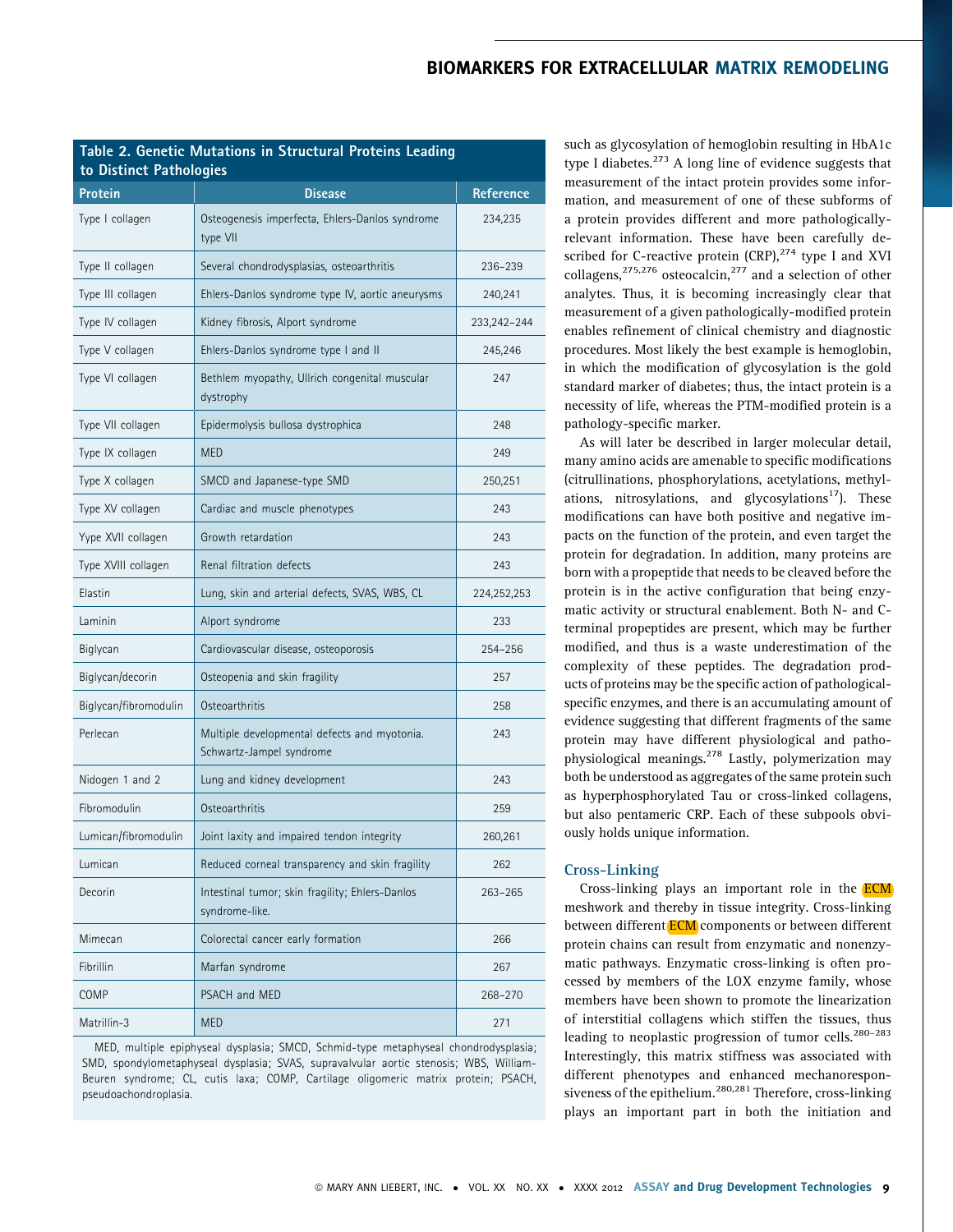**Table 2. Genetic Mutations in Structural Proteins Leading to Distinct Pathologies**

| Protein | Disease | Reference |
|---|---|---|
| Type I collagen | Osteogenesis imperfecta, Ehlers-Danlos syndrome type VII | 234,235 |
| Type II collagen | Several chondrodysplasias, osteoarthritis | 236–239 |
| Type III collagen | Ehlers-Danlos syndrome type IV, aortic aneurysms | 240,241 |
| Type IV collagen | Kidney fibrosis, Alport syndrome | 233,242–244 |
| Type V collagen | Ehlers-Danlos syndrome type I and II | 245,246 |
| Type VI collagen | Bethlem myopathy, Ullrich congenital muscular dystrophy | 247 |
| Type VII collagen | Epidermolysis bullosa dystrophica | 248 |
| Type IX collagen | MED | 249 |
| Type X collagen | SMCD and Japanese-type SMD | 250,251 |
| Type XV collagen | Cardiac and muscle phenotypes | 243 |
| Yype XVII collagen | Growth retardation | 243 |
| Type XVIII collagen | Renal filtration defects | 243 |
| Elastin | Lung, skin and arterial defects, SVAS, WBS, CL | 224,252,253 |
| Laminin | Alport syndrome | 233 |
| Biglycan | Cardiovascular disease, osteoporosis | 254–256 |
| Biglycan/decorin | Osteopenia and skin fragility | 257 |
| Biglycan/fibromodulin | Osteoarthritis | 258 |
| Perlecan | Multiple developmental defects and myotonia. Schwartz-Jampel syndrome | 243 |
| Nidogen 1 and 2 | Lung and kidney development | 243 |
| Fibromodulin | Osteoarthritis | 259 |
| Lumican/fibromodulin | Joint laxity and impaired tendon integrity | 260,261 |
| Lumican | Reduced corneal transparency and skin fragility | 262 |
| Decorin | Intestinal tumor; skin fragility; Ehlers-Danlos syndrome-like. | 263–265 |
| Mimecan | Colorectal cancer early formation | 266 |
| Fibrillin | Marfan syndrome | 267 |
| COMP | PSACH and MED | 268–270 |
| Matrillin-3 | MED | 271 |

MED, multiple epiphyseal dysplasia; SMCD, Schmid-type metaphyseal chondrodysplasia; SMD, spondylometaphyseal dysplasia; SVAS, supravalvular aortic stenosis; WBS, William-Beuren syndrome; CL, cutis laxa; COMP, Cartilage oligomeric matrix protein; PSACH, pseudoachondroplasia.

such as glycosylation of hemoglobin resulting in HbA1c type I diabetes.[273] A long line of evidence suggests that measurement of the intact protein provides some information, and measurement of one of these subforms of a protein provides different and more pathologically-relevant information. These have been carefully described for C-reactive protein (CRP),[274] type I and XVI collagens,[275,276] osteocalcin,[277] and a selection of other analytes. Thus, it is becoming increasingly clear that measurement of a given pathologically-modified protein enables refinement of clinical chemistry and diagnostic procedures. Most likely the best example is hemoglobin, in which the modification of glycosylation is the gold standard marker of diabetes; thus, the intact protein is a necessity of life, whereas the PTM-modified protein is a pathology-specific marker.

As will later be described in larger molecular detail, many amino acids are amenable to specific modifications (citrullinations, phosphorylations, acetylations, methylations, nitrosylations, and glycosylations[17]). These modifications can have both positive and negative impacts on the function of the protein, and even target the protein for degradation. In addition, many proteins are born with a propeptide that needs to be cleaved before the protein is in the active configuration that being enzymatic activity or structural enablement. Both N- and C-terminal propeptides are present, which may be further modified, and thus is a waste underestimation of the complexity of these peptides. The degradation products of proteins may be the specific action of pathological-specific enzymes, and there is an accumulating amount of evidence suggesting that different fragments of the same protein may have different physiological and pathophysiological meanings.[278] Lastly, polymerization may both be understood as aggregates of the same protein such as hyperphosphorylated Tau or cross-linked collagens, but also pentameric CRP. Each of these subpools obviously holds unique information.

## Cross-Linking

Cross-linking plays an important role in the ECM meshwork and thereby in tissue integrity. Cross-linking between different ECM components or between different protein chains can result from enzymatic and nonenzymatic pathways. Enzymatic cross-linking is often processed by members of the LOX enzyme family, whose members have been shown to promote the linearization of interstitial collagens which stiffen the tissues, thus leading to neoplastic progression of tumor cells.[280–283] Interestingly, this matrix stiffness was associated with different phenotypes and enhanced mechanoresponsiveness of the epithelium.[280,281] Therefore, cross-linking plays an important part in both the initiation and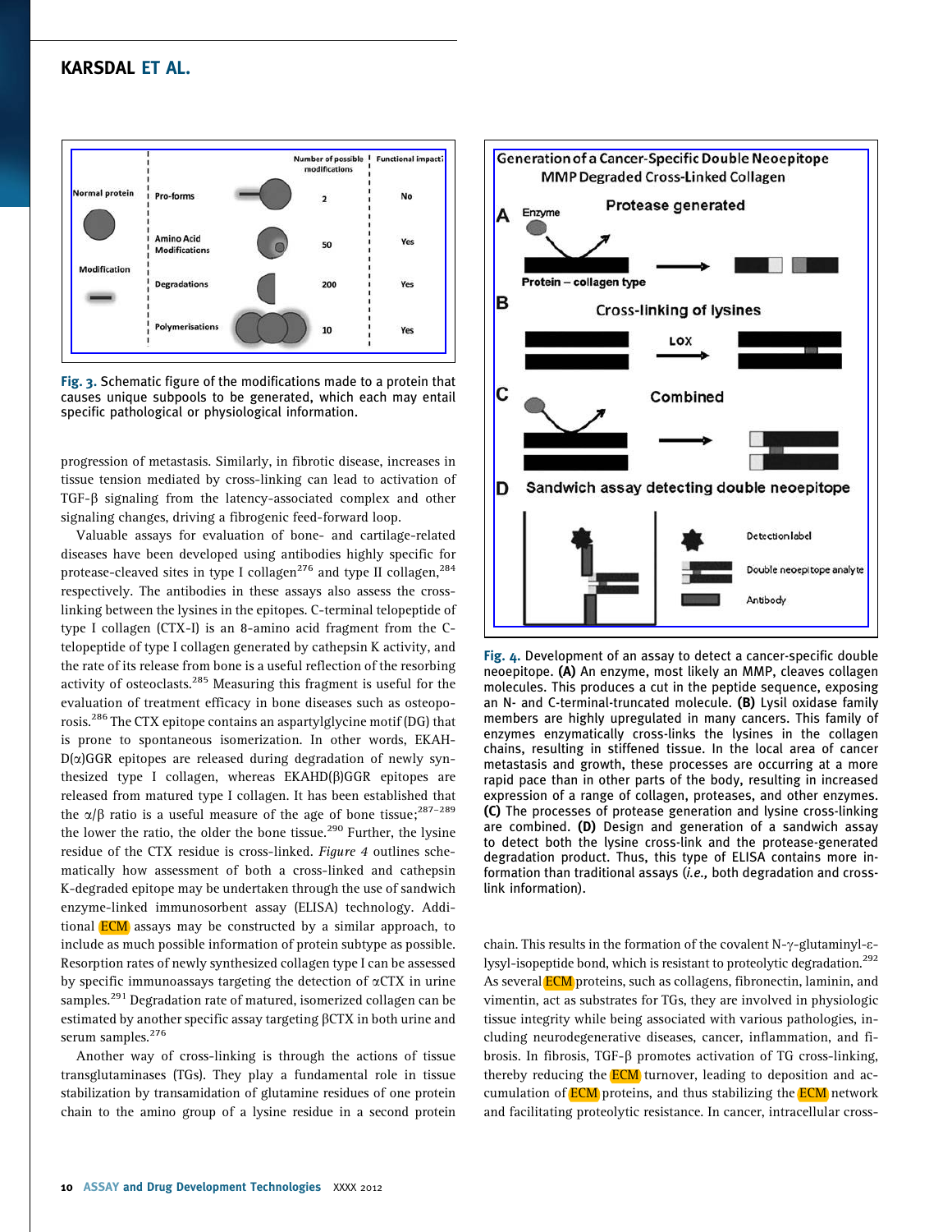Fig. 3. Schematic figure of the modifications made to a protein that causes unique subpools to be generated, which each may entail specific pathological or physiological information.

Fig. 4. Development of an assay to detect a cancer-specific double neoepitope. **(A)** An enzyme, most likely an MMP, cleaves collagen molecules. This produces a cut in the peptide sequence, exposing an N- and C-terminal-truncated molecule. **(B)** Lysil oxidase family members are highly upregulated in many cancers. This family of enzymes enzymatically cross-links the lysines in the collagen chains, resulting in stiffened tissue. In the local area of cancer metastasis and growth, these processes are occurring at a more rapid pace than in other parts of the body, resulting in increased expression of a range of collagen, proteases, and other enzymes. **(C)** The processes of protease generation and lysine cross-linking are combined. **(D)** Design and generation of a sandwich assay to detect both the lysine cross-link and the protease-generated degradation product. Thus, this type of ELISA contains more information than traditional assays (*i.e.,* both degradation and cross-link information).

progression of metastasis. Similarly, in fibrotic disease, increases in tissue tension mediated by cross-linking can lead to activation of TGF-β signaling from the latency-associated complex and other signaling changes, driving a fibrogenic feed-forward loop.

Valuable assays for evaluation of bone- and cartilage-related diseases have been developed using antibodies highly specific for protease-cleaved sites in type I collagen[276] and type II collagen,[284] respectively. The antibodies in these assays also assess the cross-linking between the lysines in the epitopes. C-terminal telopeptide of type I collagen (CTX-I) is an 8-amino acid fragment from the C-telopeptide of type I collagen generated by cathepsin K activity, and the rate of its release from bone is a useful reflection of the resorbing activity of osteoclasts.[285] Measuring this fragment is useful for the evaluation of treatment efficacy in bone diseases such as osteoporosis.[286] The CTX epitope contains an aspartylglycine motif (DG) that is prone to spontaneous isomerization. In other words, EKAH-D(α)GGR epitopes are released during degradation of newly synthesized type I collagen, whereas EKAHD(β)GGR epitopes are released from matured type I collagen. It has been established that the α/β ratio is a useful measure of the age of bone tissue;[287–289] the lower the ratio, the older the bone tissue.[290] Further, the lysine residue of the CTX residue is cross-linked. *Figure 4* outlines schematically how assessment of both a cross-linked and cathepsin K-degraded epitope may be undertaken through the use of sandwich enzyme-linked immunosorbent assay (ELISA) technology. Additional ECM assays may be constructed by a similar approach, to include as much possible information of protein subtype as possible. Resorption rates of newly synthesized collagen type I can be assessed by specific immunoassays targeting the detection of αCTX in urine samples.[291] Degradation rate of matured, isomerized collagen can be estimated by another specific assay targeting βCTX in both urine and serum samples.[276]

Another way of cross-linking is through the actions of tissue transglutaminases (TGs). They play a fundamental role in tissue stabilization by transamidation of glutamine residues of one protein chain to the amino group of a lysine residue in a second protein chain. This results in the formation of the covalent N-γ-glutaminyl-ε-lysyl-isopeptide bond, which is resistant to proteolytic degradation.[292] As several ECM proteins, such as collagens, fibronectin, laminin, and vimentin, act as substrates for TGs, they are involved in physiologic tissue integrity while being associated with various pathologies, including neurodegenerative diseases, cancer, inflammation, and fibrosis. In fibrosis, TGF-β promotes activation of TG cross-linking, thereby reducing the ECM turnover, leading to deposition and accumulation of ECM proteins, and thus stabilizing the ECM network and facilitating proteolytic resistance. In cancer, intracellular cross-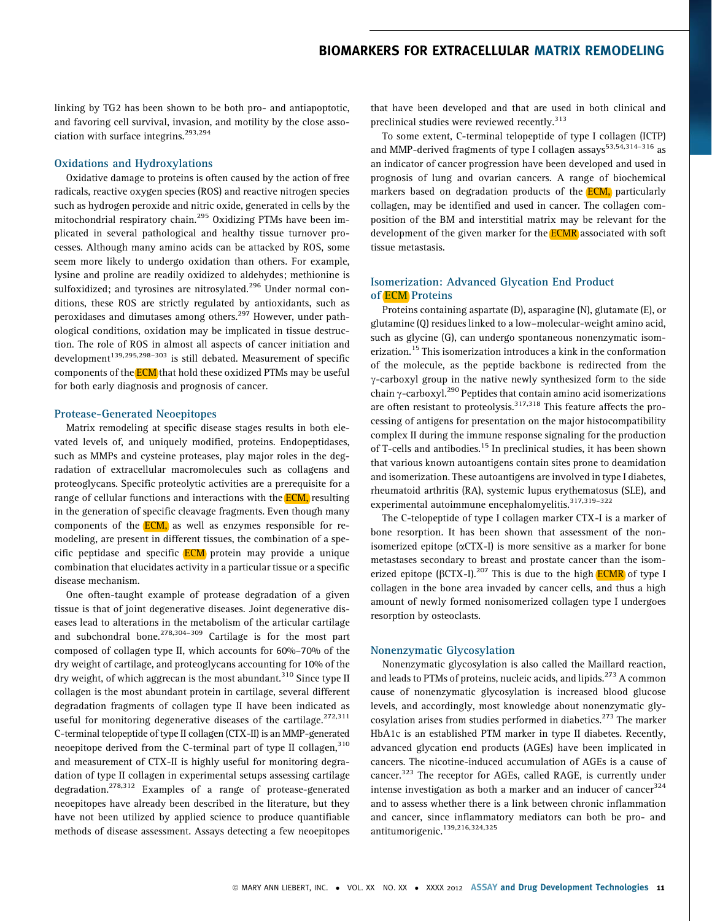linking by TG2 has been shown to be both pro- and antiapoptotic, and favoring cell survival, invasion, and motility by the close association with surface integrins.[293,294]

### Oxidations and Hydroxylations

Oxidative damage to proteins is often caused by the action of free radicals, reactive oxygen species (ROS) and reactive nitrogen species such as hydrogen peroxide and nitric oxide, generated in cells by the mitochondrial respiratory chain.[295] Oxidizing PTMs have been implicated in several pathological and healthy tissue turnover processes. Although many amino acids can be attacked by ROS, some seem more likely to undergo oxidation than others. For example, lysine and proline are readily oxidized to aldehydes; methionine is sulfoxidized; and tyrosines are nitrosylated.[296] Under normal conditions, these ROS are strictly regulated by antioxidants, such as peroxidases and dimutases among others.[297] However, under pathological conditions, oxidation may be implicated in tissue destruction. The role of ROS in almost all aspects of cancer initiation and development[139,295,298–303] is still debated. Measurement of specific components of the ECM that hold these oxidized PTMs may be useful for both early diagnosis and prognosis of cancer.

### Protease-Generated Neoepitopes

Matrix remodeling at specific disease stages results in both elevated levels of, and uniquely modified, proteins. Endopeptidases, such as MMPs and cysteine proteases, play major roles in the degradation of extracellular macromolecules such as collagens and proteoglycans. Specific proteolytic activities are a prerequisite for a range of cellular functions and interactions with the ECM, resulting in the generation of specific cleavage fragments. Even though many components of the ECM, as well as enzymes responsible for remodeling, are present in different tissues, the combination of a specific peptidase and specific ECM protein may provide a unique combination that elucidates activity in a particular tissue or a specific disease mechanism.

One often-taught example of protease degradation of a given tissue is that of joint degenerative diseases. Joint degenerative diseases lead to alterations in the metabolism of the articular cartilage and subchondral bone.[278,304–309] Cartilage is for the most part composed of collagen type II, which accounts for 60%–70% of the dry weight of cartilage, and proteoglycans accounting for 10% of the dry weight, of which aggrecan is the most abundant.[310] Since type II collagen is the most abundant protein in cartilage, several different degradation fragments of collagen type II have been indicated as useful for monitoring degenerative diseases of the cartilage.[272,311] C-terminal telopeptide of type II collagen (CTX-II) is an MMP-generated neoepitope derived from the C-terminal part of type II collagen,[310] and measurement of CTX-II is highly useful for monitoring degradation of type II collagen in experimental setups assessing cartilage degradation.[278,312] Examples of a range of protease-generated neoepitopes have already been described in the literature, but they have not been utilized by applied science to produce quantifiable methods of disease assessment. Assays detecting a few neoepitopes that have been developed and that are used in both clinical and preclinical studies were reviewed recently.[313]

To some extent, C-terminal telopeptide of type I collagen (ICTP) and MMP-derived fragments of type I collagen assays[53,54,314–316] as an indicator of cancer progression have been developed and used in prognosis of lung and ovarian cancers. A range of biochemical markers based on degradation products of the ECM, particularly collagen, may be identified and used in cancer. The collagen composition of the BM and interstitial matrix may be relevant for the development of the given marker for the ECMR associated with soft tissue metastasis.

### Isomerization: Advanced Glycation End Product of ECM Proteins

Proteins containing aspartate (D), asparagine (N), glutamate (E), or glutamine (Q) residues linked to a low–molecular-weight amino acid, such as glycine (G), can undergo spontaneous nonenzymatic isomerization.[15] This isomerization introduces a kink in the conformation of the molecule, as the peptide backbone is redirected from the γ-carboxyl group in the native newly synthesized form to the side chain γ-carboxyl.[290] Peptides that contain amino acid isomerizations are often resistant to proteolysis.[317,318] This feature affects the processing of antigens for presentation on the major histocompatibility complex II during the immune response signaling for the production of T-cells and antibodies.[15] In preclinical studies, it has been shown that various known autoantigens contain sites prone to deamidation and isomerization. These autoantigens are involved in type I diabetes, rheumatoid arthritis (RA), systemic lupus erythematosus (SLE), and experimental autoimmune encephalomyelitis.[317,319–322]

The C-telopeptide of type I collagen marker CTX-I is a marker of bone resorption. It has been shown that assessment of the nonisomerized epitope (αCTX-I) is more sensitive as a marker for bone metastases secondary to breast and prostate cancer than the isomerized epitope (βCTX-I).[207] This is due to the high ECMR of type I collagen in the bone area invaded by cancer cells, and thus a high amount of newly formed nonisomerized collagen type I undergoes resorption by osteoclasts.

### Nonenzymatic Glycosylation

Nonenzymatic glycosylation is also called the Maillard reaction, and leads to PTMs of proteins, nucleic acids, and lipids.[273] A common cause of nonenzymatic glycosylation is increased blood glucose levels, and accordingly, most knowledge about nonenzymatic glycosylation arises from studies performed in diabetics.[273] The marker HbA1c is an established PTM marker in type II diabetes. Recently, advanced glycation end products (AGEs) have been implicated in cancers. The nicotine-induced accumulation of AGEs is a cause of cancer.[323] The receptor for AGEs, called RAGE, is currently under intense investigation as both a marker and an inducer of cancer[324] and to assess whether there is a link between chronic inflammation and cancer, since inflammatory mediators can both be pro- and antitumorigenic.[139,216,324,325]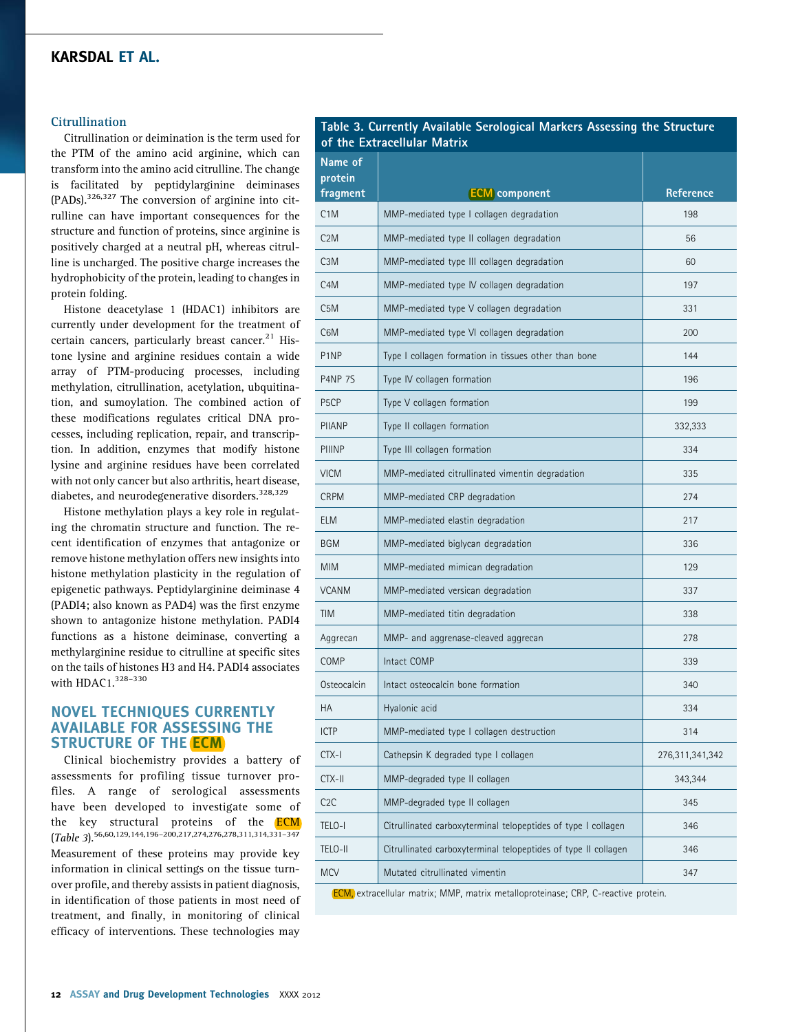### Citrullination

Citrullination or deimination is the term used for the PTM of the amino acid arginine, which can transform into the amino acid citrulline. The change is facilitated by peptidylarginine deiminases (PADs).[326,327] The conversion of arginine into citrulline can have important consequences for the structure and function of proteins, since arginine is positively charged at a neutral pH, whereas citrulline is uncharged. The positive charge increases the hydrophobicity of the protein, leading to changes in protein folding.

Histone deacetylase 1 (HDAC1) inhibitors are currently under development for the treatment of certain cancers, particularly breast cancer.[21] Histone lysine and arginine residues contain a wide array of PTM-producing processes, including methylation, citrullination, acetylation, ubiquitination, and sumoylation. The combined action of these modifications regulates critical DNA processes, including replication, repair, and transcription. In addition, enzymes that modify histone lysine and arginine residues have been correlated with not only cancer but also arthritis, heart disease, diabetes, and neurodegenerative disorders.[328,329]

Histone methylation plays a key role in regulating the chromatin structure and function. The recent identification of enzymes that antagonize or remove histone methylation offers new insights into histone methylation plasticity in the regulation of epigenetic pathways. Peptidylarginine deiminase 4 (PADI4; also known as PAD4) was the first enzyme shown to antagonize histone methylation. PADI4 functions as a histone deiminase, converting a methylarginine residue to citrulline at specific sites on the tails of histones H3 and H4. PADI4 associates with HDAC1.[328–330]

## NOVEL TECHNIQUES CURRENTLY AVAILABLE FOR ASSESSING THE STRUCTURE OF THE ECM

Clinical biochemistry provides a battery of assessments for profiling tissue turnover profiles. A range of serological assessments have been developed to investigate some of the key structural proteins of the ECM (*Table 3*).[56,60,129,144,196–200,217,274,276,278,311,314,331–347] Measurement of these proteins may provide key information in clinical settings on the tissue turnover profile, and thereby assists in patient diagnosis, in identification of those patients in most need of treatment, and finally, in monitoring of clinical efficacy of interventions. These technologies may

**Table 3. Currently Available Serological Markers Assessing the Structure of the Extracellular Matrix**

| Name of protein fragment | ECM component | Reference |
|---|---|---|
| C1M | MMP-mediated type I collagen degradation | 198 |
| C2M | MMP-mediated type II collagen degradation | 56 |
| C3M | MMP-mediated type III collagen degradation | 60 |
| C4M | MMP-mediated type IV collagen degradation | 197 |
| C5M | MMP-mediated type V collagen degradation | 331 |
| C6M | MMP-mediated type VI collagen degradation | 200 |
| P1NP | Type I collagen formation in tissues other than bone | 144 |
| P4NP 7S | Type IV collagen formation | 196 |
| P5CP | Type V collagen formation | 199 |
| PIIANP | Type II collagen formation | 332,333 |
| PIIINP | Type III collagen formation | 334 |
| VICM | MMP-mediated citrullinated vimentin degradation | 335 |
| CRPM | MMP-mediated CRP degradation | 274 |
| ELM | MMP-mediated elastin degradation | 217 |
| BGM | MMP-mediated biglycan degradation | 336 |
| MIM | MMP-mediated mimican degradation | 129 |
| VCANM | MMP-mediated versican degradation | 337 |
| TIM | MMP-mediated titin degradation | 338 |
| Aggrecan | MMP- and aggrenase-cleaved aggrecan | 278 |
| COMP | Intact COMP | 339 |
| Osteocalcin | Intact osteocalcin bone formation | 340 |
| HA | Hyalonic acid | 334 |
| ICTP | MMP-mediated type I collagen destruction | 314 |
| CTX-I | Cathepsin K degraded type I collagen | 276,311,341,342 |
| CTX-II | MMP-degraded type II collagen | 343,344 |
| C2C | MMP-degraded type II collagen | 345 |
| TELO-I | Citrullinated carboxyterminal telopeptides of type I collagen | 346 |
| TELO-II | Citrullinated carboxyterminal telopeptides of type II collagen | 346 |
| MCV | Mutated citrullinated vimentin | 347 |

ECM, extracellular matrix; MMP, matrix metalloproteinase; CRP, C-reactive protein.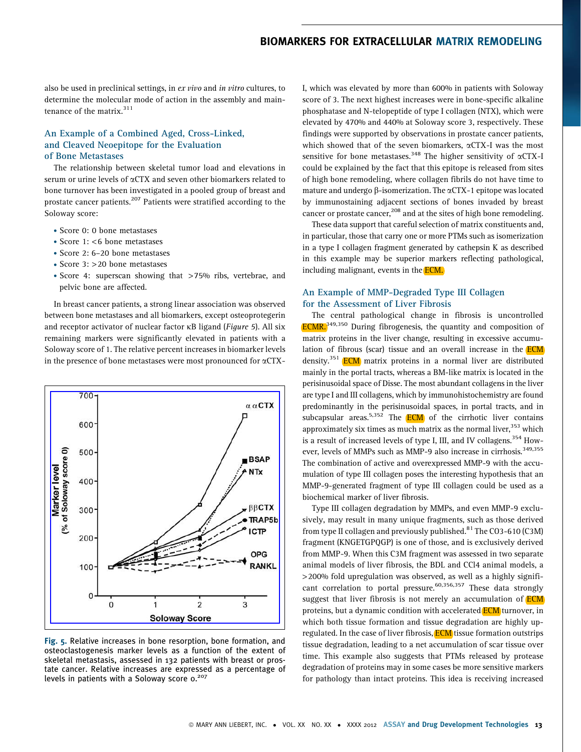also be used in preclinical settings, in *ex vivo* and *in vitro* cultures, to determine the molecular mode of action in the assembly and maintenance of the matrix.[311]

### An Example of a Combined Aged, Cross-Linked, and Cleaved Neoepitope for the Evaluation of Bone Metastases

The relationship between skeletal tumor load and elevations in serum or urine levels of αCTX and seven other biomarkers related to bone turnover has been investigated in a pooled group of breast and prostate cancer patients.[207] Patients were stratified according to the Soloway score:

- Score 0: 0 bone metastases
- Score 1: <6 bone metastases
- Score 2: 6–20 bone metastases
- Score 3: >20 bone metastases
- Score 4: superscan showing that >75% ribs, vertebrae, and pelvic bone are affected.

In breast cancer patients, a strong linear association was observed between bone metastases and all biomarkers, except osteoprotegerin and receptor activator of nuclear factor κB ligand (*Figure 5*). All six remaining markers were significantly elevated in patients with a Soloway score of 1. The relative percent increases in biomarker levels in the presence of bone metastases were most pronounced for αCTX-I, which was elevated by more than 600% in patients with Soloway score of 3. The next highest increases were in bone-specific alkaline phosphatase and N-telopeptide of type I collagen (NTX), which were elevated by 470% and 440% at Soloway score 3, respectively. These findings were supported by observations in prostate cancer patients, which showed that of the seven biomarkers, αCTX-I was the most sensitive for bone metastases.[348] The higher sensitivity of αCTX-I could be explained by the fact that this epitope is released from sites of high bone remodeling, where collagen fibrils do not have time to mature and undergo β-isomerization. The αCTX-1 epitope was located by immunostaining adjacent sections of bones invaded by breast cancer or prostate cancer,[208] and at the sites of high bone remodeling.

These data support that careful selection of matrix constituents and, in particular, those that carry one or more PTMs such as isomerization in a type I collagen fragment generated by cathepsin K as described in this example may be superior markers reflecting pathological, including malignant, events in the ECM.

**Fig. 5.** Relative increases in bone resorption, bone formation, and osteoclastogenesis marker levels as a function of the extent of skeletal metastasis, assessed in 132 patients with breast or prostate cancer. Relative increases are expressed as a percentage of levels in patients with a Soloway score 0.[207]

### An Example of MMP-Degraded Type III Collagen for the Assessment of Liver Fibrosis

The central pathological change in fibrosis is uncontrolled ECMR.[349,350] During fibrogenesis, the quantity and composition of matrix proteins in the liver change, resulting in excessive accumulation of fibrous (scar) tissue and an overall increase in the ECM density.[351] ECM matrix proteins in a normal liver are distributed mainly in the portal tracts, whereas a BM-like matrix is located in the perisinusoidal space of Disse. The most abundant collagens in the liver are type I and III collagens, which by immunohistochemistry are found predominantly in the perisinusoidal spaces, in portal tracts, and in subcapsular areas.[5,352] The ECM of the cirrhotic liver contains approximately six times as much matrix as the normal liver,[353] which is a result of increased levels of type I, III, and IV collagens.[354] However, levels of MMPs such as MMP-9 also increase in cirrhosis.[349,355] The combination of active and overexpressed MMP-9 with the accumulation of type III collagen poses the interesting hypothesis that an MMP-9-generated fragment of type III collagen could be used as a biochemical marker of liver fibrosis.

Type III collagen degradation by MMPs, and even MMP-9 exclusively, may result in many unique fragments, such as those derived from type II collagen and previously published.[81] The CO3-610 (C3M) fragment (KNGETGPQGP) is one of those, and is exclusively derived from MMP-9. When this C3M fragment was assessed in two separate animal models of liver fibrosis, the BDL and CCl4 animal models, a >200% fold upregulation was observed, as well as a highly significant correlation to portal pressure.[60,356,357] These data strongly suggest that liver fibrosis is not merely an accumulation of ECM proteins, but a dynamic condition with accelerated ECM turnover, in which both tissue formation and tissue degradation are highly upregulated. In the case of liver fibrosis, ECM tissue formation outstrips tissue degradation, leading to a net accumulation of scar tissue over time. This example also suggests that PTMs released by protease degradation of proteins may in some cases be more sensitive markers for pathology than intact proteins. This idea is receiving increased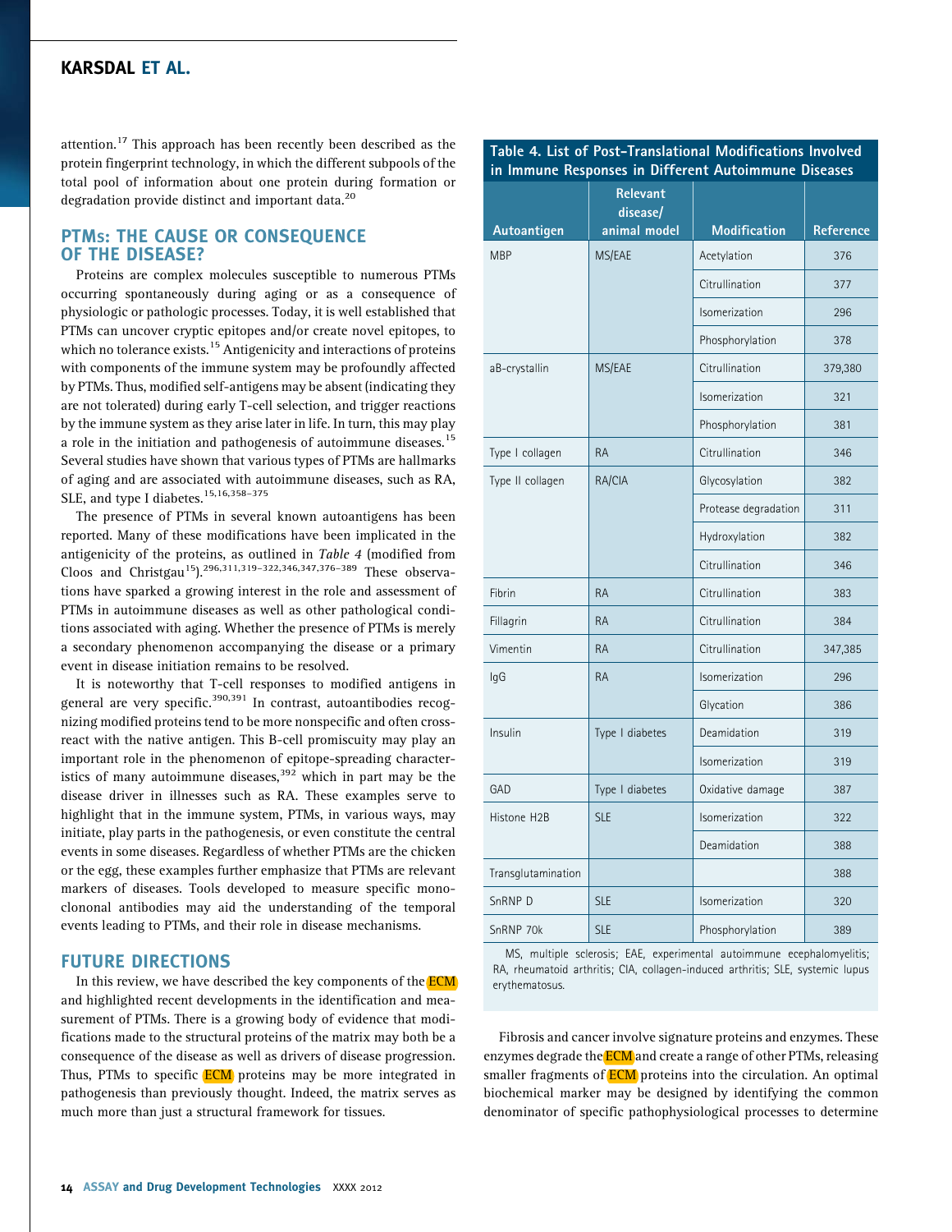attention.[17] This approach has been recently been described as the protein fingerprint technology, in which the different subpools of the total pool of information about one protein during formation or degradation provide distinct and important data.[20]

## PTMs: THE CAUSE OR CONSEQUENCE OF THE DISEASE?

Proteins are complex molecules susceptible to numerous PTMs occurring spontaneously during aging or as a consequence of physiologic or pathologic processes. Today, it is well established that PTMs can uncover cryptic epitopes and/or create novel epitopes, to which no tolerance exists.[15] Antigenicity and interactions of proteins with components of the immune system may be profoundly affected by PTMs. Thus, modified self-antigens may be absent (indicating they are not tolerated) during early T-cell selection, and trigger reactions by the immune system as they arise later in life. In turn, this may play a role in the initiation and pathogenesis of autoimmune diseases.[15] Several studies have shown that various types of PTMs are hallmarks of aging and are associated with autoimmune diseases, such as RA, SLE, and type I diabetes.[15,16,358–375]

The presence of PTMs in several known autoantigens has been reported. Many of these modifications have been implicated in the antigenicity of the proteins, as outlined in *Table 4* (modified from Cloos and Christgau[15]).[296,311,319–322,346,347,376–389] These observations have sparked a growing interest in the role and assessment of PTMs in autoimmune diseases as well as other pathological conditions associated with aging. Whether the presence of PTMs is merely a secondary phenomenon accompanying the disease or a primary event in disease initiation remains to be resolved.

It is noteworthy that T-cell responses to modified antigens in general are very specific.[390,391] In contrast, autoantibodies recognizing modified proteins tend to be more nonspecific and often cross-react with the native antigen. This B-cell promiscuity may play an important role in the phenomenon of epitope-spreading characteristics of many autoimmune diseases,[392] which in part may be the disease driver in illnesses such as RA. These examples serve to highlight that in the immune system, PTMs, in various ways, may initiate, play parts in the pathogenesis, or even constitute the central events in some diseases. Regardless of whether PTMs are the chicken or the egg, these examples further emphasize that PTMs are relevant markers of diseases. Tools developed to measure specific monoclonal antibodies may aid the understanding of the temporal events leading to PTMs, and their role in disease mechanisms.

**Table 4. List of Post-Translational Modifications Involved in Immune Responses in Different Autoimmune Diseases**

| Autoantigen | Relevant disease/ animal model | Modification | Reference |
|---|---|---|---|
| MBP | MS/EAE | Acetylation | 376 |
| | | Citrullination | 377 |
| | | Isomerization | 296 |
| | | Phosphorylation | 378 |
| aB-crystallin | MS/EAE | Citrullination | 379,380 |
| | | Isomerization | 321 |
| | | Phosphorylation | 381 |
| Type I collagen | RA | Citrullination | 346 |
| Type II collagen | RA/CIA | Glycosylation | 382 |
| | | Protease degradation | 311 |
| | | Hydroxylation | 382 |
| | | Citrullination | 346 |
| Fibrin | RA | Citrullination | 383 |
| Fillagrin | RA | Citrullination | 384 |
| Vimentin | RA | Citrullination | 347,385 |
| IgG | RA | Isomerization | 296 |
| | | Glycation | 386 |
| Insulin | Type I diabetes | Deamidation | 319 |
| | | Isomerization | 319 |
| GAD | Type I diabetes | Oxidative damage | 387 |
| Histone H2B | SLE | Isomerization | 322 |
| | | Deamidation | 388 |
| Transglutamination | | | 388 |
| SnRNP D | SLE | Isomerization | 320 |
| SnRNP 70k | SLE | Phosphorylation | 389 |

MS, multiple sclerosis; EAE, experimental autoimmune ecephalomyelitis; RA, rheumatoid arthritis; CIA, collagen-induced arthritis; SLE, systemic lupus erythematosus.

## FUTURE DIRECTIONS

In this review, we have described the key components of the ECM and highlighted recent developments in the identification and measurement of PTMs. There is a growing body of evidence that modifications made to the structural proteins of the matrix may both be a consequence of the disease as well as drivers of disease progression. Thus, PTMs to specific ECM proteins may be more integrated in pathogenesis than previously thought. Indeed, the matrix serves as much more than just a structural framework for tissues.

Fibrosis and cancer involve signature proteins and enzymes. These enzymes degrade the ECM and create a range of other PTMs, releasing smaller fragments of ECM proteins into the circulation. An optimal biochemical marker may be designed by identifying the common denominator of specific pathophysiological processes to determine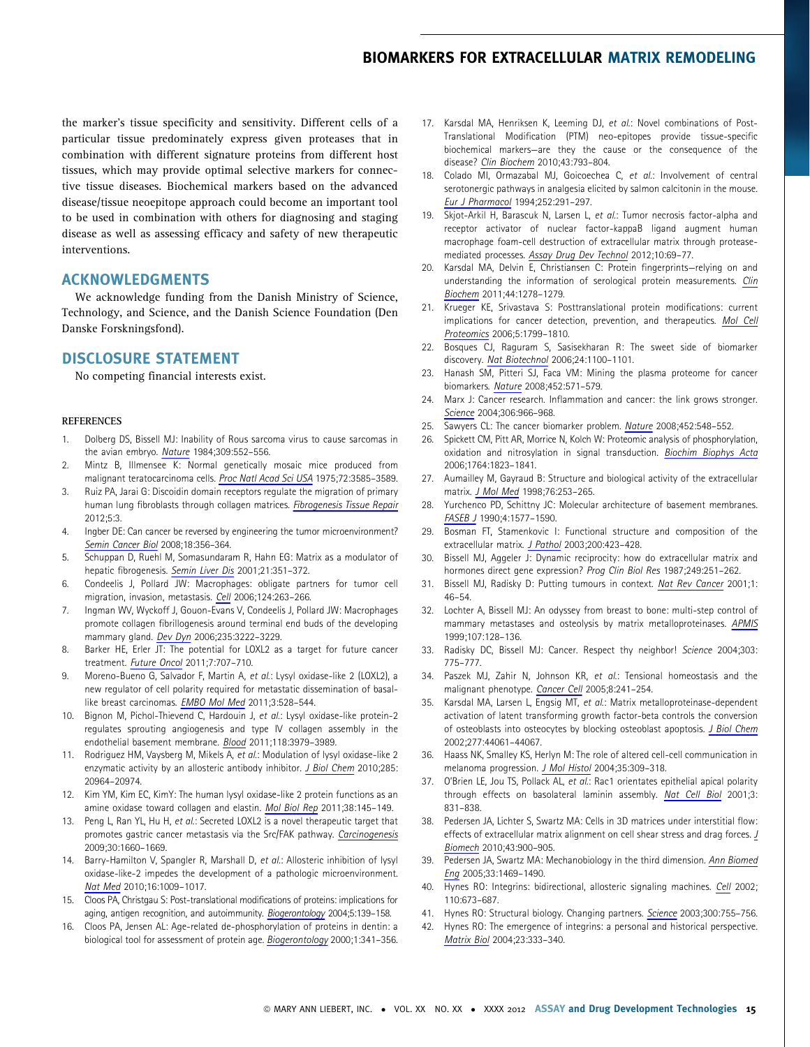the marker's tissue specificity and sensitivity. Different cells of a particular tissue predominately express given proteases that in combination with different signature proteins from different host tissues, which may provide optimal selective markers for connective tissue diseases. Biochemical markers based on the advanced disease/tissue neoepitope approach could become an important tool to be used in combination with others for diagnosing and staging disease as well as assessing efficacy and safety of new therapeutic interventions.

## ACKNOWLEDGMENTS

We acknowledge funding from the Danish Ministry of Science, Technology, and Science, and the Danish Science Foundation (Den Danske Forskningsfond).

## DISCLOSURE STATEMENT

No competing financial interests exist.

### REFERENCES

1. Dolberg DS, Bissell MJ: Inability of Rous sarcoma virus to cause sarcomas in the avian embryo. *Nature* 1984;309:552–556.
2. Mintz B, Illmensee K: Normal genetically mosaic mice produced from malignant teratocarcinoma cells. *Proc Natl Acad Sci USA* 1975;72:3585–3589.
3. Ruiz PA, Jarai G: Discoidin domain receptors regulate the migration of primary human lung fibroblasts through collagen matrices. *Fibrogenesis Tissue Repair* 2012;5:3.
4. Ingber DE: Can cancer be reversed by engineering the tumor microenvironment? *Semin Cancer Biol* 2008;18:356–364.
5. Schuppan D, Ruehl M, Somasundaram R, Hahn EG: Matrix as a modulator of hepatic fibrogenesis. *Semin Liver Dis* 2001;21:351–372.
6. Condeelis J, Pollard JW: Macrophages: obligate partners for tumor cell migration, invasion, metastasis. *Cell* 2006;124:263–266.
7. Ingman WV, Wyckoff J, Gouon-Evans V, Condeelis J, Pollard JW: Macrophages promote collagen fibrillogenesis around terminal end buds of the developing mammary gland. *Dev Dyn* 2006;235:3222–3229.
8. Barker HE, Erler JT: The potential for LOXL2 as a target for future cancer treatment. *Future Oncol* 2011;7:707–710.
9. Moreno-Bueno G, Salvador F, Martin A, *et al.*: Lysyl oxidase-like 2 (LOXL2), a new regulator of cell polarity required for metastatic dissemination of basal-like breast carcinomas. *EMBO Mol Med* 2011;3:528–544.
10. Bignon M, Pichol-Thievend C, Hardouin J, *et al.*: Lysyl oxidase-like protein-2 regulates sprouting angiogenesis and type IV collagen assembly in the endothelial basement membrane. *Blood* 2011;118:3979–3989.
11. Rodriguez HM, Vaysberg M, Mikels A, *et al.*: Modulation of lysyl oxidase-like 2 enzymatic activity by an allosteric antibody inhibitor. *J Biol Chem* 2010;285: 20964–20974.
12. Kim YM, Kim EC, KimY: The human lysyl oxidase-like 2 protein functions as an amine oxidase toward collagen and elastin. *Mol Biol Rep* 2011;38:145–149.
13. Peng L, Ran YL, Hu H, *et al.*: Secreted LOXL2 is a novel therapeutic target that promotes gastric cancer metastasis via the Src/FAK pathway. *Carcinogenesis* 2009;30:1660–1669.
14. Barry-Hamilton V, Spangler R, Marshall D, *et al.*: Allosteric inhibition of lysyl oxidase-like-2 impedes the development of a pathologic microenvironment. *Nat Med* 2010;16:1009–1017.
15. Cloos PA, Christgau S: Post-translational modifications of proteins: implications for aging, antigen recognition, and autoimmunity. *Biogerontology* 2004;5:139–158.
16. Cloos PA, Jensen AL: Age-related de-phosphorylation of proteins in dentin: a biological tool for assessment of protein age. *Biogerontology* 2000;1:341–356.
17. Karsdal MA, Henriksen K, Leeming DJ, *et al.*: Novel combinations of Post-Translational Modification (PTM) neo-epitopes provide tissue-specific biochemical markers—are they the cause or the consequence of the disease? *Clin Biochem* 2010;43:793–804.
18. Colado MI, Ormazabal MJ, Goicoechea C, *et al.*: Involvement of central serotonergic pathways in analgesia elicited by salmon calcitonin in the mouse. *Eur J Pharmacol* 1994;252:291–297.
19. Skjot-Arkil H, Barascuk N, Larsen L, *et al.*: Tumor necrosis factor-alpha and receptor activator of nuclear factor-kappaB ligand augment human macrophage foam-cell destruction of extracellular matrix through protease-mediated processes. *Assay Drug Dev Technol* 2012;10:69–77.
20. Karsdal MA, Delvin E, Christiansen C: Protein fingerprints—relying on and understanding the information of serological protein measurements. *Clin Biochem* 2011;44:1278–1279.
21. Krueger KE, Srivastava S: Posttranslational protein modifications: current implications for cancer detection, prevention, and therapeutics. *Mol Cell Proteomics* 2006;5:1799–1810.
22. Bosques CJ, Raguram S, Sasisekharan R: The sweet side of biomarker discovery. *Nat Biotechnol* 2006;24:1100–1101.
23. Hanash SM, Pitteri SJ, Faca VM: Mining the plasma proteome for cancer biomarkers. *Nature* 2008;452:571–579.
24. Marx J: Cancer research. Inflammation and cancer: the link grows stronger. *Science* 2004;306:966–968.
25. Sawyers CL: The cancer biomarker problem. *Nature* 2008;452:548–552.
26. Spickett CM, Pitt AR, Morrice N, Kolch W: Proteomic analysis of phosphorylation, oxidation and nitrosylation in signal transduction. *Biochim Biophys Acta* 2006;1764:1823–1841.
27. Aumailley M, Gayraud B: Structure and biological activity of the extracellular matrix. *J Mol Med* 1998;76:253–265.
28. Yurchenco PD, Schittny JC: Molecular architecture of basement membranes. *FASEB J* 1990;4:1577–1590.
29. Bosman FT, Stamenkovic I: Functional structure and composition of the extracellular matrix. *J Pathol* 2003;200:423–428.
30. Bissell MJ, Aggeler J: Dynamic reciprocity: how do extracellular matrix and hormones direct gene expression? *Prog Clin Biol Res* 1987;249:251–262.
31. Bissell MJ, Radisky D: Putting tumours in context. *Nat Rev Cancer* 2001;1: 46–54.
32. Lochter A, Bissell MJ: An odyssey from breast to bone: multi-step control of mammary metastases and osteolysis by matrix metalloproteinases. *APMIS* 1999;107:128–136.
33. Radisky DC, Bissell MJ: Cancer. Respect thy neighbor! *Science* 2004;303: 775–777.
34. Paszek MJ, Zahir N, Johnson KR, *et al.*: Tensional homeostasis and the malignant phenotype. *Cancer Cell* 2005;8:241–254.
35. Karsdal MA, Larsen L, Engsig MT, *et al.*: Matrix metalloproteinase-dependent activation of latent transforming growth factor-beta controls the conversion of osteoblasts into osteocytes by blocking osteoblast apoptosis. *J Biol Chem* 2002;277:44061–44067.
36. Haass NK, Smalley KS, Herlyn M: The role of altered cell-cell communication in melanoma progression. *J Mol Histol* 2004;35:309–318.
37. O'Brien LE, Jou TS, Pollack AL, *et al.*: Rac1 orientates epithelial apical polarity through effects on basolateral laminin assembly. *Nat Cell Biol* 2001;3: 831–838.
38. Pedersen JA, Lichter S, Swartz MA: Cells in 3D matrices under interstitial flow: effects of extracellular matrix alignment on cell shear stress and drag forces. *J Biomech* 2010;43:900–905.
39. Pedersen JA, Swartz MA: Mechanobiology in the third dimension. *Ann Biomed Eng* 2005;33:1469–1490.
40. Hynes RO: Integrins: bidirectional, allosteric signaling machines. *Cell* 2002; 110:673–687.
41. Hynes RO: Structural biology. Changing partners. *Science* 2003;300:755–756.
42. Hynes RO: The emergence of integrins: a personal and historical perspective. *Matrix Biol* 2004;23:333–340.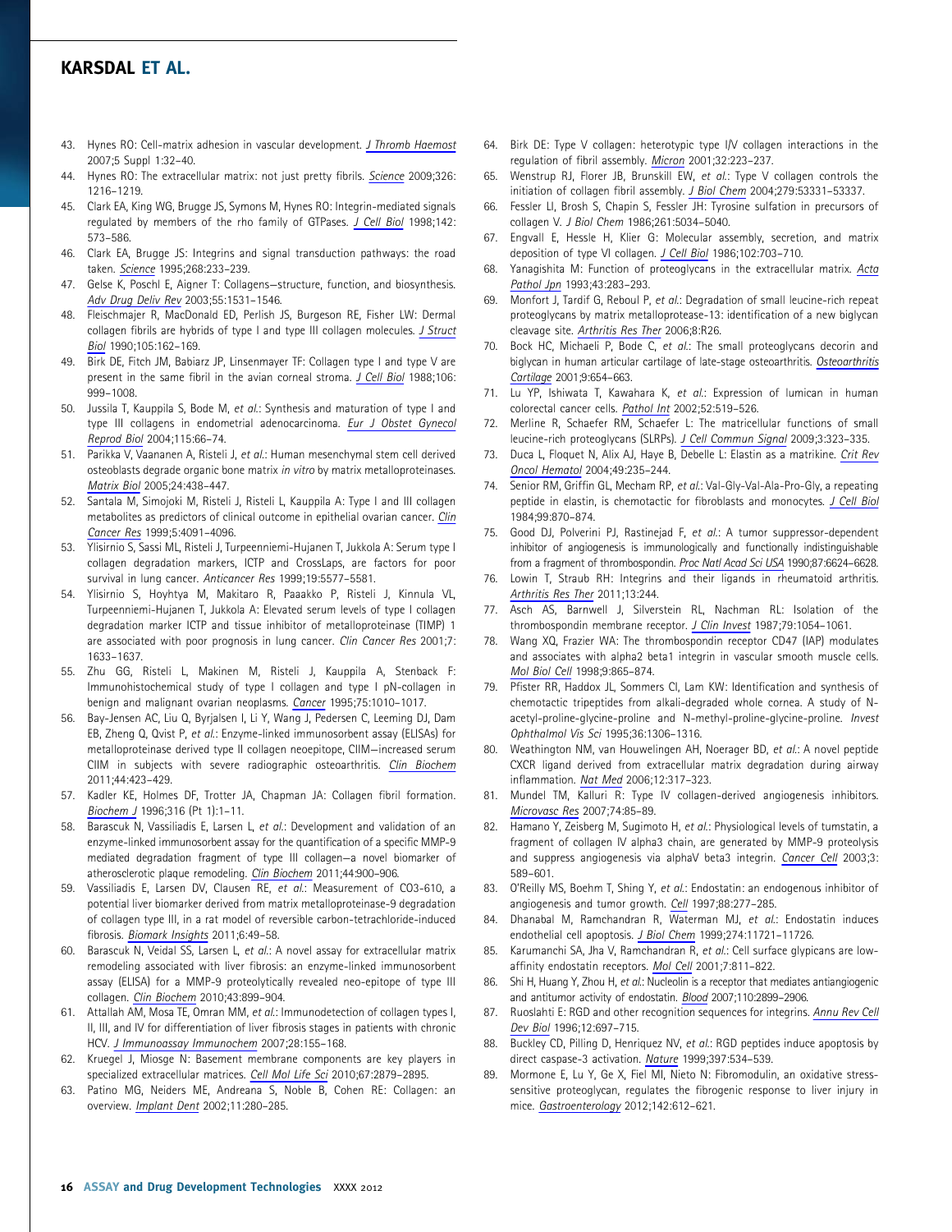43. Hynes RO: Cell-matrix adhesion in vascular development. *J Thromb Haemost* 2007;5 Suppl 1:32–40.
44. Hynes RO: The extracellular matrix: not just pretty fibrils. *Science* 2009;326: 1216–1219.
45. Clark EA, King WG, Brugge JS, Symons M, Hynes RO: Integrin-mediated signals regulated by members of the rho family of GTPases. *J Cell Biol* 1998;142: 573–586.
46. Clark EA, Brugge JS: Integrins and signal transduction pathways: the road taken. *Science* 1995;268:233–239.
47. Gelse K, Poschl E, Aigner T: Collagens—structure, function, and biosynthesis. *Adv Drug Deliv Rev* 2003;55:1531–1546.
48. Fleischmajer R, MacDonald ED, Perlish JS, Burgeson RE, Fisher LW: Dermal collagen fibrils are hybrids of type I and type III collagen molecules. *J Struct Biol* 1990;105:162–169.
49. Birk DE, Fitch JM, Babiarz JP, Linsenmayer TF: Collagen type I and type V are present in the same fibril in the avian corneal stroma. *J Cell Biol* 1988;106: 999–1008.
50. Jussila T, Kauppila S, Bode M, *et al.*: Synthesis and maturation of type I and type III collagens in endometrial adenocarcinoma. *Eur J Obstet Gynecol Reprod Biol* 2004;115:66–74.
51. Parikka V, Vaananen A, Risteli J, *et al.*: Human mesenchymal stem cell derived osteoblasts degrade organic bone matrix *in vitro* by matrix metalloproteinases. *Matrix Biol* 2005;24:438–447.
52. Santala M, Simojoki M, Risteli J, Risteli L, Kauppila A: Type I and III collagen metabolites as predictors of clinical outcome in epithelial ovarian cancer. *Clin Cancer Res* 1999;5:4091–4096.
53. Ylisirnio S, Sassi ML, Risteli J, Turpeenniemi-Hujanen T, Jukkola A: Serum type I collagen degradation markers, ICTP and CrossLaps, are factors for poor survival in lung cancer. *Anticancer Res* 1999;19:5577–5581.
54. Ylisirnio S, Hoyhtya M, Makitaro R, Paaakko P, Risteli J, Kinnula VL, Turpeenniemi-Hujanen T, Jukkola A: Elevated serum levels of type I collagen degradation marker ICTP and tissue inhibitor of metalloproteinase (TIMP) 1 are associated with poor prognosis in lung cancer. *Clin Cancer Res* 2001;7: 1633–1637.
55. Zhu GG, Risteli L, Makinen M, Risteli J, Kauppila A, Stenback F: Immunohistochemical study of type I collagen and type I pN-collagen in benign and malignant ovarian neoplasms. *Cancer* 1995;75:1010–1017.
56. Bay-Jensen AC, Liu Q, Byrjalsen I, Li Y, Wang J, Pedersen C, Leeming DJ, Dam EB, Zheng Q, Qvist P, *et al.*: Enzyme-linked immunosorbent assay (ELISAs) for metalloproteinase derived type II collagen neoepitope, CIIM—increased serum CIIM in subjects with severe radiographic osteoarthritis. *Clin Biochem* 2011;44:423–429.
57. Kadler KE, Holmes DF, Trotter JA, Chapman JA: Collagen fibril formation. *Biochem J* 1996;316 (Pt 1):1–11.
58. Barascuk N, Vassiliadis E, Larsen L, *et al.*: Development and validation of an enzyme-linked immunosorbent assay for the quantification of a specific MMP-9 mediated degradation fragment of type III collagen—a novel biomarker of atherosclerotic plaque remodeling. *Clin Biochem* 2011;44:900–906.
59. Vassiliadis E, Larsen DV, Clausen RE, *et al.*: Measurement of CO3-610, a potential liver biomarker derived from matrix metalloproteinase-9 degradation of collagen type III, in a rat model of reversible carbon-tetrachloride-induced fibrosis. *Biomark Insights* 2011;6:49–58.
60. Barascuk N, Veidal SS, Larsen L, *et al.*: A novel assay for extracellular matrix remodeling associated with liver fibrosis: an enzyme-linked immunosorbent assay (ELISA) for a MMP-9 proteolytically revealed neo-epitope of type III collagen. *Clin Biochem* 2010;43:899–904.
61. Attallah AM, Mosa TE, Omran MM, *et al.*: Immunodetection of collagen types I, II, III, and IV for differentiation of liver fibrosis stages in patients with chronic HCV. *J Immunoassay Immunochem* 2007;28:155–168.
62. Kruegel J, Miosge N: Basement membrane components are key players in specialized extracellular matrices. *Cell Mol Life Sci* 2010;67:2879–2895.
63. Patino MG, Neiders ME, Andreana S, Noble B, Cohen RE: Collagen: an overview. *Implant Dent* 2002;11:280–285.
64. Birk DE: Type V collagen: heterotypic type I/V collagen interactions in the regulation of fibril assembly. *Micron* 2001;32:223–237.
65. Wenstrup RJ, Florer JB, Brunskill EW, *et al.*: Type V collagen controls the initiation of collagen fibril assembly. *J Biol Chem* 2004;279:53331–53337.
66. Fessler LI, Brosh S, Chapin S, Fessler JH: Tyrosine sulfation in precursors of collagen V. *J Biol Chem* 1986;261:5034–5040.
67. Engvall E, Hessle H, Klier G: Molecular assembly, secretion, and matrix deposition of type VI collagen. *J Cell Biol* 1986;102:703–710.
68. Yanagishita M: Function of proteoglycans in the extracellular matrix. *Acta Pathol Jpn* 1993;43:283–293.
69. Monfort J, Tardif G, Reboul P, *et al.*: Degradation of small leucine-rich repeat proteoglycans by matrix metalloprotease-13: identification of a new biglycan cleavage site. *Arthritis Res Ther* 2006;8:R26.
70. Bock HC, Michaeli P, Bode C, *et al.*: The small proteoglycans decorin and biglycan in human articular cartilage of late-stage osteoarthritis. *Osteoarthritis Cartilage* 2001;9:654–663.
71. Lu YP, Ishiwata T, Kawahara K, *et al.*: Expression of lumican in human colorectal cancer cells. *Pathol Int* 2002;52:519–526.
72. Merline R, Schaefer RM, Schaefer L: The matricellular functions of small leucine-rich proteoglycans (SLRPs). *J Cell Commun Signal* 2009;3:323–335.
73. Duca L, Floquet N, Alix AJ, Haye B, Debelle L: Elastin as a matrikine. *Crit Rev Oncol Hematol* 2004;49:235–244.
74. Senior RM, Griffin GL, Mecham RP, *et al.*: Val-Gly-Val-Ala-Pro-Gly, a repeating peptide in elastin, is chemotactic for fibroblasts and monocytes. *J Cell Biol* 1984;99:870–874.
75. Good DJ, Polverini PJ, Rastinejad F, *et al.*: A tumor suppressor-dependent inhibitor of angiogenesis is immunologically and functionally indistinguishable from a fragment of thrombospondin. *Proc Natl Acad Sci USA* 1990;87:6624–6628.
76. Lowin T, Straub RH: Integrins and their ligands in rheumatoid arthritis. *Arthritis Res Ther* 2011;13:244.
77. Asch AS, Barnwell J, Silverstein RL, Nachman RL: Isolation of the thrombospondin membrane receptor. *J Clin Invest* 1987;79:1054–1061.
78. Wang XQ, Frazier WA: The thrombospondin receptor CD47 (IAP) modulates and associates with alpha2 beta1 integrin in vascular smooth muscle cells. *Mol Biol Cell* 1998;9:865–874.
79. Pfister RR, Haddox JL, Sommers CI, Lam KW: Identification and synthesis of chemotactic tripeptides from alkali-degraded whole cornea. A study of N-acetyl-proline-glycine-proline and N-methyl-proline-glycine-proline. *Invest Ophthalmol Vis Sci* 1995;36:1306–1316.
80. Weathington NM, van Houwelingen AH, Noerager BD, *et al.*: A novel peptide CXCR ligand derived from extracellular matrix degradation during airway inflammation. *Nat Med* 2006;12:317–323.
81. Mundel TM, Kalluri R: Type IV collagen-derived angiogenesis inhibitors. *Microvasc Res* 2007;74:85–89.
82. Hamano Y, Zeisberg M, Sugimoto H, *et al.*: Physiological levels of tumstatin, a fragment of collagen IV alpha3 chain, are generated by MMP-9 proteolysis and suppress angiogenesis via alphaV beta3 integrin. *Cancer Cell* 2003;3: 589–601.
83. O'Reilly MS, Boehm T, Shing Y, *et al.*: Endostatin: an endogenous inhibitor of angiogenesis and tumor growth. *Cell* 1997;88:277–285.
84. Dhanabal M, Ramchandran R, Waterman MJ, *et al.*: Endostatin induces endothelial cell apoptosis. *J Biol Chem* 1999;274:11721–11726.
85. Karumanchi SA, Jha V, Ramchandran R, *et al.*: Cell surface glypicans are low-affinity endostatin receptors. *Mol Cell* 2001;7:811–822.
86. Shi H, Huang Y, Zhou H, *et al.*: Nucleolin is a receptor that mediates antiangiogenic and antitumor activity of endostatin. *Blood* 2007;110:2899–2906.
87. Ruoslahti E: RGD and other recognition sequences for integrins. *Annu Rev Cell Dev Biol* 1996;12:697–715.
88. Buckley CD, Pilling D, Henriquez NV, *et al.*: RGD peptides induce apoptosis by direct caspase-3 activation. *Nature* 1999;397:534–539.
89. Mormone E, Lu Y, Ge X, Fiel MI, Nieto N: Fibromodulin, an oxidative stress-sensitive proteoglycan, regulates the fibrogenic response to liver injury in mice. *Gastroenterology* 2012;142:612–621.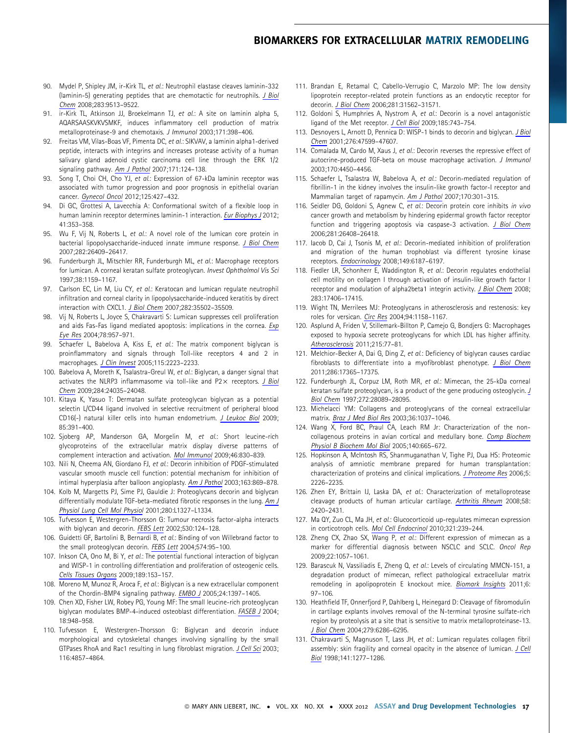90. Mydel P, Shipley JM, ir-Kirk TL, *et al.*: Neutrophil elastase cleaves laminin-332 (laminin-5) generating peptides that are chemotactic for neutrophils. *J Biol Chem* 2008;283:9513–9522.
91. ir-Kirk TL, Atkinson JJ, Broekelmann TJ, *et al.*: A site on laminin alpha 5, AQARSAASKVKVSMKF, induces inflammatory cell production of matrix metalloproteinase-9 and chemotaxis. *J Immunol* 2003;171:398–406.
92. Freitas VM, Vilas-Boas VF, Pimenta DC, *et al.*: SIKVAV, a laminin alpha1-derived peptide, interacts with integrins and increases protease activity of a human salivary gland adenoid cystic carcinoma cell line through the ERK 1/2 signaling pathway. *Am J Pathol* 2007;171:124–138.
93. Song T, Choi CH, Cho YJ, *et al.*: Expression of 67-kDa laminin receptor was associated with tumor progression and poor prognosis in epithelial ovarian cancer. *Gynecol Oncol* 2012;125:427–432.
94. Di GC, Grottesi A, Lavecchia A: Conformational switch of a flexible loop in human laminin receptor determines laminin-1 interaction. *Eur Biophys J* 2012; 41:353–358.
95. Wu F, Vij N, Roberts L, *et al.*: A novel role of the lumican core protein in bacterial lipopolysaccharide-induced innate immune response. *J Biol Chem* 2007;282:26409–26417.
96. Funderburgh JL, Mitschler RR, Funderburgh ML, *et al.*: Macrophage receptors for lumican. A corneal keratan sulfate proteoglycan. *Invest Ophthalmol Vis Sci* 1997;38:1159–1167.
97. Carlson EC, Lin M, Liu CY, *et al.*: Keratocan and lumican regulate neutrophil infiltration and corneal clarity in lipopolysaccharide-induced keratitis by direct interaction with CXCL1. *J Biol Chem* 2007;282:35502–35509.
98. Vij N, Roberts L, Joyce S, Chakravarti S: Lumican suppresses cell proliferation and aids Fas-Fas ligand mediated apoptosis: implications in the cornea. *Exp Eye Res* 2004;78:957–971.
99. Schaefer L, Babelova A, Kiss E, *et al.*: The matrix component biglycan is proinflammatory and signals through Toll-like receptors 4 and 2 in macrophages. *J Clin Invest* 2005;115:2223–2233.
100. Babelova A, Moreth K, Tsalastra-Greul W, *et al.*: Biglycan, a danger signal that activates the NLRP3 inflammasome via toll-like and P2× receptors. *J Biol Chem* 2009;284:24035–24048.
101. Kitaya K, Yasuo T: Dermatan sulfate proteoglycan biglycan as a potential selectin L/CD44 ligand involved in selective recruitment of peripheral blood CD16(-) natural killer cells into human endometrium. *J Leukoc Biol* 2009; 85:391–400.
102. Sjoberg AP, Manderson GA, Morgelin M, *et al.*: Short leucine-rich glycoproteins of the extracellular matrix display diverse patterns of complement interaction and activation. *Mol Immunol* 2009;46:830–839.
103. Nili N, Cheema AN, Giordano FJ, *et al.*: Decorin inhibition of PDGF-stimulated vascular smooth muscle cell function: potential mechanism for inhibition of intimal hyperplasia after balloon angioplasty. *Am J Pathol* 2003;163:869–878.
104. Kolb M, Margetts PJ, Sime PJ, Gauldie J: Proteoglycans decorin and biglycan differentially modulate TGF-beta-mediated fibrotic responses in the lung. *Am J Physiol Lung Cell Mol Physiol* 2001;280:L1327–L1334.
105. Tufvesson E, Westergren-Thorsson G: Tumour necrosis factor-alpha interacts with biglycan and decorin. *FEBS Lett* 2002;530:124–128.
106. Guidetti GF, Bartolini B, Bernardi B, *et al.*: Binding of von Willebrand factor to the small proteoglycan decorin. *FEBS Lett* 2004;574:95–100.
107. Inkson CA, Ono M, Bi Y, *et al.*: The potential functional interaction of biglycan and WISP-1 in controlling differentiation and proliferation of osteogenic cells. *Cells Tissues Organs* 2009;189:153–157.
108. Moreno M, Munoz R, Aroca F, *et al.*: Biglycan is a new extracellular component of the Chordin-BMP4 signaling pathway. *EMBO J* 2005;24:1397–1405.
109. Chen XD, Fisher LW, Robey PG, Young MF: The small leucine-rich proteoglycan biglycan modulates BMP-4-induced osteoblast differentiation. *FASEB J* 2004; 18:948–958.
110. Tufvesson E, Westergren-Thorsson G: Biglycan and decorin induce morphological and cytoskeletal changes involving signalling by the small GTPases RhoA and Rac1 resulting in lung fibroblast migration. *J Cell Sci* 2003; 116:4857–4864.
111. Brandan E, Retamal C, Cabello-Verrugio C, Marzolo MP: The low density lipoprotein receptor-related protein functions as an endocytic receptor for decorin. *J Biol Chem* 2006;281:31562–31571.
112. Goldoni S, Humphries A, Nystrom A, *et al.*: Decorin is a novel antagonistic ligand of the Met receptor. *J Cell Biol* 2009;185:743–754.
113. Desnoyers L, Arnott D, Pennica D: WISP-1 binds to decorin and biglycan. *J Biol Chem* 2001;276:47599–47607.
114. Comalada M, Cardo M, Xaus J, *et al.*: Decorin reverses the repressive effect of autocrine-produced TGF-beta on mouse macrophage activation. *J Immunol* 2003;170:4450–4456.
115. Schaefer L, Tsalastra W, Babelova A, *et al.*: Decorin-mediated regulation of fibrillin-1 in the kidney involves the insulin-like growth factor-I receptor and Mammalian target of rapamycin. *Am J Pathol* 2007;170:301–315.
116. Seidler DG, Goldoni S, Agnew C, *et al.*: Decorin protein core inhibits *in vivo* cancer growth and metabolism by hindering epidermal growth factor receptor function and triggering apoptosis via caspase-3 activation. *J Biol Chem* 2006;281:26408–26418.
117. Iacob D, Cai J, Tsonis M, *et al.*: Decorin-mediated inhibition of proliferation and migration of the human trophoblast via different tyrosine kinase receptors. *Endocrinology* 2008;149:6187–6197.
118. Fiedler LR, Schonherr E, Waddington R, *et al.*: Decorin regulates endothelial cell motility on collagen I through activation of insulin-like growth factor I receptor and modulation of alpha2beta1 integrin activity. *J Biol Chem* 2008; 283:17406–17415.
119. Wight TN, Merrilees MJ: Proteoglycans in atherosclerosis and restenosis: key roles for versican. *Circ Res* 2004;94:1158–1167.
120. Asplund A, Friden V, Stillemark-Billton P, Camejo G, Bondjers G: Macrophages exposed to hypoxia secrete proteoglycans for which LDL has higher affinity. *Atherosclerosis* 2011;215:77–81.
121. Melchior-Becker A, Dai G, Ding Z, *et al.*: Deficiency of biglycan causes cardiac fibroblasts to differentiate into a myofibroblast phenotype. *J Biol Chem* 2011;286:17365–17375.
122. Funderburgh JL, Corpuz LM, Roth MR, *et al.*: Mimecan, the 25-kDa corneal keratan sulfate proteoglycan, is a product of the gene producing osteoglycin. *J Biol Chem* 1997;272:28089–28095.
123. Michelacci YM: Collagens and proteoglycans of the corneal extracellular matrix. *Braz J Med Biol Res* 2003;36:1037–1046.
124. Wang X, Ford BC, Praul CA, Leach RM Jr: Characterization of the non-collagenous proteins in avian cortical and medullary bone. *Comp Biochem Physiol B Biochem Mol Biol* 2005;140:665–672.
125. Hopkinson A, McIntosh RS, Shanmuganathan V, Tighe PJ, Dua HS: Proteomic analysis of amniotic membrane prepared for human transplantation: characterization of proteins and clinical implications. *J Proteome Res* 2006;5: 2226–2235.
126. Zhen EY, Brittain IJ, Laska DA, *et al.*: Characterization of metalloprotease cleavage products of human articular cartilage. *Arthritis Rheum* 2008;58: 2420–2431.
127. Ma QY, Zuo CL, Ma JH, *et al.*: Glucocorticoid up-regulates mimecan expression in corticotroph cells. *Mol Cell Endocrinol* 2010;321:239–244.
128. Zheng CX, Zhao SX, Wang P, *et al.*: Different expression of mimecan as a marker for differential diagnosis between NSCLC and SCLC. *Oncol Rep* 2009;22:1057–1061.
129. Barascuk N, Vassiliadis E, Zheng Q, *et al.*: Levels of circulating MMCN-151, a degradation product of mimecan, reflect pathological extracellular matrix remodeling in apolipoprotein E knockout mice. *Biomark Insights* 2011;6: 97–106.
130. Heathfield TF, Onnerfjord P, Dahlberg L, Heinegard D: Cleavage of fibromodulin in cartilage explants involves removal of the N-terminal tyrosine sulfate-rich region by proteolysis at a site that is sensitive to matrix metalloproteinase-13. *J Biol Chem* 2004;279:6286–6295.
131. Chakravarti S, Magnuson T, Lass JH, *et al.*: Lumican regulates collagen fibril assembly: skin fragility and corneal opacity in the absence of lumican. *J Cell Biol* 1998;141:1277–1286.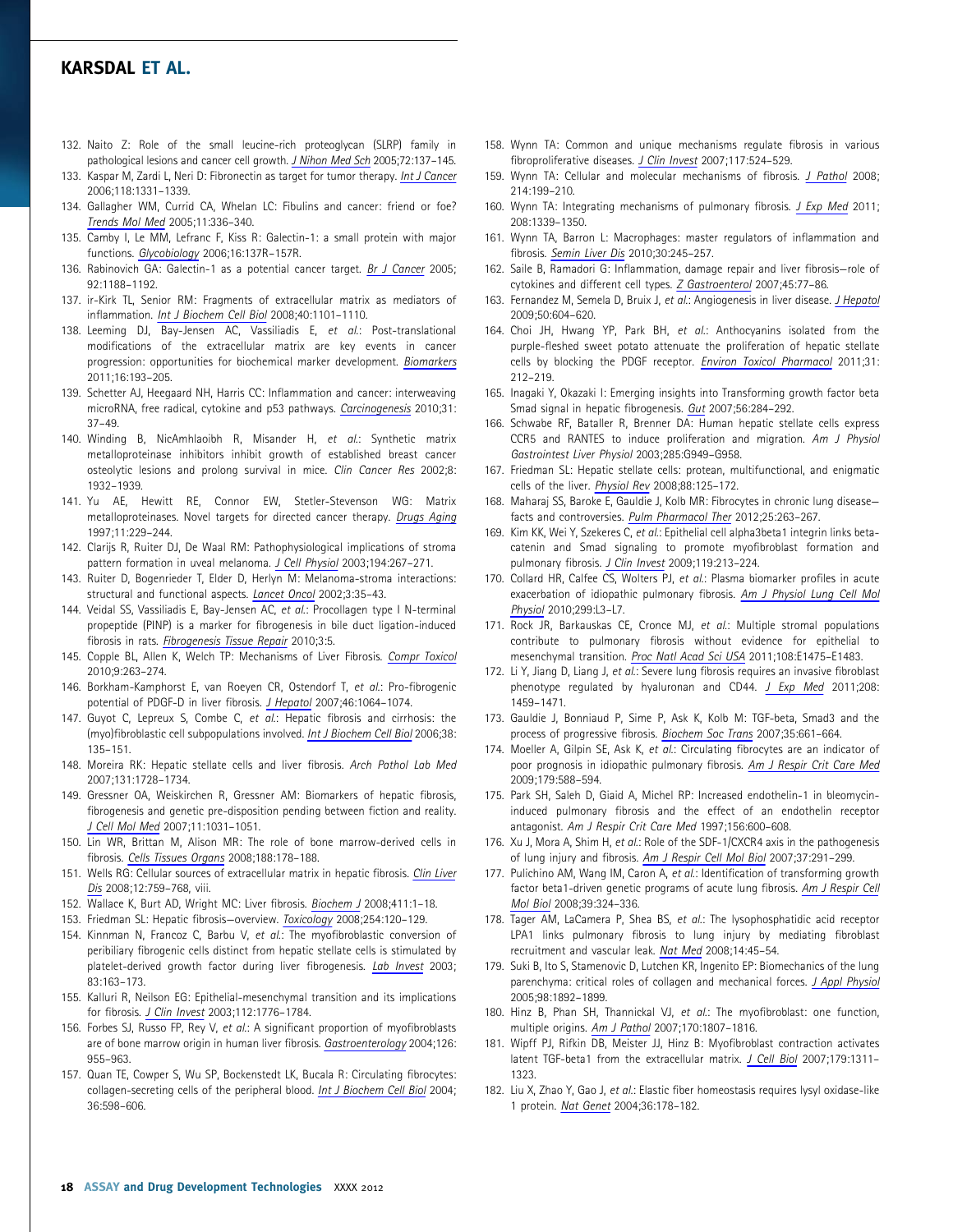132. Naito Z: Role of the small leucine-rich proteoglycan (SLRP) family in pathological lesions and cancer cell growth. *J Nihon Med Sch* 2005;72:137–145.
133. Kaspar M, Zardi L, Neri D: Fibronectin as target for tumor therapy. *Int J Cancer* 2006;118:1331–1339.
134. Gallagher WM, Currid CA, Whelan LC: Fibulins and cancer: friend or foe? *Trends Mol Med* 2005;11:336–340.
135. Camby I, Le MM, Lefranc F, Kiss R: Galectin-1: a small protein with major functions. *Glycobiology* 2006;16:137R–157R.
136. Rabinovich GA: Galectin-1 as a potential cancer target. *Br J Cancer* 2005; 92:1188–1192.
137. ir-Kirk TL, Senior RM: Fragments of extracellular matrix as mediators of inflammation. *Int J Biochem Cell Biol* 2008;40:1101–1110.
138. Leeming DJ, Bay-Jensen AC, Vassiliadis E, *et al.*: Post-translational modifications of the extracellular matrix are key events in cancer progression: opportunities for biochemical marker development. *Biomarkers* 2011;16:193–205.
139. Schetter AJ, Heegaard NH, Harris CC: Inflammation and cancer: interweaving microRNA, free radical, cytokine and p53 pathways. *Carcinogenesis* 2010;31: 37–49.
140. Winding B, NicAmhlaoibh R, Misander H, *et al.*: Synthetic matrix metalloproteinase inhibitors inhibit growth of established breast cancer osteolytic lesions and prolong survival in mice. *Clin Cancer Res* 2002;8: 1932–1939.
141. Yu AE, Hewitt RE, Connor EW, Stetler-Stevenson WG: Matrix metalloproteinases. Novel targets for directed cancer therapy. *Drugs Aging* 1997;11:229–244.
142. Clarijs R, Ruiter DJ, De Waal RM: Pathophysiological implications of stroma pattern formation in uveal melanoma. *J Cell Physiol* 2003;194:267–271.
143. Ruiter D, Bogenrieder T, Elder D, Herlyn M: Melanoma-stroma interactions: structural and functional aspects. *Lancet Oncol* 2002;3:35–43.
144. Veidal SS, Vassiliadis E, Bay-Jensen AC, *et al.*: Procollagen type I N-terminal propeptide (PINP) is a marker for fibrogenesis in bile duct ligation-induced fibrosis in rats. *Fibrogenesis Tissue Repair* 2010;3:5.
145. Copple BL, Allen K, Welch TP: Mechanisms of Liver Fibrosis. *Compr Toxicol* 2010;9:263–274.
146. Borkham-Kamphorst E, van Roeyen CR, Ostendorf T, *et al.*: Pro-fibrogenic potential of PDGF-D in liver fibrosis. *J Hepatol* 2007;46:1064–1074.
147. Guyot C, Lepreux S, Combe C, *et al.*: Hepatic fibrosis and cirrhosis: the (myo)fibroblastic cell subpopulations involved. *Int J Biochem Cell Biol* 2006;38: 135–151.
148. Moreira RK: Hepatic stellate cells and liver fibrosis. *Arch Pathol Lab Med* 2007;131:1728–1734.
149. Gressner OA, Weiskirchen R, Gressner AM: Biomarkers of hepatic fibrosis, fibrogenesis and genetic pre-disposition pending between fiction and reality. *J Cell Mol Med* 2007;11:1031–1051.
150. Lin WR, Brittan M, Alison MR: The role of bone marrow-derived cells in fibrosis. *Cells Tissues Organs* 2008;188:178–188.
151. Wells RG: Cellular sources of extracellular matrix in hepatic fibrosis. *Clin Liver Dis* 2008;12:759–768, viii.
152. Wallace K, Burt AD, Wright MC: Liver fibrosis. *Biochem J* 2008;411:1–18.
153. Friedman SL: Hepatic fibrosis—overview. *Toxicology* 2008;254:120–129.
154. Kinnman N, Francoz C, Barbu V, *et al.*: The myofibroblastic conversion of peribiliary fibrogenic cells distinct from hepatic stellate cells is stimulated by platelet-derived growth factor during liver fibrogenesis. *Lab Invest* 2003; 83:163–173.
155. Kalluri R, Neilson EG: Epithelial-mesenchymal transition and its implications for fibrosis. *J Clin Invest* 2003;112:1776–1784.
156. Forbes SJ, Russo FP, Rey V, *et al.*: A significant proportion of myofibroblasts are of bone marrow origin in human liver fibrosis. *Gastroenterology* 2004;126: 955–963.
157. Quan TE, Cowper S, Wu SP, Bockenstedt LK, Bucala R: Circulating fibrocytes: collagen-secreting cells of the peripheral blood. *Int J Biochem Cell Biol* 2004; 36:598–606.
158. Wynn TA: Common and unique mechanisms regulate fibrosis in various fibroproliferative diseases. *J Clin Invest* 2007;117:524–529.
159. Wynn TA: Cellular and molecular mechanisms of fibrosis. *J Pathol* 2008; 214:199–210.
160. Wynn TA: Integrating mechanisms of pulmonary fibrosis. *J Exp Med* 2011; 208:1339–1350.
161. Wynn TA, Barron L: Macrophages: master regulators of inflammation and fibrosis. *Semin Liver Dis* 2010;30:245–257.
162. Saile B, Ramadori G: Inflammation, damage repair and liver fibrosis—role of cytokines and different cell types. *Z Gastroenterol* 2007;45:77–86.
163. Fernandez M, Semela D, Bruix J, *et al.*: Angiogenesis in liver disease. *J Hepatol* 2009;50:604–620.
164. Choi JH, Hwang YP, Park BH, *et al.*: Anthocyanins isolated from the purple-fleshed sweet potato attenuate the proliferation of hepatic stellate cells by blocking the PDGF receptor. *Environ Toxicol Pharmacol* 2011;31: 212–219.
165. Inagaki Y, Okazaki I: Emerging insights into Transforming growth factor beta Smad signal in hepatic fibrogenesis. *Gut* 2007;56:284–292.
166. Schwabe RF, Bataller R, Brenner DA: Human hepatic stellate cells express CCR5 and RANTES to induce proliferation and migration. *Am J Physiol Gastrointest Liver Physiol* 2003;285:G949–G958.
167. Friedman SL: Hepatic stellate cells: protean, multifunctional, and enigmatic cells of the liver. *Physiol Rev* 2008;88:125–172.
168. Maharaj SS, Baroke E, Gauldie J, Kolb MR: Fibrocytes in chronic lung disease—facts and controversies. *Pulm Pharmacol Ther* 2012;25:263–267.
169. Kim KK, Wei Y, Szekeres C, *et al.*: Epithelial cell alpha3beta1 integrin links beta-catenin and Smad signaling to promote myofibroblast formation and pulmonary fibrosis. *J Clin Invest* 2009;119:213–224.
170. Collard HR, Calfee CS, Wolters PJ, *et al.*: Plasma biomarker profiles in acute exacerbation of idiopathic pulmonary fibrosis. *Am J Physiol Lung Cell Mol Physiol* 2010;299:L3–L7.
171. Rock JR, Barkauskas CE, Cronce MJ, *et al.*: Multiple stromal populations contribute to pulmonary fibrosis without evidence for epithelial to mesenchymal transition. *Proc Natl Acad Sci USA* 2011;108:E1475–E1483.
172. Li Y, Jiang D, Liang J, *et al.*: Severe lung fibrosis requires an invasive fibroblast phenotype regulated by hyaluronan and CD44. *J Exp Med* 2011;208: 1459–1471.
173. Gauldie J, Bonniaud P, Sime P, Ask K, Kolb M: TGF-beta, Smad3 and the process of progressive fibrosis. *Biochem Soc Trans* 2007;35:661–664.
174. Moeller A, Gilpin SE, Ask K, *et al.*: Circulating fibrocytes are an indicator of poor prognosis in idiopathic pulmonary fibrosis. *Am J Respir Crit Care Med* 2009;179:588–594.
175. Park SH, Saleh D, Giaid A, Michel RP: Increased endothelin-1 in bleomycin-induced pulmonary fibrosis and the effect of an endothelin receptor antagonist. *Am J Respir Crit Care Med* 1997;156:600–608.
176. Xu J, Mora A, Shim H, *et al.*: Role of the SDF-1/CXCR4 axis in the pathogenesis of lung injury and fibrosis. *Am J Respir Cell Mol Biol* 2007;37:291–299.
177. Pulichino AM, Wang IM, Caron A, *et al.*: Identification of transforming growth factor beta1-driven genetic programs of acute lung fibrosis. *Am J Respir Cell Mol Biol* 2008;39:324–336.
178. Tager AM, LaCamera P, Shea BS, *et al.*: The lysophosphatidic acid receptor LPA1 links pulmonary fibrosis to lung injury by mediating fibroblast recruitment and vascular leak. *Nat Med* 2008;14:45–54.
179. Suki B, Ito S, Stamenovic D, Lutchen KR, Ingenito EP: Biomechanics of the lung parenchyma: critical roles of collagen and mechanical forces. *J Appl Physiol* 2005;98:1892–1899.
180. Hinz B, Phan SH, Thannickal VJ, *et al.*: The myofibroblast: one function, multiple origins. *Am J Pathol* 2007;170:1807–1816.
181. Wipff PJ, Rifkin DB, Meister JJ, Hinz B: Myofibroblast contraction activates latent TGF-beta1 from the extracellular matrix. *J Cell Biol* 2007;179:1311–1323.
182. Liu X, Zhao Y, Gao J, *et al.*: Elastic fiber homeostasis requires lysyl oxidase-like 1 protein. *Nat Genet* 2004;36:178–182.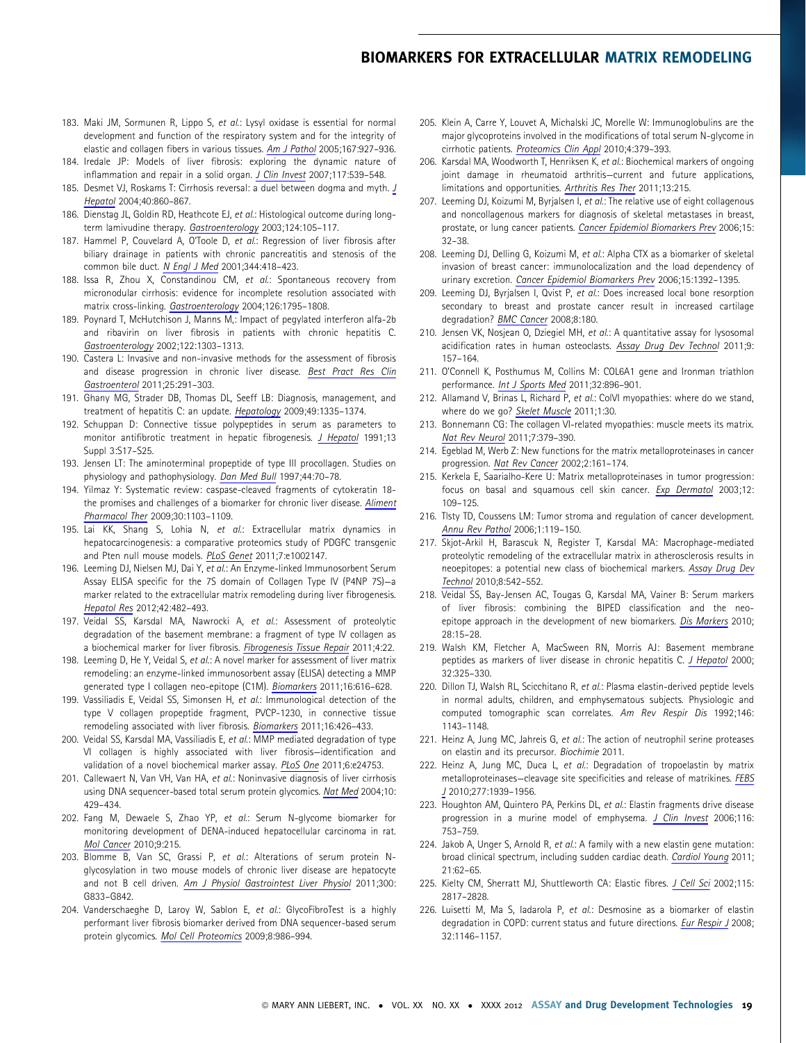183. Maki JM, Sormunen R, Lippo S, *et al.*: Lysyl oxidase is essential for normal development and function of the respiratory system and for the integrity of elastic and collagen fibers in various tissues. *Am J Pathol* 2005;167:927–936.
184. Iredale JP: Models of liver fibrosis: exploring the dynamic nature of inflammation and repair in a solid organ. *J Clin Invest* 2007;117:539–548.
185. Desmet VJ, Roskams T: Cirrhosis reversal: a duel between dogma and myth. *J Hepatol* 2004;40:860–867.
186. Dienstag JL, Goldin RD, Heathcote EJ, *et al.*: Histological outcome during long-term lamivudine therapy. *Gastroenterology* 2003;124:105–117.
187. Hammel P, Couvelard A, O'Toole D, *et al.*: Regression of liver fibrosis after biliary drainage in patients with chronic pancreatitis and stenosis of the common bile duct. *N Engl J Med* 2001;344:418–423.
188. Issa R, Zhou X, Constandinou CM, *et al.*: Spontaneous recovery from micronodular cirrhosis: evidence for incomplete resolution associated with matrix cross-linking. *Gastroenterology* 2004;126:1795–1808.
189. Poynard T, McHutchison J, Manns M,: Impact of pegylated interferon alfa-2b and ribavirin on liver fibrosis in patients with chronic hepatitis C. *Gastroenterology* 2002;122:1303–1313.
190. Castera L: Invasive and non-invasive methods for the assessment of fibrosis and disease progression in chronic liver disease. *Best Pract Res Clin Gastroenterol* 2011;25:291–303.
191. Ghany MG, Strader DB, Thomas DL, Seeff LB: Diagnosis, management, and treatment of hepatitis C: an update. *Hepatology* 2009;49:1335–1374.
192. Schuppan D: Connective tissue polypeptides in serum as parameters to monitor antifibrotic treatment in hepatic fibrogenesis. *J Hepatol* 1991;13 Suppl 3:S17–S25.
193. Jensen LT: The aminoterminal propeptide of type III procollagen. Studies on physiology and pathophysiology. *Dan Med Bull* 1997;44:70–78.
194. Yilmaz Y: Systematic review: caspase-cleaved fragments of cytokeratin 18-the promises and challenges of a biomarker for chronic liver disease. *Aliment Pharmacol Ther* 2009;30:1103–1109.
195. Lai KK, Shang S, Lohia N, *et al.*: Extracellular matrix dynamics in hepatocarcinogenesis: a comparative proteomics study of PDGFC transgenic and Pten null mouse models. *PLoS Genet* 2011;7:e1002147.
196. Leeming DJ, Nielsen MJ, Dai Y, *et al.*: An Enzyme-linked Immunosorbent Serum Assay ELISA specific for the 7S domain of Collagen Type IV (P4NP 7S)—a marker related to the extracellular matrix remodeling during liver fibrogenesis. *Hepatol Res* 2012;42:482–493.
197. Veidal SS, Karsdal MA, Nawrocki A, *et al.*: Assessment of proteolytic degradation of the basement membrane: a fragment of type IV collagen as a biochemical marker for liver fibrosis. *Fibrogenesis Tissue Repair* 2011;4:22.
198. Leeming D, He Y, Veidal S, *et al.*: A novel marker for assessment of liver matrix remodeling: an enzyme-linked immunosorbent assay (ELISA) detecting a MMP generated type I collagen neo-epitope (C1M). *Biomarkers* 2011;16:616–628.
199. Vassiliadis E, Veidal SS, Simonsen H, *et al.*: Immunological detection of the type V collagen propeptide fragment, PVCP-1230, in connective tissue remodeling associated with liver fibrosis. *Biomarkers* 2011;16:426–433.
200. Veidal SS, Karsdal MA, Vassiliadis E, *et al.*: MMP mediated degradation of type VI collagen is highly associated with liver fibrosis—identification and validation of a novel biochemical marker assay. *PLoS One* 2011;6:e24753.
201. Callewaert N, Van VH, Van HA, *et al.*: Noninvasive diagnosis of liver cirrhosis using DNA sequencer-based total serum protein glycomics. *Nat Med* 2004;10:429–434.
202. Fang M, Dewaele S, Zhao YP, *et al.*: Serum N-glycome biomarker for monitoring development of DENA-induced hepatocellular carcinoma in rat. *Mol Cancer* 2010;9:215.
203. Blomme B, Van SC, Grassi P, *et al.*: Alterations of serum protein N-glycosylation in two mouse models of chronic liver disease are hepatocyte and not B cell driven. *Am J Physiol Gastrointest Liver Physiol* 2011;300:G833–G842.
204. Vanderschaeghe D, Laroy W, Sablon E, *et al.*: GlycoFibroTest is a highly performant liver fibrosis biomarker derived from DNA sequencer-based serum protein glycomics. *Mol Cell Proteomics* 2009;8:986–994.
205. Klein A, Carre Y, Louvet A, Michalski JC, Morelle W: Immunoglobulins are the major glycoproteins involved in the modifications of total serum N-glycome in cirrhotic patients. *Proteomics Clin Appl* 2010;4:379–393.
206. Karsdal MA, Woodworth T, Henriksen K, *et al.*: Biochemical markers of ongoing joint damage in rheumatoid arthritis—current and future applications, limitations and opportunities. *Arthritis Res Ther* 2011;13:215.
207. Leeming DJ, Koizumi M, Byrjalsen I, *et al.*: The relative use of eight collagenous and noncollagenous markers for diagnosis of skeletal metastases in breast, prostate, or lung cancer patients. *Cancer Epidemiol Biomarkers Prev* 2006;15:32–38.
208. Leeming DJ, Delling G, Koizumi M, *et al.*: Alpha CTX as a biomarker of skeletal invasion of breast cancer: immunolocalization and the load dependency of urinary excretion. *Cancer Epidemiol Biomarkers Prev* 2006;15:1392–1395.
209. Leeming DJ, Byrjalsen I, Qvist P, *et al.*: Does increased local bone resorption secondary to breast and prostate cancer result in increased cartilage degradation? *BMC Cancer* 2008;8:180.
210. Jensen VK, Nosjean O, Dziegiel MH, *et al.*: A quantitative assay for lysosomal acidification rates in human osteoclasts. *Assay Drug Dev Technol* 2011;9:157–164.
211. O'Connell K, Posthumus M, Collins M: COL6A1 gene and Ironman triathlon performance. *Int J Sports Med* 2011;32:896–901.
212. Allamand V, Brinas L, Richard P, *et al.*: ColVI myopathies: where do we stand, where do we go? *Skelet Muscle* 2011;1:30.
213. Bonnemann CG: The collagen VI-related myopathies: muscle meets its matrix. *Nat Rev Neurol* 2011;7:379–390.
214. Egeblad M, Werb Z: New functions for the matrix metalloproteinases in cancer progression. *Nat Rev Cancer* 2002;2:161–174.
215. Kerkela E, Saarialho-Kere U: Matrix metalloproteinases in tumor progression: focus on basal and squamous cell skin cancer. *Exp Dermatol* 2003;12:109–125.
216. Tlsty TD, Coussens LM: Tumor stroma and regulation of cancer development. *Annu Rev Pathol* 2006;1:119–150.
217. Skjot-Arkil H, Barascuk N, Register T, Karsdal MA: Macrophage-mediated proteolytic remodeling of the extracellular matrix in atherosclerosis results in neoepitopes: a potential new class of biochemical markers. *Assay Drug Dev Technol* 2010;8:542–552.
218. Veidal SS, Bay-Jensen AC, Tougas G, Karsdal MA, Vainer B: Serum markers of liver fibrosis: combining the BIPED classification and the neo-epitope approach in the development of new biomarkers. *Dis Markers* 2010;28:15–28.
219. Walsh KM, Fletcher A, MacSween RN, Morris AJ: Basement membrane peptides as markers of liver disease in chronic hepatitis C. *J Hepatol* 2000;32:325–330.
220. Dillon TJ, Walsh RL, Scicchitano R, *et al.*: Plasma elastin-derived peptide levels in normal adults, children, and emphysematous subjects. Physiologic and computed tomographic scan correlates. *Am Rev Respir Dis* 1992;146:1143–1148.
221. Heinz A, Jung MC, Jahreis G, *et al.*: The action of neutrophil serine proteases on elastin and its precursor. *Biochimie* 2011.
222. Heinz A, Jung MC, Duca L, *et al.*: Degradation of tropoelastin by matrix metalloproteinases—cleavage site specificities and release of matrikines. *FEBS J* 2010;277:1939–1956.
223. Houghton AM, Quintero PA, Perkins DL, *et al.*: Elastin fragments drive disease progression in a murine model of emphysema. *J Clin Invest* 2006;116:753–759.
224. Jakob A, Unger S, Arnold R, *et al.*: A family with a new elastin gene mutation: broad clinical spectrum, including sudden cardiac death. *Cardiol Young* 2011;21:62–65.
225. Kielty CM, Sherratt MJ, Shuttleworth CA: Elastic fibres. *J Cell Sci* 2002;115:2817–2828.
226. Luisetti M, Ma S, Iadarola P, *et al.*: Desmosine as a biomarker of elastin degradation in COPD: current status and future directions. *Eur Respir J* 2008;32:1146–1157.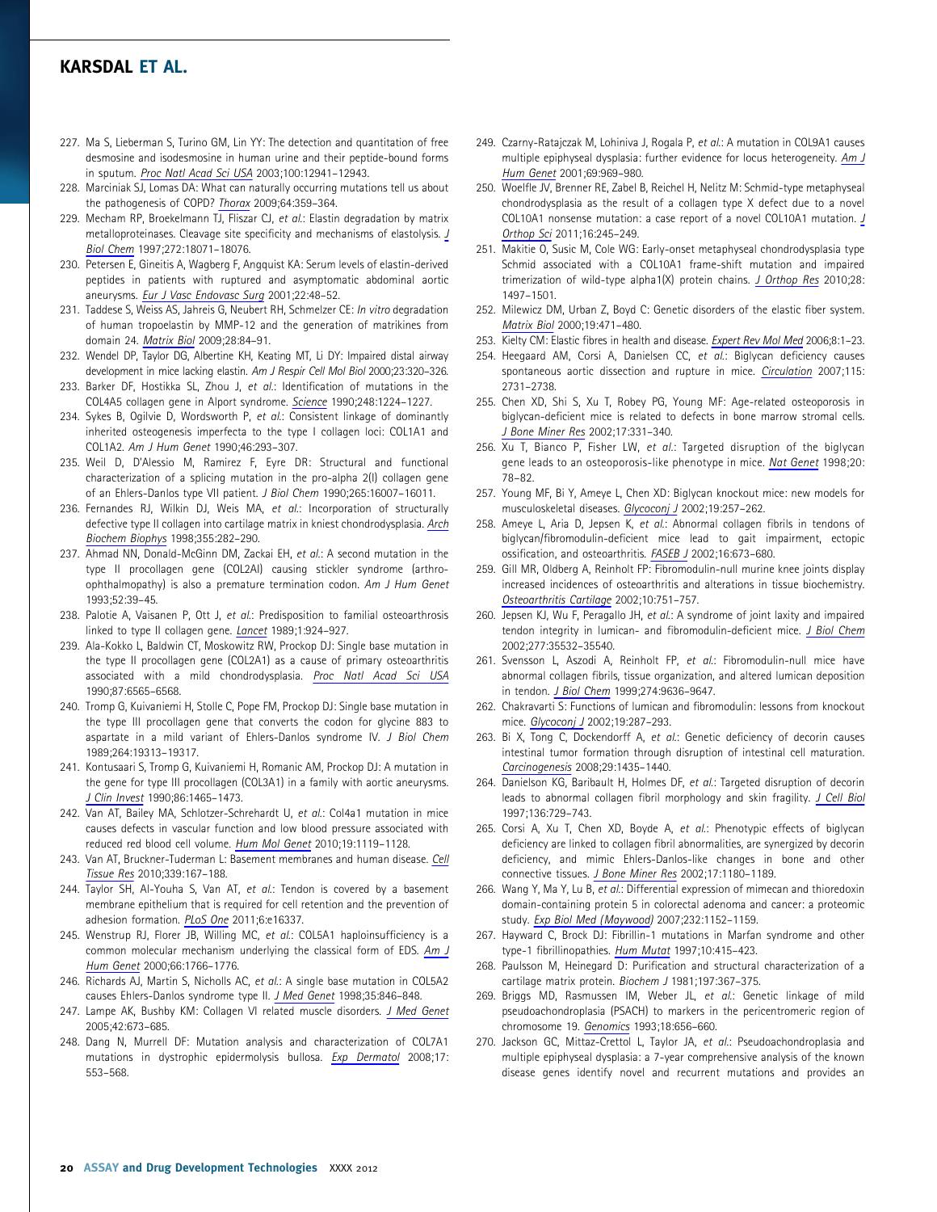227. Ma S, Lieberman S, Turino GM, Lin YY: The detection and quantitation of free desmosine and isodesmosine in human urine and their peptide-bound forms in sputum. *Proc Natl Acad Sci USA* 2003;100:12941–12943.
228. Marciniak SJ, Lomas DA: What can naturally occurring mutations tell us about the pathogenesis of COPD? *Thorax* 2009;64:359–364.
229. Mecham RP, Broekelmann TJ, Fliszar CJ, *et al.*: Elastin degradation by matrix metalloproteinases. Cleavage site specificity and mechanisms of elastolysis. *J Biol Chem* 1997;272:18071–18076.
230. Petersen E, Gineitis A, Wagberg F, Angquist KA: Serum levels of elastin-derived peptides in patients with ruptured and asymptomatic abdominal aortic aneurysms. *Eur J Vasc Endovasc Surg* 2001;22:48–52.
231. Taddese S, Weiss AS, Jahreis G, Neubert RH, Schmelzer CE: *In vitro* degradation of human tropoelastin by MMP-12 and the generation of matrikines from domain 24. *Matrix Biol* 2009;28:84–91.
232. Wendel DP, Taylor DG, Albertine KH, Keating MT, Li DY: Impaired distal airway development in mice lacking elastin. *Am J Respir Cell Mol Biol* 2000;23:320–326.
233. Barker DF, Hostikka SL, Zhou J, *et al.*: Identification of mutations in the COL4A5 collagen gene in Alport syndrome. *Science* 1990;248:1224–1227.
234. Sykes B, Ogilvie D, Wordsworth P, *et al.*: Consistent linkage of dominantly inherited osteogenesis imperfecta to the type I collagen loci: COL1A1 and COL1A2. *Am J Hum Genet* 1990;46:293–307.
235. Weil D, D'Alessio M, Ramirez F, Eyre DR: Structural and functional characterization of a splicing mutation in the pro-alpha 2(I) collagen gene of an Ehlers-Danlos type VII patient. *J Biol Chem* 1990;265:16007–16011.
236. Fernandes RJ, Wilkin DJ, Weis MA, *et al.*: Incorporation of structurally defective type II collagen into cartilage matrix in kniest chondrodysplasia. *Arch Biochem Biophys* 1998;355:282–290.
237. Ahmad NN, Donald-McGinn DM, Zackai EH, *et al.*: A second mutation in the type II procollagen gene (COL2AI) causing stickler syndrome (arthro-ophthalmopathy) is also a premature termination codon. *Am J Hum Genet* 1993;52:39–45.
238. Palotie A, Vaisanen P, Ott J, *et al.*: Predisposition to familial osteoarthrosis linked to type II collagen gene. *Lancet* 1989;1:924–927.
239. Ala-Kokko L, Baldwin CT, Moskowitz RW, Prockop DJ: Single base mutation in the type II procollagen gene (COL2A1) as a cause of primary osteoarthritis associated with a mild chondrodysplasia. *Proc Natl Acad Sci USA* 1990;87:6565–6568.
240. Tromp G, Kuivaniemi H, Stolle C, Pope FM, Prockop DJ: Single base mutation in the type III procollagen gene that converts the codon for glycine 883 to aspartate in a mild variant of Ehlers-Danlos syndrome IV. *J Biol Chem* 1989;264:19313–19317.
241. Kontusaari S, Tromp G, Kuivaniemi H, Romanic AM, Prockop DJ: A mutation in the gene for type III procollagen (COL3A1) in a family with aortic aneurysms. *J Clin Invest* 1990;86:1465–1473.
242. Van AT, Bailey MA, Schlotzer-Schrehardt U, *et al.*: Col4a1 mutation in mice causes defects in vascular function and low blood pressure associated with reduced red blood cell volume. *Hum Mol Genet* 2010;19:1119–1128.
243. Van AT, Bruckner-Tuderman L: Basement membranes and human disease. *Cell Tissue Res* 2010;339:167–188.
244. Taylor SH, Al-Youha S, Van AT, *et al.*: Tendon is covered by a basement membrane epithelium that is required for cell retention and the prevention of adhesion formation. *PLoS One* 2011;6:e16337.
245. Wenstrup RJ, Florer JB, Willing MC, *et al.*: COL5A1 haploinsufficiency is a common molecular mechanism underlying the classical form of EDS. *Am J Hum Genet* 2000;66:1766–1776.
246. Richards AJ, Martin S, Nicholls AC, *et al.*: A single base mutation in COL5A2 causes Ehlers-Danlos syndrome type II. *J Med Genet* 1998;35:846–848.
247. Lampe AK, Bushby KM: Collagen VI related muscle disorders. *J Med Genet* 2005;42:673–685.
248. Dang N, Murrell DF: Mutation analysis and characterization of COL7A1 mutations in dystrophic epidermolysis bullosa. *Exp Dermatol* 2008;17: 553–568.
249. Czarny-Ratajczak M, Lohiniva J, Rogala P, *et al.*: A mutation in COL9A1 causes multiple epiphyseal dysplasia: further evidence for locus heterogeneity. *Am J Hum Genet* 2001;69:969–980.
250. Woelfle JV, Brenner RE, Zabel B, Reichel H, Nelitz M: Schmid-type metaphyseal chondrodysplasia as the result of a collagen type X defect due to a novel COL10A1 nonsense mutation: a case report of a novel COL10A1 mutation. *J Orthop Sci* 2011;16:245–249.
251. Makitie O, Susic M, Cole WG: Early-onset metaphyseal chondrodysplasia type Schmid associated with a COL10A1 frame-shift mutation and impaired trimerization of wild-type alpha1(X) protein chains. *J Orthop Res* 2010;28: 1497–1501.
252. Milewicz DM, Urban Z, Boyd C: Genetic disorders of the elastic fiber system. *Matrix Biol* 2000;19:471–480.
253. Kielty CM: Elastic fibres in health and disease. *Expert Rev Mol Med* 2006;8:1–23.
254. Heegaard AM, Corsi A, Danielsen CC, *et al.*: Biglycan deficiency causes spontaneous aortic dissection and rupture in mice. *Circulation* 2007;115: 2731–2738.
255. Chen XD, Shi S, Xu T, Robey PG, Young MF: Age-related osteoporosis in biglycan-deficient mice is related to defects in bone marrow stromal cells. *J Bone Miner Res* 2002;17:331–340.
256. Xu T, Bianco P, Fisher LW, *et al.*: Targeted disruption of the biglycan gene leads to an osteoporosis-like phenotype in mice. *Nat Genet* 1998;20: 78–82.
257. Young MF, Bi Y, Ameye L, Chen XD: Biglycan knockout mice: new models for musculoskeletal diseases. *Glycoconj J* 2002;19:257–262.
258. Ameye L, Aria D, Jepsen K, *et al.*: Abnormal collagen fibrils in tendons of biglycan/fibromodulin-deficient mice lead to gait impairment, ectopic ossification, and osteoarthritis. *FASEB J* 2002;16:673–680.
259. Gill MR, Oldberg A, Reinholt FP: Fibromodulin-null murine knee joints display increased incidences of osteoarthritis and alterations in tissue biochemistry. *Osteoarthritis Cartilage* 2002;10:751–757.
260. Jepsen KJ, Wu F, Peragallo JH, *et al.*: A syndrome of joint laxity and impaired tendon integrity in lumican- and fibromodulin-deficient mice. *J Biol Chem* 2002;277:35532–35540.
261. Svensson L, Aszodi A, Reinholt FP, *et al.*: Fibromodulin-null mice have abnormal collagen fibrils, tissue organization, and altered lumican deposition in tendon. *J Biol Chem* 1999;274:9636–9647.
262. Chakravarti S: Functions of lumican and fibromodulin: lessons from knockout mice. *Glycoconj J* 2002;19:287–293.
263. Bi X, Tong C, Dockendorff A, *et al.*: Genetic deficiency of decorin causes intestinal tumor formation through disruption of intestinal cell maturation. *Carcinogenesis* 2008;29:1435–1440.
264. Danielson KG, Baribault H, Holmes DF, *et al.*: Targeted disruption of decorin leads to abnormal collagen fibril morphology and skin fragility. *J Cell Biol* 1997;136:729–743.
265. Corsi A, Xu T, Chen XD, Boyde A, *et al.*: Phenotypic effects of biglycan deficiency are linked to collagen fibril abnormalities, are synergized by decorin deficiency, and mimic Ehlers-Danlos-like changes in bone and other connective tissues. *J Bone Miner Res* 2002;17:1180–1189.
266. Wang Y, Ma Y, Lu B, *et al.*: Differential expression of mimecan and thioredoxin domain-containing protein 5 in colorectal adenoma and cancer: a proteomic study. *Exp Biol Med (Maywood)* 2007;232:1152–1159.
267. Hayward C, Brock DJ: Fibrillin-1 mutations in Marfan syndrome and other type-1 fibrillinopathies. *Hum Mutat* 1997;10:415–423.
268. Paulsson M, Heinegard D: Purification and structural characterization of a cartilage matrix protein. *Biochem J* 1981;197:367–375.
269. Briggs MD, Rasmussen IM, Weber JL, *et al.*: Genetic linkage of mild pseudoachondroplasia (PSACH) to markers in the pericentromeric region of chromosome 19. *Genomics* 1993;18:656–660.
270. Jackson GC, Mittaz-Crettol L, Taylor JA, *et al.*: Pseudoachondroplasia and multiple epiphyseal dysplasia: a 7-year comprehensive analysis of the known disease genes identify novel and recurrent mutations and provides an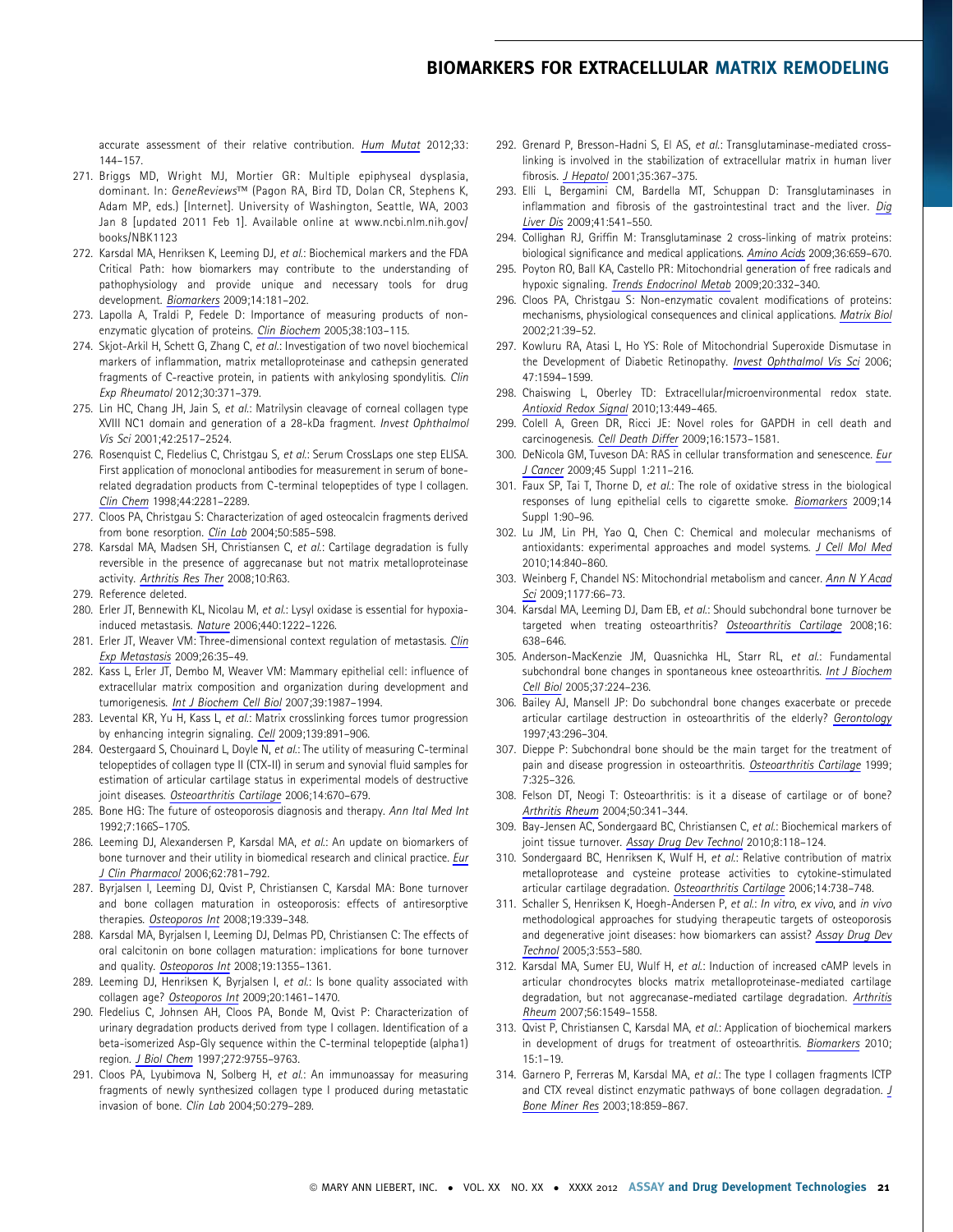accurate assessment of their relative contribution. *Hum Mutat* 2012;33: 144–157.

271. Briggs MD, Wright MJ, Mortier GR: Multiple epiphyseal dysplasia, dominant. In: *GeneReviews*™ (Pagon RA, Bird TD, Dolan CR, Stephens K, Adam MP, eds.) [Internet]. University of Washington, Seattle, WA, 2003 Jan 8 [updated 2011 Feb 1]. Available online at www.ncbi.nlm.nih.gov/books/NBK1123
272. Karsdal MA, Henriksen K, Leeming DJ, *et al.*: Biochemical markers and the FDA Critical Path: how biomarkers may contribute to the understanding of pathophysiology and provide unique and necessary tools for drug development. *Biomarkers* 2009;14:181–202.
273. Lapolla A, Traldi P, Fedele D: Importance of measuring products of non-enzymatic glycation of proteins. *Clin Biochem* 2005;38:103–115.
274. Skjot-Arkil H, Schett G, Zhang C, *et al.*: Investigation of two novel biochemical markers of inflammation, matrix metalloproteinase and cathepsin generated fragments of C-reactive protein, in patients with ankylosing spondylitis. *Clin Exp Rheumatol* 2012;30:371–379.
275. Lin HC, Chang JH, Jain S, *et al.*: Matrilysin cleavage of corneal collagen type XVIII NC1 domain and generation of a 28-kDa fragment. *Invest Ophthalmol Vis Sci* 2001;42:2517–2524.
276. Rosenquist C, Fledelius C, Christgau S, *et al.*: Serum CrossLaps one step ELISA. First application of monoclonal antibodies for measurement in serum of bone-related degradation products from C-terminal telopeptides of type I collagen. *Clin Chem* 1998;44:2281–2289.
277. Cloos PA, Christgau S: Characterization of aged osteocalcin fragments derived from bone resorption. *Clin Lab* 2004;50:585–598.
278. Karsdal MA, Madsen SH, Christiansen C, *et al.*: Cartilage degradation is fully reversible in the presence of aggrecanase but not matrix metalloproteinase activity. *Arthritis Res Ther* 2008;10:R63.
279. Reference deleted.
280. Erler JT, Bennewith KL, Nicolau M, *et al.*: Lysyl oxidase is essential for hypoxia-induced metastasis. *Nature* 2006;440:1222–1226.
281. Erler JT, Weaver VM: Three-dimensional context regulation of metastasis. *Clin Exp Metastasis* 2009;26:35–49.
282. Kass L, Erler JT, Dembo M, Weaver VM: Mammary epithelial cell: influence of extracellular matrix composition and organization during development and tumorigenesis. *Int J Biochem Cell Biol* 2007;39:1987–1994.
283. Levental KR, Yu H, Kass L, *et al.*: Matrix crosslinking forces tumor progression by enhancing integrin signaling. *Cell* 2009;139:891–906.
284. Oestergaard S, Chouinard L, Doyle N, *et al.*: The utility of measuring C-terminal telopeptides of collagen type II (CTX-II) in serum and synovial fluid samples for estimation of articular cartilage status in experimental models of destructive joint diseases. *Osteoarthritis Cartilage* 2006;14:670–679.
285. Bone HG: The future of osteoporosis diagnosis and therapy. *Ann Ital Med Int* 1992;7:166S–170S.
286. Leeming DJ, Alexandersen P, Karsdal MA, *et al.*: An update on biomarkers of bone turnover and their utility in biomedical research and clinical practice. *Eur J Clin Pharmacol* 2006;62:781–792.
287. Byrjalsen I, Leeming DJ, Qvist P, Christiansen C, Karsdal MA: Bone turnover and bone collagen maturation in osteoporosis: effects of antiresorptive therapies. *Osteoporos Int* 2008;19:339–348.
288. Karsdal MA, Byrjalsen I, Leeming DJ, Delmas PD, Christiansen C: The effects of oral calcitonin on bone collagen maturation: implications for bone turnover and quality. *Osteoporos Int* 2008;19:1355–1361.
289. Leeming DJ, Henriksen K, Byrjalsen I, *et al.*: Is bone quality associated with collagen age? *Osteoporos Int* 2009;20:1461–1470.
290. Fledelius C, Johnsen AH, Cloos PA, Bonde M, Qvist P: Characterization of urinary degradation products derived from type I collagen. Identification of a beta-isomerized Asp-Gly sequence within the C-terminal telopeptide (alpha1) region. *J Biol Chem* 1997;272:9755–9763.
291. Cloos PA, Lyubimova N, Solberg H, *et al.*: An immunoassay for measuring fragments of newly synthesized collagen type I produced during metastatic invasion of bone. *Clin Lab* 2004;50:279–289.
292. Grenard P, Bresson-Hadni S, El AS, *et al.*: Transglutaminase-mediated cross-linking is involved in the stabilization of extracellular matrix in human liver fibrosis. *J Hepatol* 2001;35:367–375.
293. Elli L, Bergamini CM, Bardella MT, Schuppan D: Transglutaminases in inflammation and fibrosis of the gastrointestinal tract and the liver. *Dig Liver Dis* 2009;41:541–550.
294. Collighan RJ, Griffin M: Transglutaminase 2 cross-linking of matrix proteins: biological significance and medical applications. *Amino Acids* 2009;36:659–670.
295. Poyton RO, Ball KA, Castello PR: Mitochondrial generation of free radicals and hypoxic signaling. *Trends Endocrinol Metab* 2009;20:332–340.
296. Cloos PA, Christgau S: Non-enzymatic covalent modifications of proteins: mechanisms, physiological consequences and clinical applications. *Matrix Biol* 2002;21:39–52.
297. Kowluru RA, Atasi L, Ho YS: Role of Mitochondrial Superoxide Dismutase in the Development of Diabetic Retinopathy. *Invest Ophthalmol Vis Sci* 2006; 47:1594–1599.
298. Chaiswing L, Oberley TD: Extracellular/microenvironmental redox state. *Antioxid Redox Signal* 2010;13:449–465.
299. Colell A, Green DR, Ricci JE: Novel roles for GAPDH in cell death and carcinogenesis. *Cell Death Differ* 2009;16:1573–1581.
300. DeNicola GM, Tuveson DA: RAS in cellular transformation and senescence. *Eur J Cancer* 2009;45 Suppl 1:211–216.
301. Faux SP, Tai T, Thorne D, *et al.*: The role of oxidative stress in the biological responses of lung epithelial cells to cigarette smoke. *Biomarkers* 2009;14 Suppl 1:90–96.
302. Lu JM, Lin PH, Yao Q, Chen C: Chemical and molecular mechanisms of antioxidants: experimental approaches and model systems. *J Cell Mol Med* 2010;14:840–860.
303. Weinberg F, Chandel NS: Mitochondrial metabolism and cancer. *Ann N Y Acad Sci* 2009;1177:66–73.
304. Karsdal MA, Leeming DJ, Dam EB, *et al.*: Should subchondral bone turnover be targeted when treating osteoarthritis? *Osteoarthritis Cartilage* 2008;16: 638–646.
305. Anderson-MacKenzie JM, Quasnichka HL, Starr RL, *et al.*: Fundamental subchondral bone changes in spontaneous knee osteoarthritis. *Int J Biochem Cell Biol* 2005;37:224–236.
306. Bailey AJ, Mansell JP: Do subchondral bone changes exacerbate or precede articular cartilage destruction in osteoarthritis of the elderly? *Gerontology* 1997;43:296–304.
307. Dieppe P: Subchondral bone should be the main target for the treatment of pain and disease progression in osteoarthritis. *Osteoarthritis Cartilage* 1999; 7:325–326.
308. Felson DT, Neogi T: Osteoarthritis: is it a disease of cartilage or of bone? *Arthritis Rheum* 2004;50:341–344.
309. Bay-Jensen AC, Sondergaard BC, Christiansen C, *et al.*: Biochemical markers of joint tissue turnover. *Assay Drug Dev Technol* 2010;8:118–124.
310. Sondergaard BC, Henriksen K, Wulf H, *et al.*: Relative contribution of matrix metalloprotease and cysteine protease activities to cytokine-stimulated articular cartilage degradation. *Osteoarthritis Cartilage* 2006;14:738–748.
311. Schaller S, Henriksen K, Hoegh-Andersen P, *et al.*: *In vitro*, *ex vivo*, and *in vivo* methodological approaches for studying therapeutic targets of osteoporosis and degenerative joint diseases: how biomarkers can assist? *Assay Drug Dev Technol* 2005;3:553–580.
312. Karsdal MA, Sumer EU, Wulf H, *et al.*: Induction of increased cAMP levels in articular chondrocytes blocks matrix metalloproteinase-mediated cartilage degradation, but not aggrecanase-mediated cartilage degradation. *Arthritis Rheum* 2007;56:1549–1558.
313. Qvist P, Christiansen C, Karsdal MA, *et al.*: Application of biochemical markers in development of drugs for treatment of osteoarthritis. *Biomarkers* 2010; 15:1–19.
314. Garnero P, Ferreras M, Karsdal MA, *et al.*: The type I collagen fragments ICTP and CTX reveal distinct enzymatic pathways of bone collagen degradation. *J Bone Miner Res* 2003;18:859–867.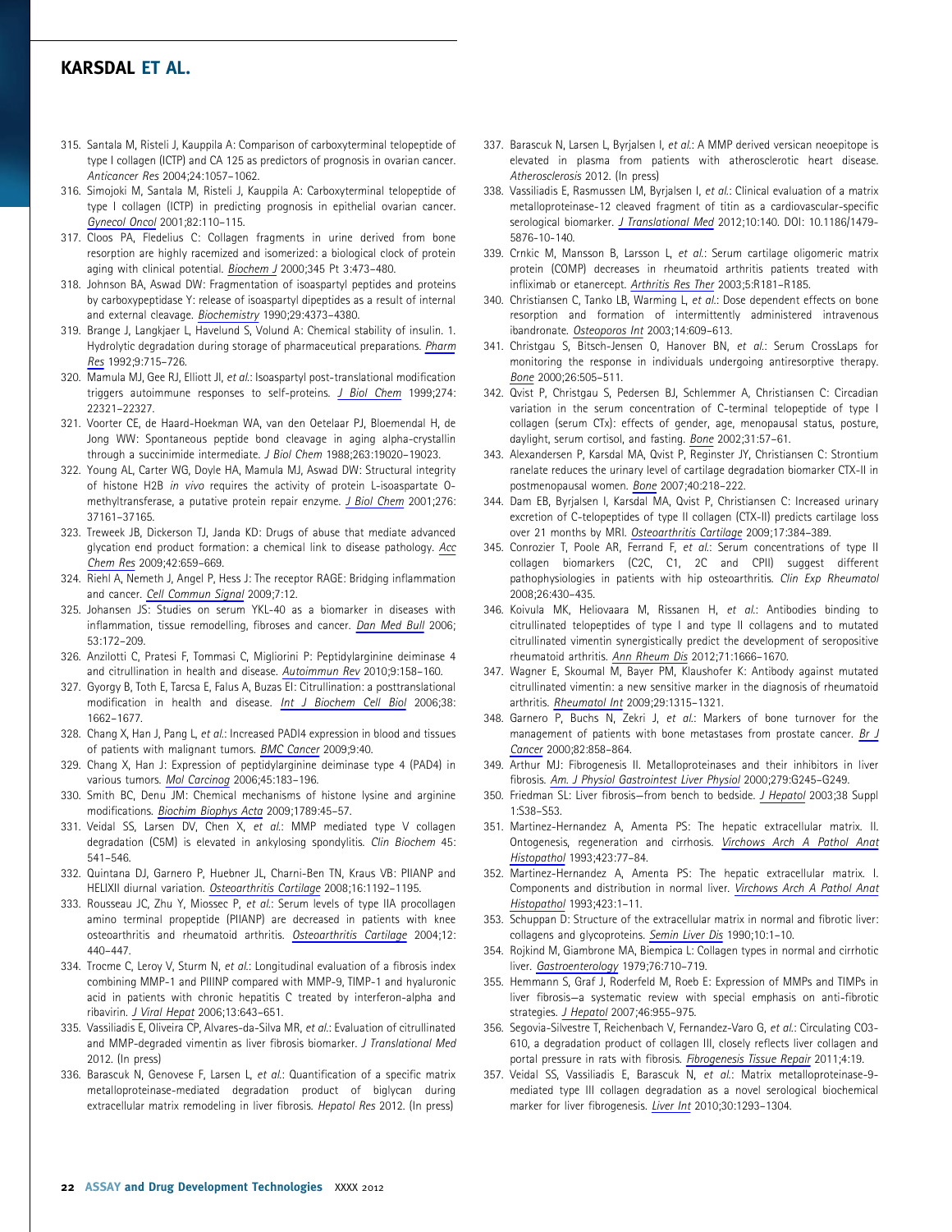315. Santala M, Risteli J, Kauppila A: Comparison of carboxyterminal telopeptide of type I collagen (ICTP) and CA 125 as predictors of prognosis in ovarian cancer. *Anticancer Res* 2004;24:1057–1062.
316. Simojoki M, Santala M, Risteli J, Kauppila A: Carboxyterminal telopeptide of type I collagen (ICTP) in predicting prognosis in epithelial ovarian cancer. *Gynecol Oncol* 2001;82:110–115.
317. Cloos PA, Fledelius C: Collagen fragments in urine derived from bone resorption are highly racemized and isomerized: a biological clock of protein aging with clinical potential. *Biochem J* 2000;345 Pt 3:473–480.
318. Johnson BA, Aswad DW: Fragmentation of isoaspartyl peptides and proteins by carboxypeptidase Y: release of isoaspartyl dipeptides as a result of internal and external cleavage. *Biochemistry* 1990;29:4373–4380.
319. Brange J, Langkjaer L, Havelund S, Volund A: Chemical stability of insulin. 1. Hydrolytic degradation during storage of pharmaceutical preparations. *Pharm Res* 1992;9:715–726.
320. Mamula MJ, Gee RJ, Elliott JI, *et al.*: Isoaspartyl post-translational modification triggers autoimmune responses to self-proteins. *J Biol Chem* 1999;274: 22321–22327.
321. Voorter CE, de Haard-Hoekman WA, van den Oetelaar PJ, Bloemendal H, de Jong WW: Spontaneous peptide bond cleavage in aging alpha-crystallin through a succinimide intermediate. *J Biol Chem* 1988;263:19020–19023.
322. Young AL, Carter WG, Doyle HA, Mamula MJ, Aswad DW: Structural integrity of histone H2B *in vivo* requires the activity of protein L-isoaspartate O-methyltransferase, a putative protein repair enzyme. *J Biol Chem* 2001;276: 37161–37165.
323. Treweek JB, Dickerson TJ, Janda KD: Drugs of abuse that mediate advanced glycation end product formation: a chemical link to disease pathology. *Acc Chem Res* 2009;42:659–669.
324. Riehl A, Nemeth J, Angel P, Hess J: The receptor RAGE: Bridging inflammation and cancer. *Cell Commun Signal* 2009;7:12.
325. Johansen JS: Studies on serum YKL-40 as a biomarker in diseases with inflammation, tissue remodelling, fibroses and cancer. *Dan Med Bull* 2006; 53:172–209.
326. Anzilotti C, Pratesi F, Tommasi C, Migliorini P: Peptidylarginine deiminase 4 and citrullination in health and disease. *Autoimmun Rev* 2010;9:158–160.
327. Gyorgy B, Toth E, Tarcsa E, Falus A, Buzas EI: Citrullination: a posttranslational modification in health and disease. *Int J Biochem Cell Biol* 2006;38: 1662–1677.
328. Chang X, Han J, Pang L, *et al.*: Increased PADI4 expression in blood and tissues of patients with malignant tumors. *BMC Cancer* 2009;9:40.
329. Chang X, Han J: Expression of peptidylarginine deiminase type 4 (PAD4) in various tumors. *Mol Carcinog* 2006;45:183–196.
330. Smith BC, Denu JM: Chemical mechanisms of histone lysine and arginine modifications. *Biochim Biophys Acta* 2009;1789:45–57.
331. Veidal SS, Larsen DV, Chen X, *et al.*: MMP mediated type V collagen degradation (C5M) is elevated in ankylosing spondylitis. *Clin Biochem* 45: 541–546.
332. Quintana DJ, Garnero P, Huebner JL, Charni-Ben TN, Kraus VB: PIIANP and HELIXII diurnal variation. *Osteoarthritis Cartilage* 2008;16:1192–1195.
333. Rousseau JC, Zhu Y, Miossec P, *et al.*: Serum levels of type IIA procollagen amino terminal propeptide (PIIANP) are decreased in patients with knee osteoarthritis and rheumatoid arthritis. *Osteoarthritis Cartilage* 2004;12: 440–447.
334. Trocme C, Leroy V, Sturm N, *et al.*: Longitudinal evaluation of a fibrosis index combining MMP-1 and PIIINP compared with MMP-9, TIMP-1 and hyaluronic acid in patients with chronic hepatitis C treated by interferon-alpha and ribavirin. *J Viral Hepat* 2006;13:643–651.
335. Vassiliadis E, Oliveira CP, Alvares-da-Silva MR, *et al.*: Evaluation of citrullinated and MMP-degraded vimentin as liver fibrosis biomarker. *J Translational Med* 2012. (In press)
336. Barascuk N, Genovese F, Larsen L, *et al.*: Quantification of a specific matrix metalloproteinase-mediated degradation product of biglycan during extracellular matrix remodeling in liver fibrosis. *Hepatol Res* 2012. (In press)
337. Barascuk N, Larsen L, Byrjalsen I, *et al.*: A MMP derived versican neoepitope is elevated in plasma from patients with atherosclerotic heart disease. *Atherosclerosis* 2012. (In press)
338. Vassiliadis E, Rasmussen LM, Byrjalsen I, *et al.*: Clinical evaluation of a matrix metalloproteinase-12 cleaved fragment of titin as a cardiovascular-specific serological biomarker. *J Translational Med* 2012;10:140. DOI: 10.1186/1479-5876-10-140.
339. Crnkic M, Mansson B, Larsson L, *et al.*: Serum cartilage oligomeric matrix protein (COMP) decreases in rheumatoid arthritis patients treated with infliximab or etanercept. *Arthritis Res Ther* 2003;5:R181–R185.
340. Christiansen C, Tanko LB, Warming L, *et al.*: Dose dependent effects on bone resorption and formation of intermittently administered intravenous ibandronate. *Osteoporos Int* 2003;14:609–613.
341. Christgau S, Bitsch-Jensen O, Hanover BN, *et al.*: Serum CrossLaps for monitoring the response in individuals undergoing antiresorptive therapy. *Bone* 2000;26:505–511.
342. Qvist P, Christgau S, Pedersen BJ, Schlemmer A, Christiansen C: Circadian variation in the serum concentration of C-terminal telopeptide of type I collagen (serum CTx): effects of gender, age, menopausal status, posture, daylight, serum cortisol, and fasting. *Bone* 2002;31:57–61.
343. Alexandersen P, Karsdal MA, Qvist P, Reginster JY, Christiansen C: Strontium ranelate reduces the urinary level of cartilage degradation biomarker CTX-II in postmenopausal women. *Bone* 2007;40:218–222.
344. Dam EB, Byrjalsen I, Karsdal MA, Qvist P, Christiansen C: Increased urinary excretion of C-telopeptides of type II collagen (CTX-II) predicts cartilage loss over 21 months by MRI. *Osteoarthritis Cartilage* 2009;17:384–389.
345. Conrozier T, Poole AR, Ferrand F, *et al.*: Serum concentrations of type II collagen biomarkers (C2C, C1, 2C and CPII) suggest different pathophysiologies in patients with hip osteoarthritis. *Clin Exp Rheumatol* 2008;26:430–435.
346. Koivula MK, Heliovaara M, Rissanen H, *et al.*: Antibodies binding to citrullinated telopeptides of type I and type II collagens and to mutated citrullinated vimentin synergistically predict the development of seropositive rheumatoid arthritis. *Ann Rheum Dis* 2012;71:1666–1670.
347. Wagner E, Skoumal M, Bayer PM, Klaushofer K: Antibody against mutated citrullinated vimentin: a new sensitive marker in the diagnosis of rheumatoid arthritis. *Rheumatol Int* 2009;29:1315–1321.
348. Garnero P, Buchs N, Zekri J, *et al.*: Markers of bone turnover for the management of patients with bone metastases from prostate cancer. *Br J Cancer* 2000;82:858–864.
349. Arthur MJ: Fibrogenesis II. Metalloproteinases and their inhibitors in liver fibrosis. *Am. J Physiol Gastrointest Liver Physiol* 2000;279:G245–G249.
350. Friedman SL: Liver fibrosis—from bench to bedside. *J Hepatol* 2003;38 Suppl 1:S38–S53.
351. Martinez-Hernandez A, Amenta PS: The hepatic extracellular matrix. II. Ontogenesis, regeneration and cirrhosis. *Virchows Arch A Pathol Anat Histopathol* 1993;423:77–84.
352. Martinez-Hernandez A, Amenta PS: The hepatic extracellular matrix. I. Components and distribution in normal liver. *Virchows Arch A Pathol Anat Histopathol* 1993;423:1–11.
353. Schuppan D: Structure of the extracellular matrix in normal and fibrotic liver: collagens and glycoproteins. *Semin Liver Dis* 1990;10:1–10.
354. Rojkind M, Giambrone MA, Biempica L: Collagen types in normal and cirrhotic liver. *Gastroenterology* 1979;76:710–719.
355. Hemmann S, Graf J, Roderfeld M, Roeb E: Expression of MMPs and TIMPs in liver fibrosis—a systematic review with special emphasis on anti-fibrotic strategies. *J Hepatol* 2007;46:955–975.
356. Segovia-Silvestre T, Reichenbach V, Fernandez-Varo G, *et al.*: Circulating CO3-610, a degradation product of collagen III, closely reflects liver collagen and portal pressure in rats with fibrosis. *Fibrogenesis Tissue Repair* 2011;4:19.
357. Veidal SS, Vassiliadis E, Barascuk N, *et al.*: Matrix metalloproteinase-9-mediated type III collagen degradation as a novel serological biochemical marker for liver fibrogenesis. *Liver Int* 2010;30:1293–1304.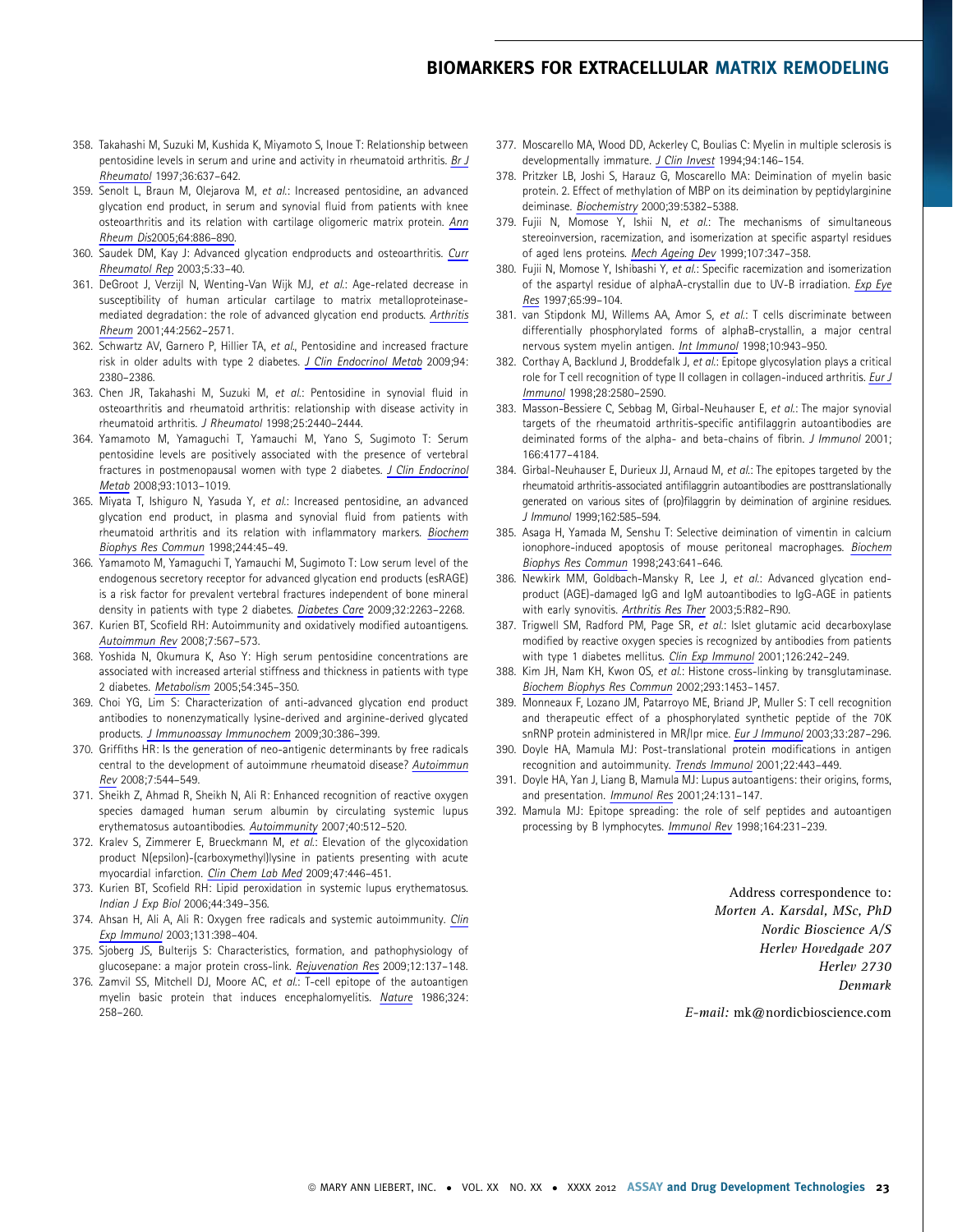358. Takahashi M, Suzuki M, Kushida K, Miyamoto S, Inoue T: Relationship between pentosidine levels in serum and urine and activity in rheumatoid arthritis. *Br J Rheumatol* 1997;36:637–642.
359. Senolt L, Braun M, Olejarova M, *et al.*: Increased pentosidine, an advanced glycation end product, in serum and synovial fluid from patients with knee osteoarthritis and its relation with cartilage oligomeric matrix protein. *Ann Rheum Dis*2005;64:886–890.
360. Saudek DM, Kay J: Advanced glycation endproducts and osteoarthritis. *Curr Rheumatol Rep* 2003;5:33–40.
361. DeGroot J, Verzijl N, Wenting-Van Wijk MJ, *et al.*: Age-related decrease in susceptibility of human articular cartilage to matrix metalloproteinase-mediated degradation: the role of advanced glycation end products. *Arthritis Rheum* 2001;44:2562–2571.
362. Schwartz AV, Garnero P, Hillier TA, *et al.*, Pentosidine and increased fracture risk in older adults with type 2 diabetes. *J Clin Endocrinol Metab* 2009;94: 2380–2386.
363. Chen JR, Takahashi M, Suzuki M, *et al.*: Pentosidine in synovial fluid in osteoarthritis and rheumatoid arthritis: relationship with disease activity in rheumatoid arthritis. *J Rheumatol* 1998;25:2440–2444.
364. Yamamoto M, Yamaguchi T, Yamauchi M, Yano S, Sugimoto T: Serum pentosidine levels are positively associated with the presence of vertebral fractures in postmenopausal women with type 2 diabetes. *J Clin Endocrinol Metab* 2008;93:1013–1019.
365. Miyata T, Ishiguro N, Yasuda Y, *et al.*: Increased pentosidine, an advanced glycation end product, in plasma and synovial fluid from patients with rheumatoid arthritis and its relation with inflammatory markers. *Biochem Biophys Res Commun* 1998;244:45–49.
366. Yamamoto M, Yamaguchi T, Yamauchi M, Sugimoto T: Low serum level of the endogenous secretory receptor for advanced glycation end products (esRAGE) is a risk factor for prevalent vertebral fractures independent of bone mineral density in patients with type 2 diabetes. *Diabetes Care* 2009;32:2263–2268.
367. Kurien BT, Scofield RH: Autoimmunity and oxidatively modified autoantigens. *Autoimmun Rev* 2008;7:567–573.
368. Yoshida N, Okumura K, Aso Y: High serum pentosidine concentrations are associated with increased arterial stiffness and thickness in patients with type 2 diabetes. *Metabolism* 2005;54:345–350.
369. Choi YG, Lim S: Characterization of anti-advanced glycation end product antibodies to nonenzymatically lysine-derived and arginine-derived glycated products. *J Immunoassay Immunochem* 2009;30:386–399.
370. Griffiths HR: Is the generation of neo-antigenic determinants by free radicals central to the development of autoimmune rheumatoid disease? *Autoimmun Rev* 2008;7:544–549.
371. Sheikh Z, Ahmad R, Sheikh N, Ali R: Enhanced recognition of reactive oxygen species damaged human serum albumin by circulating systemic lupus erythematosus autoantibodies. *Autoimmunity* 2007;40:512–520.
372. Kralev S, Zimmerer E, Brueckmann M, *et al.*: Elevation of the glycoxidation product N(epsilon)-(carboxymethyl)lysine in patients presenting with acute myocardial infarction. *Clin Chem Lab Med* 2009;47:446–451.
373. Kurien BT, Scofield RH: Lipid peroxidation in systemic lupus erythematosus. *Indian J Exp Biol* 2006;44:349–356.
374. Ahsan H, Ali A, Ali R: Oxygen free radicals and systemic autoimmunity. *Clin Exp Immunol* 2003;131:398–404.
375. Sjoberg JS, Bulterijs S: Characteristics, formation, and pathophysiology of glucosepane: a major protein cross-link. *Rejuvenation Res* 2009;12:137–148.
376. Zamvil SS, Mitchell DJ, Moore AC, *et al.*: T-cell epitope of the autoantigen myelin basic protein that induces encephalomyelitis. *Nature* 1986;324: 258–260.
377. Moscarello MA, Wood DD, Ackerley C, Boulias C: Myelin in multiple sclerosis is developmentally immature. *J Clin Invest* 1994;94:146–154.
378. Pritzker LB, Joshi S, Harauz G, Moscarello MA: Deimination of myelin basic protein. 2. Effect of methylation of MBP on its deimination by peptidylarginine deiminase. *Biochemistry* 2000;39:5382–5388.
379. Fujii N, Momose Y, Ishii N, *et al.*: The mechanisms of simultaneous stereoinversion, racemization, and isomerization at specific aspartyl residues of aged lens proteins. *Mech Ageing Dev* 1999;107:347–358.
380. Fujii N, Momose Y, Ishibashi Y, *et al.*: Specific racemization and isomerization of the aspartyl residue of alphaA-crystallin due to UV-B irradiation. *Exp Eye Res* 1997;65:99–104.
381. van Stipdonk MJ, Willems AA, Amor S, *et al.*: T cells discriminate between differentially phosphorylated forms of alphaB-crystallin, a major central nervous system myelin antigen. *Int Immunol* 1998;10:943–950.
382. Corthay A, Backlund J, Broddefalk J, *et al.*: Epitope glycosylation plays a critical role for T cell recognition of type II collagen in collagen-induced arthritis. *Eur J Immunol* 1998;28:2580–2590.
383. Masson-Bessiere C, Sebbag M, Girbal-Neuhauser E, *et al.*: The major synovial targets of the rheumatoid arthritis-specific antifilaggrin autoantibodies are deiminated forms of the alpha- and beta-chains of fibrin. *J Immunol* 2001; 166:4177–4184.
384. Girbal-Neuhauser E, Durieux JJ, Arnaud M, *et al.*: The epitopes targeted by the rheumatoid arthritis-associated antifilaggrin autoantibodies are posttranslationally generated on various sites of (pro)filaggrin by deimination of arginine residues. *J Immunol* 1999;162:585–594.
385. Asaga H, Yamada M, Senshu T: Selective deimination of vimentin in calcium ionophore-induced apoptosis of mouse peritoneal macrophages. *Biochem Biophys Res Commun* 1998;243:641–646.
386. Newkirk MM, Goldbach-Mansky R, Lee J, *et al.*: Advanced glycation end-product (AGE)-damaged IgG and IgM autoantibodies to IgG-AGE in patients with early synovitis. *Arthritis Res Ther* 2003;5:R82–R90.
387. Trigwell SM, Radford PM, Page SR, *et al.*: Islet glutamic acid decarboxylase modified by reactive oxygen species is recognized by antibodies from patients with type 1 diabetes mellitus. *Clin Exp Immunol* 2001;126:242–249.
388. Kim JH, Nam KH, Kwon OS, *et al.*: Histone cross-linking by transglutaminase. *Biochem Biophys Res Commun* 2002;293:1453–1457.
389. Monneaux F, Lozano JM, Patarroyo ME, Briand JP, Muller S: T cell recognition and therapeutic effect of a phosphorylated synthetic peptide of the 70K snRNP protein administered in MR/lpr mice. *Eur J Immunol* 2003;33:287–296.
390. Doyle HA, Mamula MJ: Post-translational protein modifications in antigen recognition and autoimmunity. *Trends Immunol* 2001;22:443–449.
391. Doyle HA, Yan J, Liang B, Mamula MJ: Lupus autoantigens: their origins, forms, and presentation. *Immunol Res* 2001;24:131–147.
392. Mamula MJ: Epitope spreading: the role of self peptides and autoantigen processing by B lymphocytes. *Immunol Rev* 1998;164:231–239.

Address correspondence to:
*Morten A. Karsdal, MSc, PhD*
*Nordic Bioscience A/S*
*Herlev Hovedgade 207*
*Herlev 2730*
*Denmark*

*E-mail:* mk@nordicbioscience.com